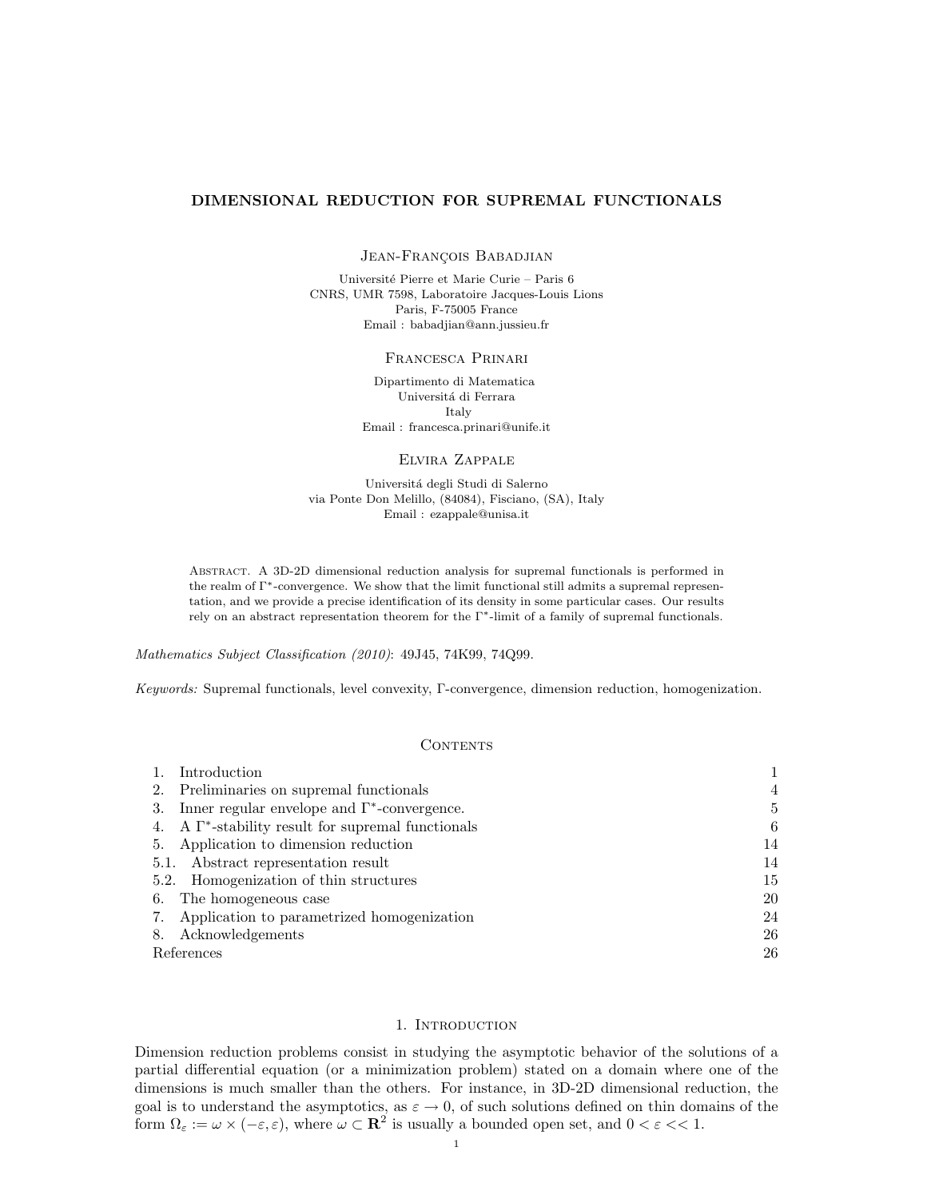# DIMENSIONAL REDUCTION FOR SUPREMAL FUNCTIONALS

Jean-François Babadjian

Université Pierre et Marie Curie – Paris 6
CNRS, UMR 7598, Laboratoire Jacques-Louis Lions
Paris, F-75005 France
Email : babadjian@ann.jussieu.fr

Francesca Prinari

Dipartimento di Matematica
Universitá di Ferrara
Italy
Email : francesca.prinari@unife.it

Elvira Zappale

Universitá degli Studi di Salerno
via Ponte Don Melillo, (84084), Fisciano, (SA), Italy
Email : ezappale@unisa.it

Abstract. A 3D-2D dimensional reduction analysis for supremal functionals is performed in the realm of $\Gamma^*$-convergence. We show that the limit functional still admits a supremal representation, and we provide a precise identification of its density in some particular cases. Our results rely on an abstract representation theorem for the $\Gamma^*$-limit of a family of supremal functionals.

*Mathematics Subject Classification (2010)*: 49J45, 74K99, 74Q99.

*Keywords:* Supremal functionals, level convexity, Γ-convergence, dimension reduction, homogenization.

## Contents

| | |
|---|---|
| 1. Introduction | 1 |
| 2. Preliminaries on supremal functionals | 4 |
| 3. Inner regular envelope and $\Gamma^*$-convergence. | 5 |
| 4. A $\Gamma^*$-stability result for supremal functionals | 6 |
| 5. Application to dimension reduction | 14 |
| 5.1. Abstract representation result | 14 |
| 5.2. Homogenization of thin structures | 15 |
| 6. The homogeneous case | 20 |
| 7. Application to parametrized homogenization | 24 |
| 8. Acknowledgements | 26 |
| References | 26 |

## 1. Introduction

Dimension reduction problems consist in studying the asymptotic behavior of the solutions of a partial differential equation (or a minimization problem) stated on a domain where one of the dimensions is much smaller than the others. For instance, in 3D-2D dimensional reduction, the goal is to understand the asymptotics, as $\varepsilon \to 0$, of such solutions defined on thin domains of the form $\Omega_\varepsilon := \omega \times (-\varepsilon, \varepsilon)$, where $\omega \subset \mathbf{R}^2$ is usually a bounded open set, and $0 < \varepsilon << 1$.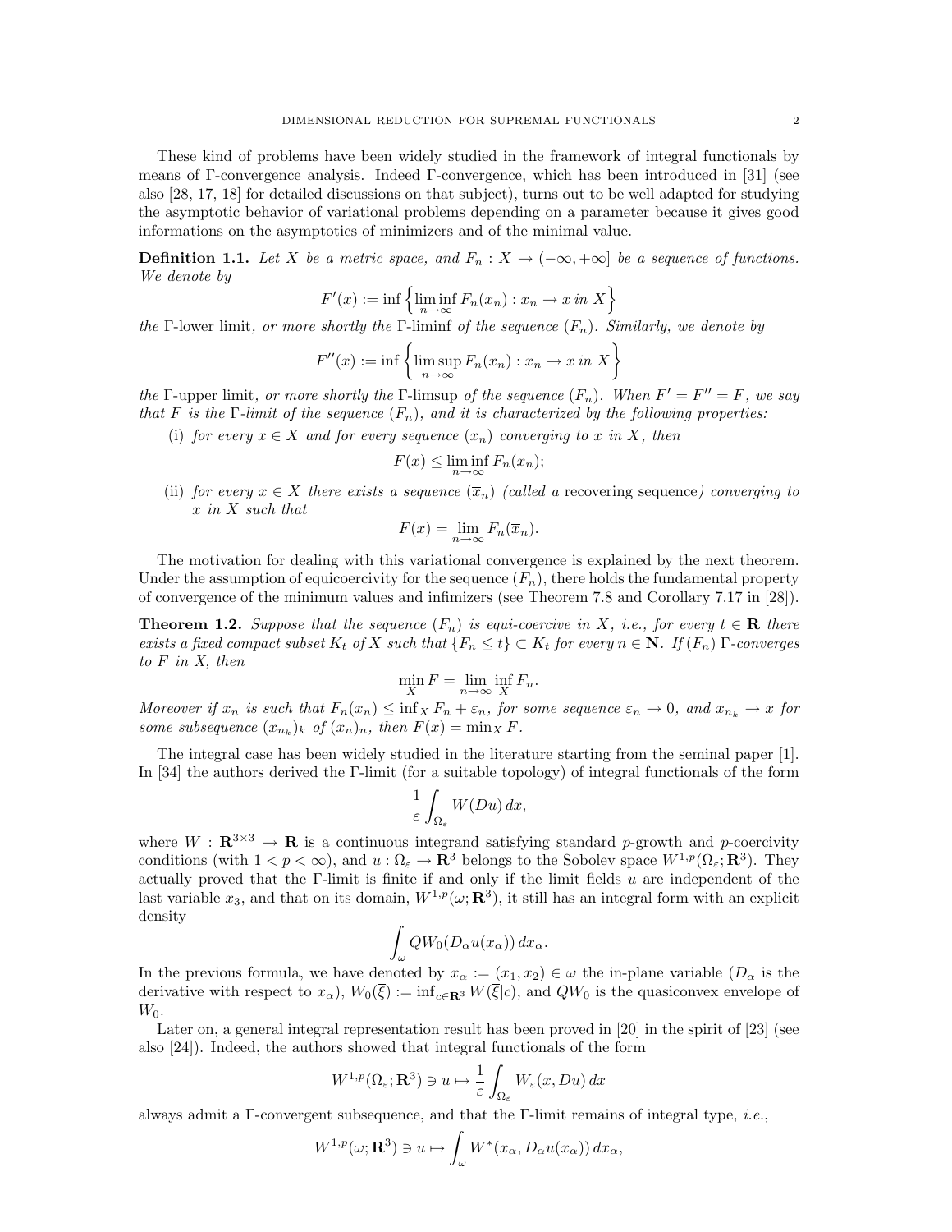These kind of problems have been widely studied in the framework of integral functionals by means of Γ-convergence analysis. Indeed Γ-convergence, which has been introduced in [31] (see also [28, 17, 18] for detailed discussions on that subject), turns out to be well adapted for studying the asymptotic behavior of variational problems depending on a parameter because it gives good informations on the asymptotics of minimizers and of the minimal value.

**Definition 1.1.** *Let $X$ be a metric space, and $F_n : X \to (-\infty, +\infty]$ be a sequence of functions. We denote by*

$$F'(x) := \inf\left\{ \liminf_{n\to\infty} F_n(x_n) : x_n \to x \text{ in } X \right\}$$

*the* Γ-lower limit*, or more shortly the* Γ-liminf *of the sequence $(F_n)$. Similarly, we denote by*

$$F''(x) := \inf\left\{ \limsup_{n\to\infty} F_n(x_n) : x_n \to x \text{ in } X \right\}$$

*the* Γ-upper limit*, or more shortly the* Γ-limsup *of the sequence $(F_n)$. When $F' = F'' = F$, we say that $F$ is the Γ-limit of the sequence $(F_n)$, and it is characterized by the following properties:*

(i) *for every $x \in X$ and for every sequence $(x_n)$ converging to $x$ in $X$, then*
$$F(x) \le \liminf_{n\to\infty} F_n(x_n);$$

(ii) *for every $x \in X$ there exists a sequence $(\overline{x}_n)$ (called a* recovering sequence*) converging to $x$ in $X$ such that*
$$F(x) = \lim_{n\to\infty} F_n(\overline{x}_n).$$

The motivation for dealing with this variational convergence is explained by the next theorem. Under the assumption of equicoercivity for the sequence $(F_n)$, there holds the fundamental property of convergence of the minimum values and infimizers (see Theorem 7.8 and Corollary 7.17 in [28]).

**Theorem 1.2.** *Suppose that the sequence $(F_n)$ is equi-coercive in $X$, i.e., for every $t \in \mathbf{R}$ there exists a fixed compact subset $K_t$ of $X$ such that $\{F_n \le t\} \subset K_t$ for every $n \in \mathbf{N}$. If $(F_n)$ Γ-converges to $F$ in $X$, then*

$$\min_X F = \lim_{n\to\infty} \inf_X F_n.$$

*Moreover if $x_n$ is such that $F_n(x_n) \le \inf_X F_n + \varepsilon_n$, for some sequence $\varepsilon_n \to 0$, and $x_{n_k} \to x$ for some subsequence $(x_{n_k})_k$ of $(x_n)_n$, then $F(x) = \min_X F$.*

The integral case has been widely studied in the literature starting from the seminal paper [1]. In [34] the authors derived the Γ-limit (for a suitable topology) of integral functionals of the form

$$\frac{1}{\varepsilon}\int_{\Omega_\varepsilon} W(Du)\, dx,$$

where $W : \mathbf{R}^{3\times 3} \to \mathbf{R}$ is a continuous integrand satisfying standard $p$-growth and $p$-coercivity conditions (with $1 < p < \infty$), and $u : \Omega_\varepsilon \to \mathbf{R}^3$ belongs to the Sobolev space $W^{1,p}(\Omega_\varepsilon; \mathbf{R}^3)$. They actually proved that the Γ-limit is finite if and only if the limit fields $u$ are independent of the last variable $x_3$, and that on its domain, $W^{1,p}(\omega; \mathbf{R}^3)$, it still has an integral form with an explicit density

$$\int_\omega QW_0(D_\alpha u(x_\alpha))\, dx_\alpha.$$

In the previous formula, we have denoted by $x_\alpha := (x_1, x_2) \in \omega$ the in-plane variable ($D_\alpha$ is the derivative with respect to $x_\alpha$), $W_0(\overline{\xi}) := \inf_{c\in\mathbf{R}^3} W(\overline{\xi}|c)$, and $QW_0$ is the quasiconvex envelope of $W_0$.

Later on, a general integral representation result has been proved in [20] in the spirit of [23] (see also [24]). Indeed, the authors showed that integral functionals of the form

$$W^{1,p}(\Omega_\varepsilon; \mathbf{R}^3) \ni u \mapsto \frac{1}{\varepsilon}\int_{\Omega_\varepsilon} W_\varepsilon(x, Du)\, dx$$

always admit a Γ-convergent subsequence, and that the Γ-limit remains of integral type, *i.e.*,

$$W^{1,p}(\omega; \mathbf{R}^3) \ni u \mapsto \int_\omega W^*(x_\alpha, D_\alpha u(x_\alpha))\, dx_\alpha,$$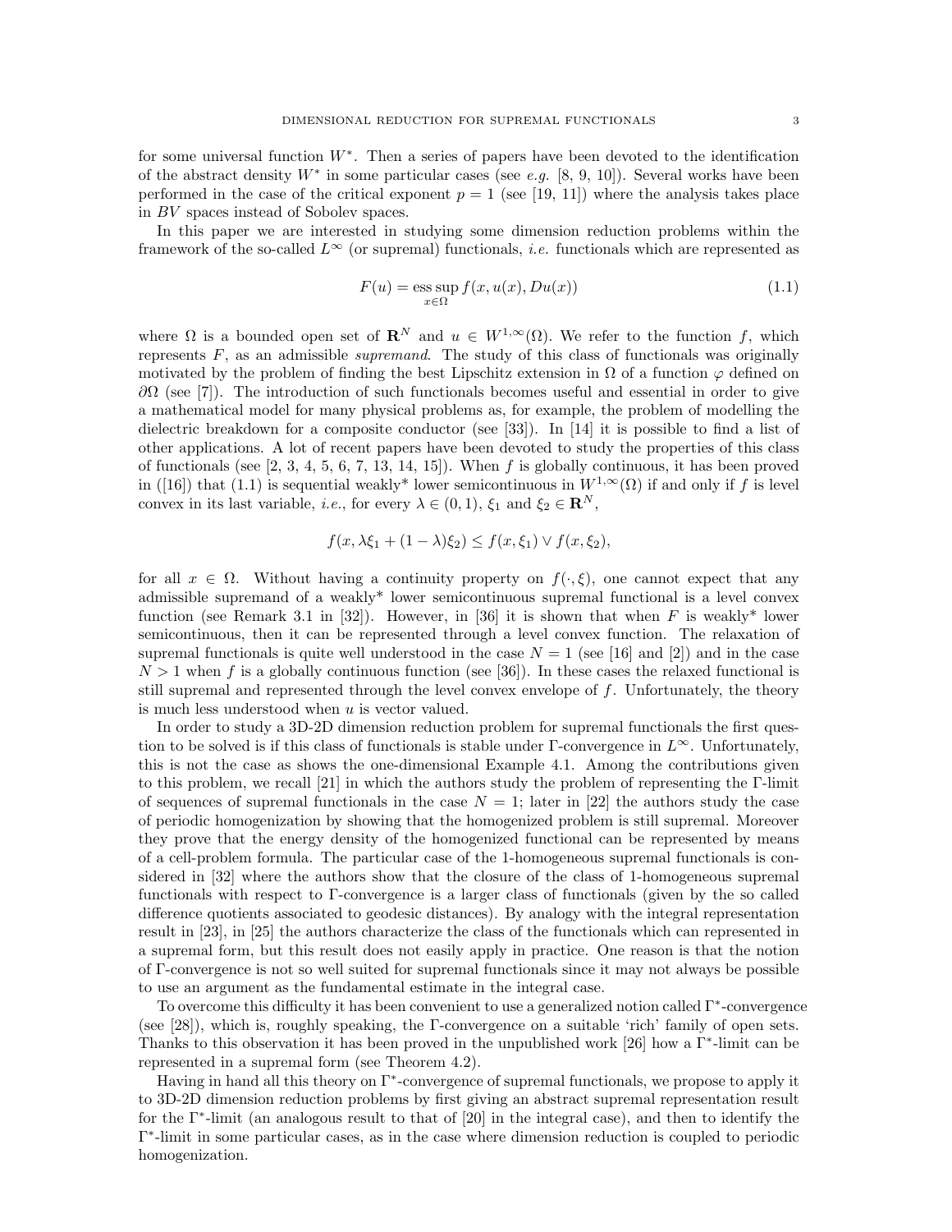for some universal function $W^*$. Then a series of papers have been devoted to the identification of the abstract density $W^*$ in some particular cases (see *e.g.* [8, 9, 10]). Several works have been performed in the case of the critical exponent $p = 1$ (see [19, 11]) where the analysis takes place in $BV$ spaces instead of Sobolev spaces.

In this paper we are interested in studying some dimension reduction problems within the framework of the so-called $L^\infty$ (or supremal) functionals, *i.e.* functionals which are represented as

$$F(u) = \operatorname*{ess\,sup}_{x\in\Omega} f(x, u(x), Du(x)) \tag{1.1}$$

where $\Omega$ is a bounded open set of $\mathbf{R}^N$ and $u \in W^{1,\infty}(\Omega)$. We refer to the function $f$, which represents $F$, as an admissible *supremand*. The study of this class of functionals was originally motivated by the problem of finding the best Lipschitz extension in $\Omega$ of a function $\varphi$ defined on $\partial\Omega$ (see [7]). The introduction of such functionals becomes useful and essential in order to give a mathematical model for many physical problems as, for example, the problem of modelling the dielectric breakdown for a composite conductor (see [33]). In [14] it is possible to find a list of other applications. A lot of recent papers have been devoted to study the properties of this class of functionals (see [2, 3, 4, 5, 6, 7, 13, 14, 15]). When $f$ is globally continuous, it has been proved in ([16]) that (1.1) is sequential weakly* lower semicontinuous in $W^{1,\infty}(\Omega)$ if and only if $f$ is level convex in its last variable, *i.e.*, for every $\lambda \in (0, 1)$, $\xi_1$ and $\xi_2 \in \mathbf{R}^N$,

$$f(x, \lambda\xi_1 + (1 - \lambda)\xi_2) \leq f(x, \xi_1) \vee f(x, \xi_2),$$

for all $x \in \Omega$. Without having a continuity property on $f(\cdot, \xi)$, one cannot expect that any admissible supremand of a weakly* lower semicontinuous supremal functional is a level convex function (see Remark 3.1 in [32]). However, in [36] it is shown that when $F$ is weakly* lower semicontinuous, then it can be represented through a level convex function. The relaxation of supremal functionals is quite well understood in the case $N = 1$ (see [16] and [2]) and in the case $N > 1$ when $f$ is a globally continuous function (see [36]). In these cases the relaxed functional is still supremal and represented through the level convex envelope of $f$. Unfortunately, the theory is much less understood when $u$ is vector valued.

In order to study a 3D-2D dimension reduction problem for supremal functionals the first question to be solved is if this class of functionals is stable under $\Gamma$-convergence in $L^\infty$. Unfortunately, this is not the case as shows the one-dimensional Example 4.1. Among the contributions given to this problem, we recall [21] in which the authors study the problem of representing the $\Gamma$-limit of sequences of supremal functionals in the case $N = 1$; later in [22] the authors study the case of periodic homogenization by showing that the homogenized problem is still supremal. Moreover they prove that the energy density of the homogenized functional can be represented by means of a cell-problem formula. The particular case of the 1-homogeneous supremal functionals is considered in [32] where the authors show that the closure of the class of 1-homogeneous supremal functionals with respect to $\Gamma$-convergence is a larger class of functionals (given by the so called difference quotients associated to geodesic distances). By analogy with the integral representation result in [23], in [25] the authors characterize the class of the functionals which can represented in a supremal form, but this result does not easily apply in practice. One reason is that the notion of $\Gamma$-convergence is not so well suited for supremal functionals since it may not always be possible to use an argument as the fundamental estimate in the integral case.

To overcome this difficulty it has been convenient to use a generalized notion called $\Gamma^*$-convergence (see [28]), which is, roughly speaking, the $\Gamma$-convergence on a suitable 'rich' family of open sets. Thanks to this observation it has been proved in the unpublished work [26] how a $\Gamma^*$-limit can be represented in a supremal form (see Theorem 4.2).

Having in hand all this theory on $\Gamma^*$-convergence of supremal functionals, we propose to apply it to 3D-2D dimension reduction problems by first giving an abstract supremal representation result for the $\Gamma^*$-limit (an analogous result to that of [20] in the integral case), and then to identify the $\Gamma^*$-limit in some particular cases, as in the case where dimension reduction is coupled to periodic homogenization.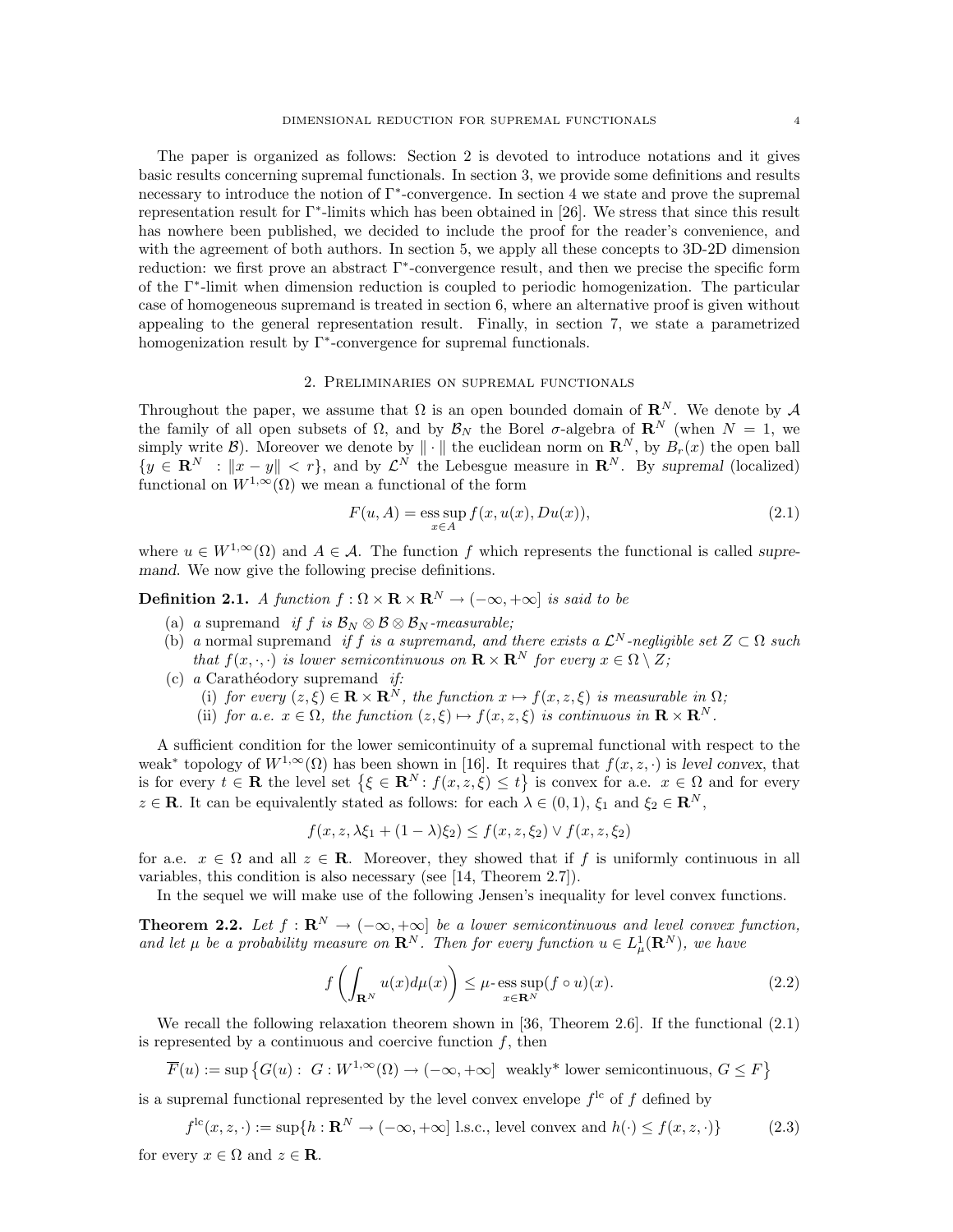The paper is organized as follows: Section 2 is devoted to introduce notations and it gives basic results concerning supremal functionals. In section 3, we provide some definitions and results necessary to introduce the notion of $\Gamma^*$-convergence. In section 4 we state and prove the supremal representation result for $\Gamma^*$-limits which has been obtained in [26]. We stress that since this result has nowhere been published, we decided to include the proof for the reader's convenience, and with the agreement of both authors. In section 5, we apply all these concepts to 3D-2D dimension reduction: we first prove an abstract $\Gamma^*$-convergence result, and then we precise the specific form of the $\Gamma^*$-limit when dimension reduction is coupled to periodic homogenization. The particular case of homogeneous supremand is treated in section 6, where an alternative proof is given without appealing to the general representation result. Finally, in section 7, we state a parametrized homogenization result by $\Gamma^*$-convergence for supremal functionals.

## 2. Preliminaries on supremal functionals

Throughout the paper, we assume that $\Omega$ is an open bounded domain of $\mathbf{R}^N$. We denote by $\mathcal{A}$ the family of all open subsets of $\Omega$, and by $\mathcal{B}_N$ the Borel $\sigma$-algebra of $\mathbf{R}^N$ (when $N = 1$, we simply write $\mathcal{B}$). Moreover we denote by $\|\cdot\|$ the euclidean norm on $\mathbf{R}^N$, by $B_r(x)$ the open ball $\{y \in \mathbf{R}^N : \|x - y\| < r\}$, and by $\mathcal{L}^N$ the Lebesgue measure in $\mathbf{R}^N$. By *supremal* (localized) functional on $W^{1,\infty}(\Omega)$ we mean a functional of the form

$$F(u, A) = \operatorname*{ess\,sup}_{x\in A} f(x, u(x), Du(x)), \tag{2.1}$$

where $u \in W^{1,\infty}(\Omega)$ and $A \in \mathcal{A}$. The function $f$ which represents the functional is called *supremand*. We now give the following precise definitions.

**Definition 2.1.** *A function $f : \Omega \times \mathbf{R} \times \mathbf{R}^N \to (-\infty, +\infty]$ is said to be*

- (a) *a* supremand *if $f$ is $\mathcal{B}_N \otimes \mathcal{B} \otimes \mathcal{B}_N$-measurable;*
- (b) *a* normal supremand *if $f$ is a supremand, and there exists a $\mathcal{L}^N$-negligible set $Z \subset \Omega$ such that $f(x, \cdot, \cdot)$ is lower semicontinuous on $\mathbf{R} \times \mathbf{R}^N$ for every $x \in \Omega \setminus Z$;*
- (c) *a* Carathéodory supremand *if:*
  - (i) *for every $(z, \xi) \in \mathbf{R} \times \mathbf{R}^N$, the function $x \mapsto f(x, z, \xi)$ is measurable in $\Omega$;*
  - (ii) *for a.e. $x \in \Omega$, the function $(z, \xi) \mapsto f(x, z, \xi)$ is continuous in $\mathbf{R} \times \mathbf{R}^N$.*

A sufficient condition for the lower semicontinuity of a supremal functional with respect to the weak* topology of $W^{1,\infty}(\Omega)$ has been shown in [16]. It requires that $f(x, z, \cdot)$ is *level convex*, that is for every $t \in \mathbf{R}$ the level set $\{\xi \in \mathbf{R}^N : f(x, z, \xi) \le t\}$ is convex for a.e. $x \in \Omega$ and for every $z \in \mathbf{R}$. It can be equivalently stated as follows: for each $\lambda \in (0, 1)$, $\xi_1$ and $\xi_2 \in \mathbf{R}^N$,

$$f(x, z, \lambda\xi_1 + (1 - \lambda)\xi_2) \le f(x, z, \xi_2) \vee f(x, z, \xi_2)$$

for a.e. $x \in \Omega$ and all $z \in \mathbf{R}$. Moreover, they showed that if $f$ is uniformly continuous in all variables, this condition is also necessary (see [14, Theorem 2.7]).

In the sequel we will make use of the following Jensen's inequality for level convex functions.

**Theorem 2.2.** *Let $f : \mathbf{R}^N \to (-\infty, +\infty]$ be a lower semicontinuous and level convex function, and let $\mu$ be a probability measure on $\mathbf{R}^N$. Then for every function $u \in L^1_\mu(\mathbf{R}^N)$, we have*

$$f\left(\int_{\mathbf{R}^N} u(x) d\mu(x)\right) \le \mu\text{-}\operatorname*{ess\,sup}_{x\in\mathbf{R}^N}(f \circ u)(x). \tag{2.2}$$

We recall the following relaxation theorem shown in [36, Theorem 2.6]. If the functional (2.1) is represented by a continuous and coercive function $f$, then

$$\overline{F}(u) := \sup\left\{G(u) : \ G : W^{1,\infty}(\Omega) \to (-\infty, +\infty] \ \text{ weakly* lower semicontinuous, } G \le F\right\}$$

is a supremal functional represented by the level convex envelope $f^{\text{lc}}$ of $f$ defined by

$$f^{\text{lc}}(x, z, \cdot) := \sup\{h : \mathbf{R}^N \to (-\infty, +\infty] \text{ l.s.c., level convex and } h(\cdot) \le f(x, z, \cdot)\} \tag{2.3}$$

for every $x \in \Omega$ and $z \in \mathbf{R}$.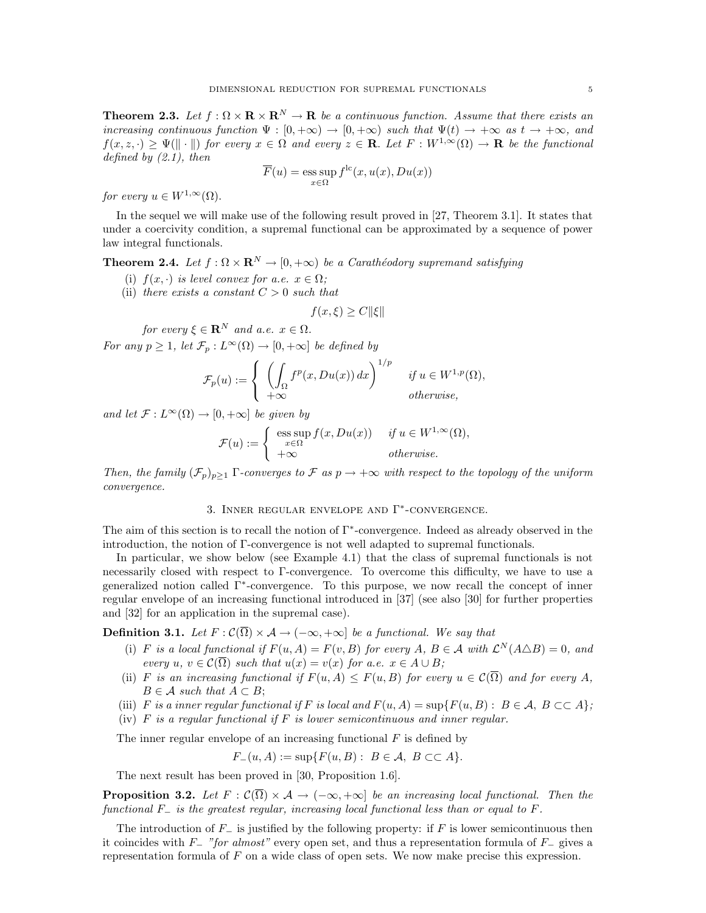**Theorem 2.3.** *Let $f : \Omega \times \mathbf{R} \times \mathbf{R}^N \to \mathbf{R}$ be a continuous function. Assume that there exists an increasing continuous function $\Psi : [0, +\infty) \to [0, +\infty)$ such that $\Psi(t) \to +\infty$ as $t \to +\infty$, and $f(x, z, \cdot) \geq \Psi(\|\cdot\|)$ for every $x \in \Omega$ and every $z \in \mathbf{R}$. Let $F : W^{1,\infty}(\Omega) \to \mathbf{R}$ be the functional defined by (2.1), then*

$$\overline{F}(u) = \operatorname*{ess\,sup}_{x\in\Omega} f^{\mathrm{lc}}(x, u(x), Du(x))$$

*for every $u \in W^{1,\infty}(\Omega)$.*

In the sequel we will make use of the following result proved in [27, Theorem 3.1]. It states that under a coercivity condition, a supremal functional can be approximated by a sequence of power law integral functionals.

**Theorem 2.4.** *Let $f : \Omega \times \mathbf{R}^N \to [0, +\infty)$ be a Carathéodory supremand satisfying*

(i) *$f(x, \cdot)$ is level convex for a.e. $x \in \Omega$;*
(ii) *there exists a constant $C > 0$ such that*

$$f(x, \xi) \geq C\|\xi\|$$

*for every $\xi \in \mathbf{R}^N$ and a.e. $x \in \Omega$.*

*For any $p \geq 1$, let $\mathcal{F}_p : L^\infty(\Omega) \to [0, +\infty]$ be defined by*

$$\mathcal{F}_p(u) := \begin{cases} \left( \displaystyle\int_\Omega f^p(x, Du(x))\, dx \right)^{1/p} & \text{if } u \in W^{1,p}(\Omega), \\ +\infty & \text{otherwise,} \end{cases}$$

*and let $\mathcal{F} : L^\infty(\Omega) \to [0, +\infty]$ be given by*

$$\mathcal{F}(u) := \begin{cases} \operatorname*{ess\,sup}_{x\in\Omega} f(x, Du(x)) & \text{if } u \in W^{1,\infty}(\Omega), \\ +\infty & \text{otherwise.} \end{cases}$$

*Then, the family $(\mathcal{F}_p)_{p\geq 1}$ $\Gamma$-converges to $\mathcal{F}$ as $p \to +\infty$ with respect to the topology of the uniform convergence.*

## 3. Inner regular envelope and $\Gamma^*$-convergence.

The aim of this section is to recall the notion of $\Gamma^*$-convergence. Indeed as already observed in the introduction, the notion of $\Gamma$-convergence is not well adapted to supremal functionals.

In particular, we show below (see Example 4.1) that the class of supremal functionals is not necessarily closed with respect to $\Gamma$-convergence. To overcome this difficulty, we have to use a generalized notion called $\Gamma^*$-convergence. To this purpose, we now recall the concept of inner regular envelope of an increasing functional introduced in [37] (see also [30] for further properties and [32] for an application in the supremal case).

**Definition 3.1.** *Let $F : \mathcal{C}(\overline{\Omega}) \times \mathcal{A} \to (-\infty, +\infty]$ be a functional. We say that*

(i) *$F$ is a local functional if $F(u, A) = F(v, B)$ for every $A$, $B \in \mathcal{A}$ with $\mathcal{L}^N(A \triangle B) = 0$, and every $u$, $v \in \mathcal{C}(\overline{\Omega})$ such that $u(x) = v(x)$ for a.e. $x \in A \cup B$;*
(ii) *$F$ is an increasing functional if $F(u, A) \leq F(u, B)$ for every $u \in \mathcal{C}(\overline{\Omega})$ and for every $A$, $B \in \mathcal{A}$ such that $A \subset B$;*
(iii) *$F$ is a inner regular functional if $F$ is local and $F(u, A) = \sup\{F(u, B) : B \in \mathcal{A},\ B \subset\subset A\}$;*
(iv) *$F$ is a regular functional if $F$ is lower semicontinuous and inner regular.*

The inner regular envelope of an increasing functional $F$ is defined by

$$F_-(u, A) := \sup\{F(u, B) : B \in \mathcal{A},\ B \subset\subset A\}.$$

The next result has been proved in [30, Proposition 1.6].

**Proposition 3.2.** *Let $F : \mathcal{C}(\overline{\Omega}) \times \mathcal{A} \to (-\infty, +\infty]$ be an increasing local functional. Then the functional $F_-$ is the greatest regular, increasing local functional less than or equal to $F$.*

The introduction of $F_-$ is justified by the following property: if $F$ is lower semicontinuous then it coincides with $F_-$ *"for almost"* every open set, and thus a representation formula of $F_-$ gives a representation formula of $F$ on a wide class of open sets. We now make precise this expression.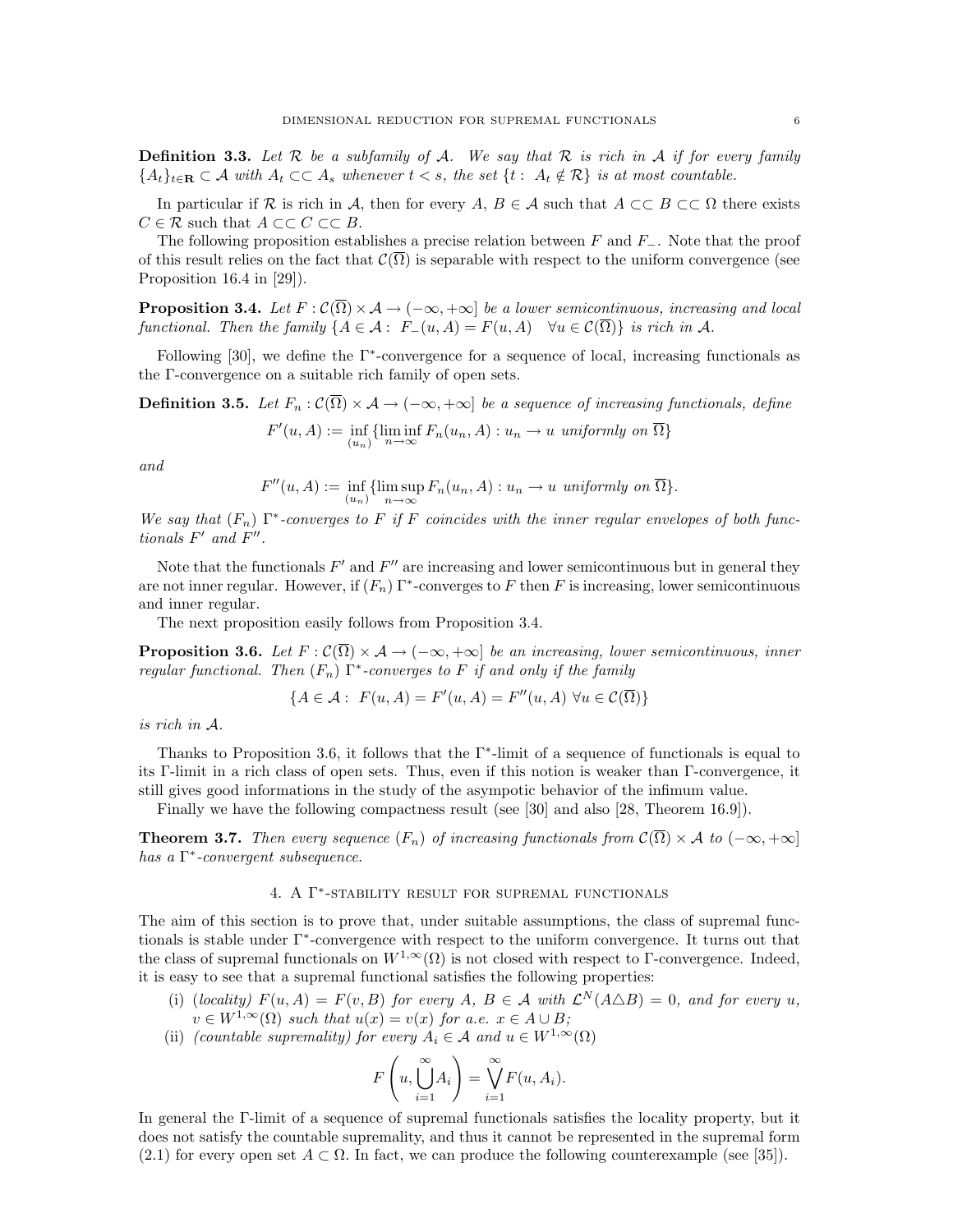**Definition 3.3.** *Let $\mathcal{R}$ be a subfamily of $\mathcal{A}$. We say that $\mathcal{R}$ is rich in $\mathcal{A}$ if for every family $\{A_t\}_{t\in\mathbf{R}} \subset \mathcal{A}$ with $A_t \subset\subset A_s$ whenever $t < s$, the set $\{t : \ A_t \notin \mathcal{R}\}$ is at most countable.*

In particular if $\mathcal{R}$ is rich in $\mathcal{A}$, then for every $A$, $B \in \mathcal{A}$ such that $A \subset\subset B \subset\subset \Omega$ there exists $C \in \mathcal{R}$ such that $A \subset\subset C \subset\subset B$.

The following proposition establishes a precise relation between $F$ and $F_-$. Note that the proof of this result relies on the fact that $\mathcal{C}(\overline{\Omega})$ is separable with respect to the uniform convergence (see Proposition 16.4 in [29]).

**Proposition 3.4.** *Let $F : \mathcal{C}(\overline{\Omega}) \times \mathcal{A} \to (-\infty, +\infty]$ be a lower semicontinuous, increasing and local functional. Then the family $\{A \in \mathcal{A} : \ F_-(u, A) = F(u, A) \quad \forall u \in \mathcal{C}(\overline{\Omega})\}$ is rich in $\mathcal{A}$.*

Following [30], we define the $\Gamma^*$-convergence for a sequence of local, increasing functionals as the $\Gamma$-convergence on a suitable rich family of open sets.

**Definition 3.5.** *Let $F_n : \mathcal{C}(\overline{\Omega}) \times \mathcal{A} \to (-\infty, +\infty]$ be a sequence of increasing functionals, define*

$$F'(u, A) := \inf_{(u_n)} \{\liminf_{n\to\infty} F_n(u_n, A) : u_n \to u \text{ uniformly on } \overline{\Omega}\}$$

*and*

$$F''(u, A) := \inf_{(u_n)} \{\limsup_{n\to\infty} F_n(u_n, A) : u_n \to u \text{ uniformly on } \overline{\Omega}\}.$$

*We say that $(F_n)$ $\Gamma^*$-converges to $F$ if $F$ coincides with the inner regular envelopes of both functionals $F'$ and $F''$.*

Note that the functionals $F'$ and $F''$ are increasing and lower semicontinuous but in general they are not inner regular. However, if $(F_n)$ $\Gamma^*$-converges to $F$ then $F$ is increasing, lower semicontinuous and inner regular.

The next proposition easily follows from Proposition 3.4.

**Proposition 3.6.** *Let $F : \mathcal{C}(\overline{\Omega}) \times \mathcal{A} \to (-\infty, +\infty]$ be an increasing, lower semicontinuous, inner regular functional. Then $(F_n)$ $\Gamma^*$-converges to $F$ if and only if the family*

$$\{A \in \mathcal{A} : \ F(u, A) = F'(u, A) = F''(u, A) \ \forall u \in \mathcal{C}(\overline{\Omega})\}$$

*is rich in $\mathcal{A}$.*

Thanks to Proposition 3.6, it follows that the $\Gamma^*$-limit of a sequence of functionals is equal to its $\Gamma$-limit in a rich class of open sets. Thus, even if this notion is weaker than $\Gamma$-convergence, it still gives good informations in the study of the asympotic behavior of the infimum value.

Finally we have the following compactness result (see [30] and also [28, Theorem 16.9]).

**Theorem 3.7.** *Then every sequence $(F_n)$ of increasing functionals from $\mathcal{C}(\overline{\Omega}) \times \mathcal{A}$ to $(-\infty, +\infty]$ has a $\Gamma^*$-convergent subsequence.*

## 4. A $\Gamma^*$-stability result for supremal functionals

The aim of this section is to prove that, under suitable assumptions, the class of supremal functionals is stable under $\Gamma^*$-convergence with respect to the uniform convergence. It turns out that the class of supremal functionals on $W^{1,\infty}(\Omega)$ is not closed with respect to $\Gamma$-convergence. Indeed, it is easy to see that a supremal functional satisfies the following properties:

(i) *(locality)* $F(u, A) = F(v, B)$ *for every* $A$, $B \in \mathcal{A}$ *with* $\mathcal{L}^N(A \triangle B) = 0$, *and for every* $u$, $v \in W^{1,\infty}(\Omega)$ *such that* $u(x) = v(x)$ *for a.e.* $x \in A \cup B$;

(ii) *(countable supremality) for every* $A_i \in \mathcal{A}$ *and* $u \in W^{1,\infty}(\Omega)$

$$F\left(u, \bigcup_{i=1}^{\infty} A_i\right) = \bigvee_{i=1}^{\infty} F(u, A_i).$$

In general the $\Gamma$-limit of a sequence of supremal functionals satisfies the locality property, but it does not satisfy the countable supremality, and thus it cannot be represented in the supremal form (2.1) for every open set $A \subset \Omega$. In fact, we can produce the following counterexample (see [35]).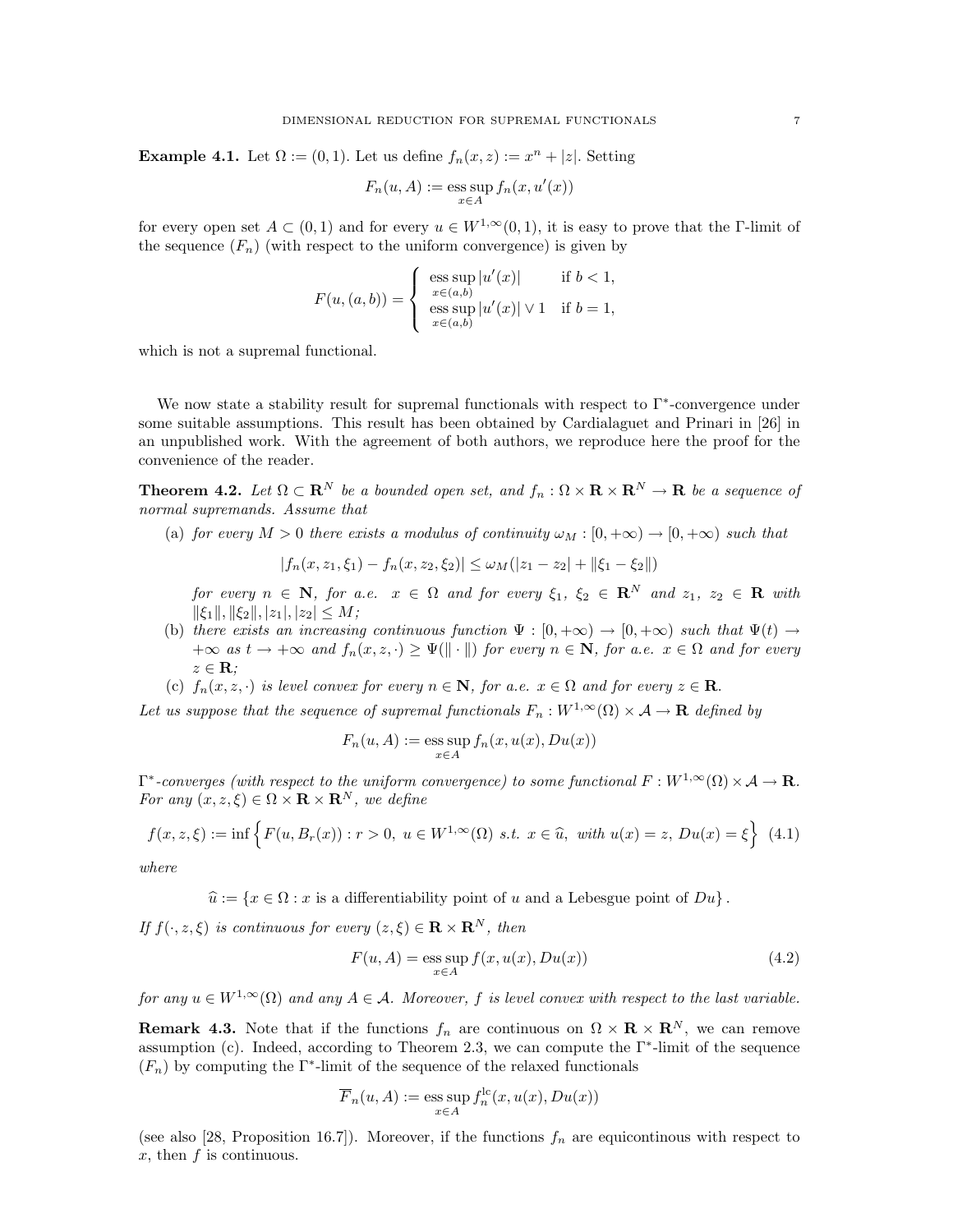**Example 4.1.** Let $\Omega := (0,1)$. Let us define $f_n(x,z) := x^n + |z|$. Setting

$$F_n(u,A) := \operatorname*{ess\,sup}_{x\in A} f_n(x, u'(x))$$

for every open set $A \subset (0,1)$ and for every $u \in W^{1,\infty}(0,1)$, it is easy to prove that the $\Gamma$-limit of the sequence $(F_n)$ (with respect to the uniform convergence) is given by

$$F(u,(a,b)) = \begin{cases} \operatorname*{ess\,sup}_{x\in(a,b)} |u'(x)| & \text{if } b < 1, \\ \operatorname*{ess\,sup}_{x\in(a,b)} |u'(x)| \vee 1 & \text{if } b = 1, \end{cases}$$

which is not a supremal functional.

We now state a stability result for supremal functionals with respect to $\Gamma^*$-convergence under some suitable assumptions. This result has been obtained by Cardialaguet and Prinari in [26] in an unpublished work. With the agreement of both authors, we reproduce here the proof for the convenience of the reader.

**Theorem 4.2.** *Let $\Omega \subset \mathbf{R}^N$ be a bounded open set, and $f_n : \Omega \times \mathbf{R} \times \mathbf{R}^N \to \mathbf{R}$ be a sequence of normal supremands. Assume that*

(a) *for every $M > 0$ there exists a modulus of continuity $\omega_M : [0,+\infty) \to [0,+\infty)$ such that*

$$|f_n(x,z_1,\xi_1) - f_n(x,z_2,\xi_2)| \le \omega_M(|z_1 - z_2| + \|\xi_1 - \xi_2\|)$$

*for every $n \in \mathbf{N}$, for a.e. $x \in \Omega$ and for every $\xi_1, \xi_2 \in \mathbf{R}^N$ and $z_1, z_2 \in \mathbf{R}$ with $\|\xi_1\|, \|\xi_2\|, |z_1|, |z_2| \le M$;*

(b) *there exists an increasing continuous function $\Psi : [0,+\infty) \to [0,+\infty)$ such that $\Psi(t) \to +\infty$ as $t \to +\infty$ and $f_n(x,z,\cdot) \ge \Psi(\|\cdot\|)$ for every $n \in \mathbf{N}$, for a.e. $x \in \Omega$ and for every $z \in \mathbf{R}$;*

(c) *$f_n(x,z,\cdot)$ is level convex for every $n \in \mathbf{N}$, for a.e. $x \in \Omega$ and for every $z \in \mathbf{R}$.*

*Let us suppose that the sequence of supremal functionals $F_n : W^{1,\infty}(\Omega) \times \mathcal{A} \to \mathbf{R}$ defined by*

$$F_n(u,A) := \operatorname*{ess\,sup}_{x\in A} f_n(x, u(x), Du(x))$$

*$\Gamma^*$-converges (with respect to the uniform convergence) to some functional $F : W^{1,\infty}(\Omega) \times \mathcal{A} \to \mathbf{R}$. For any $(x,z,\xi) \in \Omega \times \mathbf{R} \times \mathbf{R}^N$, we define*

$$f(x,z,\xi) := \inf\Big\{ F(u, B_r(x)) : r > 0,\ u \in W^{1,\infty}(\Omega) \text{ s.t. } x \in \widehat{u},\ \text{with } u(x) = z,\ Du(x) = \xi \Big\} \quad (4.1)$$

*where*

$$\widehat{u} := \{x \in \Omega : x \text{ is a differentiability point of } u \text{ and a Lebesgue point of } Du\}.$$

*If $f(\cdot,z,\xi)$ is continuous for every $(z,\xi) \in \mathbf{R} \times \mathbf{R}^N$, then*

$$F(u,A) = \operatorname*{ess\,sup}_{x\in A} f(x, u(x), Du(x)) \quad (4.2)$$

*for any $u \in W^{1,\infty}(\Omega)$ and any $A \in \mathcal{A}$. Moreover, $f$ is level convex with respect to the last variable.*

**Remark 4.3.** Note that if the functions $f_n$ are continuous on $\Omega \times \mathbf{R} \times \mathbf{R}^N$, we can remove assumption (c). Indeed, according to Theorem 2.3, we can compute the $\Gamma^*$-limit of the sequence $(F_n)$ by computing the $\Gamma^*$-limit of the sequence of the relaxed functionals

$$\overline{F}_n(u,A) := \operatorname*{ess\,sup}_{x\in A} f_n^{\mathrm{lc}}(x, u(x), Du(x))$$

(see also [28, Proposition 16.7]). Moreover, if the functions $f_n$ are equicontinous with respect to $x$, then $f$ is continuous.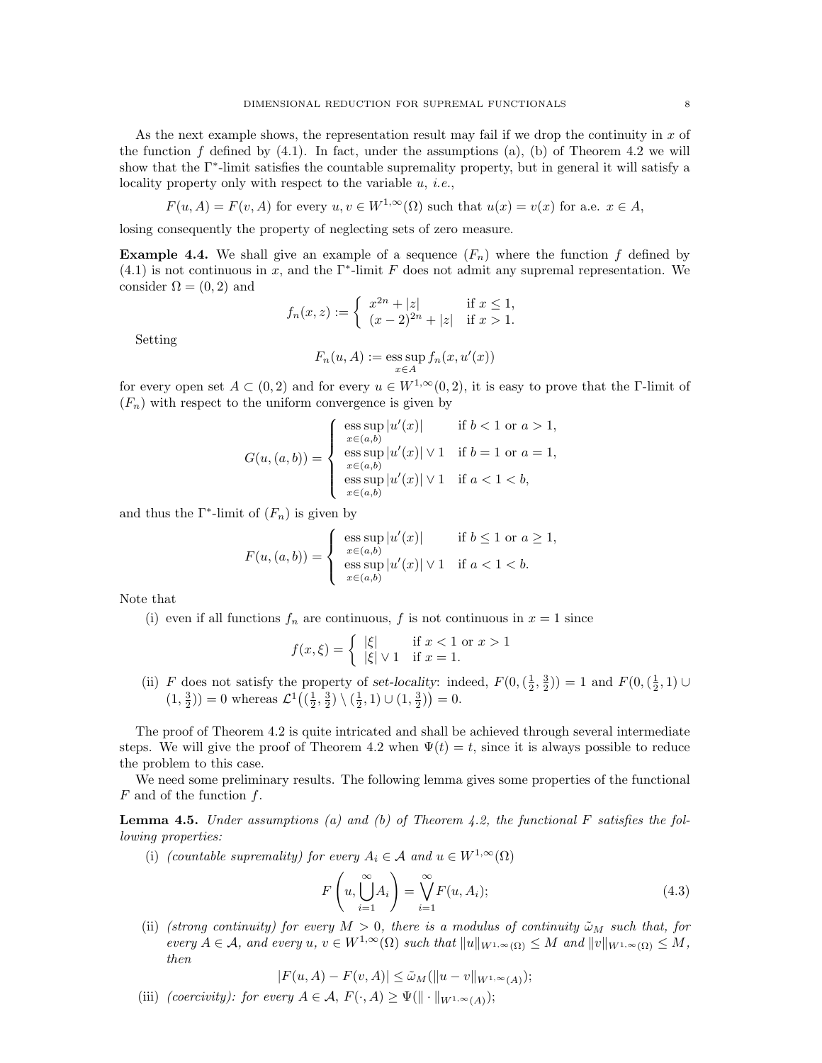As the next example shows, the representation result may fail if we drop the continuity in $x$ of the function $f$ defined by (4.1). In fact, under the assumptions (a), (b) of Theorem 4.2 we will show that the $\Gamma^*$-limit satisfies the countable supremality property, but in general it will satisfy a locality property only with respect to the variable $u$, *i.e.*,

$$F(u, A) = F(v, A) \text{ for every } u, v \in W^{1,\infty}(\Omega) \text{ such that } u(x) = v(x) \text{ for a.e. } x \in A,$$

losing consequently the property of neglecting sets of zero measure.

**Example 4.4.** We shall give an example of a sequence $(F_n)$ where the function $f$ defined by (4.1) is not continuous in $x$, and the $\Gamma^*$-limit $F$ does not admit any supremal representation. We consider $\Omega = (0, 2)$ and

$$f_n(x, z) := \begin{cases} x^{2n} + |z| & \text{if } x \leq 1, \\ (x-2)^{2n} + |z| & \text{if } x > 1. \end{cases}$$

Setting

$$F_n(u, A) := \operatorname*{ess\,sup}_{x \in A} f_n(x, u'(x))$$

for every open set $A \subset (0, 2)$ and for every $u \in W^{1,\infty}(0, 2)$, it is easy to prove that the $\Gamma$-limit of $(F_n)$ with respect to the uniform convergence is given by

$$G(u, (a, b)) = \begin{cases} \operatorname*{ess\,sup}_{x \in (a,b)} |u'(x)| & \text{if } b < 1 \text{ or } a > 1, \\ \operatorname*{ess\,sup}_{x \in (a,b)} |u'(x)| \vee 1 & \text{if } b = 1 \text{ or } a = 1, \\ \operatorname*{ess\,sup}_{x \in (a,b)} |u'(x)| \vee 1 & \text{if } a < 1 < b, \end{cases}$$

and thus the $\Gamma^*$-limit of $(F_n)$ is given by

$$F(u, (a, b)) = \begin{cases} \operatorname*{ess\,sup}_{x \in (a,b)} |u'(x)| & \text{if } b \leq 1 \text{ or } a \geq 1, \\ \operatorname*{ess\,sup}_{x \in (a,b)} |u'(x)| \vee 1 & \text{if } a < 1 < b. \end{cases}$$

Note that

(i) even if all functions $f_n$ are continuous, $f$ is not continuous in $x = 1$ since

$$f(x, \xi) = \begin{cases} |\xi| & \text{if } x < 1 \text{ or } x > 1 \\ |\xi| \vee 1 & \text{if } x = 1. \end{cases}$$

(ii) $F$ does not satisfy the property of *set-locality*: indeed, $F(0, (\frac{1}{2}, \frac{3}{2})) = 1$ and $F(0, (\frac{1}{2}, 1) \cup (1, \frac{3}{2})) = 0$ whereas $\mathcal{L}^1\big((\frac{1}{2}, \frac{3}{2}) \setminus (\frac{1}{2}, 1) \cup (1, \frac{3}{2})\big) = 0$.

The proof of Theorem 4.2 is quite intricated and shall be achieved through several intermediate steps. We will give the proof of Theorem 4.2 when $\Psi(t) = t$, since it is always possible to reduce the problem to this case.

We need some preliminary results. The following lemma gives some properties of the functional $F$ and of the function $f$.

**Lemma 4.5.** *Under assumptions (a) and (b) of Theorem 4.2, the functional $F$ satisfies the following properties:*

(i) *(countable supremality) for every $A_i \in \mathcal{A}$ and $u \in W^{1,\infty}(\Omega)$*

$$F\left(u, \bigcup_{i=1}^{\infty} A_i\right) = \bigvee_{i=1}^{\infty} F(u, A_i); \tag{4.3}$$

(ii) *(strong continuity) for every $M > 0$, there is a modulus of continuity $\tilde{\omega}_M$ such that, for every $A \in \mathcal{A}$, and every $u, v \in W^{1,\infty}(\Omega)$ such that $\|u\|_{W^{1,\infty}(\Omega)} \leq M$ and $\|v\|_{W^{1,\infty}(\Omega)} \leq M$, then*

$$|F(u, A) - F(v, A)| \leq \tilde{\omega}_M(\|u - v\|_{W^{1,\infty}(A)});$$

(iii) *(coercivity): for every $A \in \mathcal{A}$, $F(\cdot, A) \geq \Psi(\|\cdot\|_{W^{1,\infty}(A)})$;*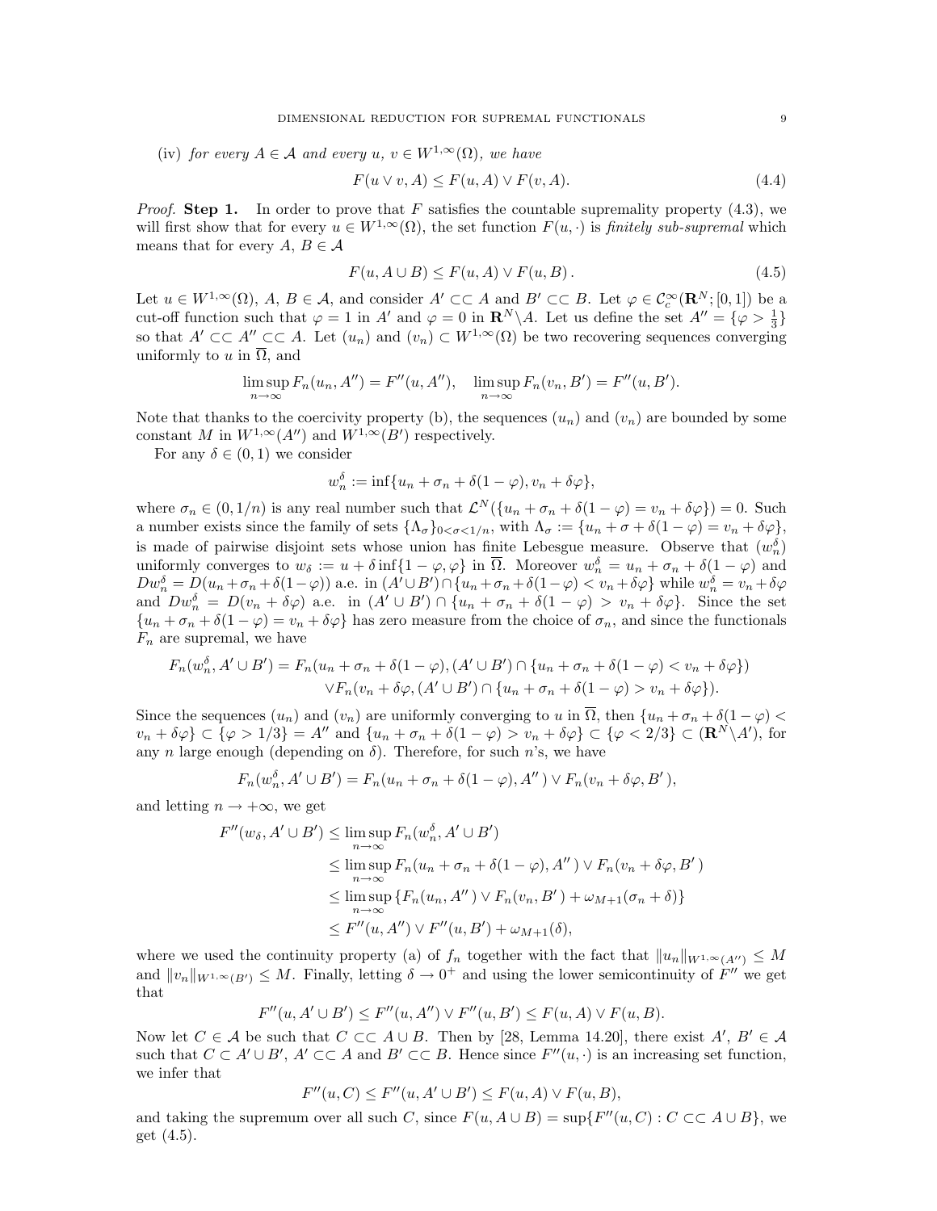(iv) *for every $A \in \mathcal{A}$ and every $u,\, v \in W^{1,\infty}(\Omega)$, we have*

$$F(u \vee v, A) \le F(u, A) \vee F(v, A). \tag{4.4}$$

*Proof.* **Step 1.** In order to prove that $F$ satisfies the countable supremality property (4.3), we will first show that for every $u \in W^{1,\infty}(\Omega)$, the set function $F(u, \cdot)$ is *finitely sub-supremal* which means that for every $A,\, B \in \mathcal{A}$

$$F(u, A \cup B) \le F(u, A) \vee F(u, B)\,. \tag{4.5}$$

Let $u \in W^{1,\infty}(\Omega)$, $A,\, B \in \mathcal{A}$, and consider $A' \subset\subset A$ and $B' \subset\subset B$. Let $\varphi \in \mathcal{C}_c^\infty(\mathbf{R}^N; [0,1])$ be a cut-off function such that $\varphi = 1$ in $A'$ and $\varphi = 0$ in $\mathbf{R}^N \setminus A$. Let us define the set $A'' = \{\varphi > \frac{1}{3}\}$ so that $A' \subset\subset A'' \subset\subset A$. Let $(u_n)$ and $(v_n) \subset W^{1,\infty}(\Omega)$ be two recovering sequences converging uniformly to $u$ in $\overline{\Omega}$, and

$$\limsup_{n\to\infty} F_n(u_n, A'') = F''(u, A''), \quad \limsup_{n\to\infty} F_n(v_n, B') = F''(u, B').$$

Note that thanks to the coercivity property (b), the sequences $(u_n)$ and $(v_n)$ are bounded by some constant $M$ in $W^{1,\infty}(A'')$ and $W^{1,\infty}(B')$ respectively.

For any $\delta \in (0, 1)$ we consider

$$w_n^\delta := \inf\{u_n + \sigma_n + \delta(1 - \varphi), v_n + \delta\varphi\},$$

where $\sigma_n \in (0, 1/n)$ is any real number such that $\mathcal{L}^N(\{u_n + \sigma_n + \delta(1-\varphi) = v_n + \delta\varphi\}) = 0$. Such a number exists since the family of sets $\{\Lambda_\sigma\}_{0<\sigma<1/n}$, with $\Lambda_\sigma := \{u_n + \sigma + \delta(1-\varphi) = v_n + \delta\varphi\}$, is made of pairwise disjoint sets whose union has finite Lebesgue measure. Observe that $(w_n^\delta)$ uniformly converges to $w_\delta := u + \delta \inf\{1-\varphi, \varphi\}$ in $\overline{\Omega}$. Moreover $w_n^\delta = u_n + \sigma_n + \delta(1-\varphi)$ and $Dw_n^\delta = D(u_n + \sigma_n + \delta(1-\varphi))$ a.e. in $(A' \cup B') \cap \{u_n + \sigma_n + \delta(1-\varphi) < v_n + \delta\varphi\}$ while $w_n^\delta = v_n + \delta\varphi$ and $Dw_n^\delta = D(v_n + \delta\varphi)$ a.e. in $(A' \cup B') \cap \{u_n + \sigma_n + \delta(1-\varphi) > v_n + \delta\varphi\}$. Since the set $\{u_n + \sigma_n + \delta(1-\varphi) = v_n + \delta\varphi\}$ has zero measure from the choice of $\sigma_n$, and since the functionals $F_n$ are supremal, we have

$$\begin{aligned} F_n(w_n^\delta, A' \cup B') = F_n(u_n + \sigma_n + \delta(1-\varphi), (A' \cup B') \cap \{u_n + \sigma_n + \delta(1-\varphi) < v_n + \delta\varphi\}) \\ \vee F_n(v_n + \delta\varphi, (A' \cup B') \cap \{u_n + \sigma_n + \delta(1-\varphi) > v_n + \delta\varphi\}). \end{aligned}$$

Since the sequences $(u_n)$ and $(v_n)$ are uniformly converging to $u$ in $\overline{\Omega}$, then $\{u_n + \sigma_n + \delta(1-\varphi) < v_n + \delta\varphi\} \subset \{\varphi > 1/3\} = A''$ and $\{u_n + \sigma_n + \delta(1-\varphi) > v_n + \delta\varphi\} \subset \{\varphi < 2/3\} \subset (\mathbf{R}^N \setminus A')$, for any $n$ large enough (depending on $\delta$). Therefore, for such $n$'s, we have

$$F_n(w_n^\delta, A' \cup B') = F_n(u_n + \sigma_n + \delta(1-\varphi), A''\,) \vee F_n(v_n + \delta\varphi, B'\,),$$

and letting $n \to +\infty$, we get

$$\begin{aligned} F''(w_\delta, A' \cup B') &\le \limsup_{n\to\infty} F_n(w_n^\delta, A' \cup B') \\ &\le \limsup_{n\to\infty} F_n(u_n + \sigma_n + \delta(1-\varphi), A''\,) \vee F_n(v_n + \delta\varphi, B'\,) \\ &\le \limsup_{n\to\infty} \{F_n(u_n, A''\,) \vee F_n(v_n, B'\,) + \omega_{M+1}(\sigma_n + \delta)\} \\ &\le F''(u, A'') \vee F''(u, B') + \omega_{M+1}(\delta), \end{aligned}$$

where we used the continuity property (a) of $f_n$ together with the fact that $\|u_n\|_{W^{1,\infty}(A'')} \le M$ and $\|v_n\|_{W^{1,\infty}(B')} \le M$. Finally, letting $\delta \to 0^+$ and using the lower semicontinuity of $F''$ we get that

$$F''(u, A' \cup B') \le F''(u, A'') \vee F''(u, B') \le F(u, A) \vee F(u, B).$$

Now let $C \in \mathcal{A}$ be such that $C \subset\subset A \cup B$. Then by [28, Lemma 14.20], there exist $A',\, B' \in \mathcal{A}$ such that $C \subset A' \cup B'$, $A' \subset\subset A$ and $B' \subset\subset B$. Hence since $F''(u, \cdot)$ is an increasing set function, we infer that

$$F''(u, C) \le F''(u, A' \cup B') \le F(u, A) \vee F(u, B),$$

and taking the supremum over all such $C$, since $F(u, A \cup B) = \sup\{F''(u, C) : C \subset\subset A \cup B\}$, we get (4.5).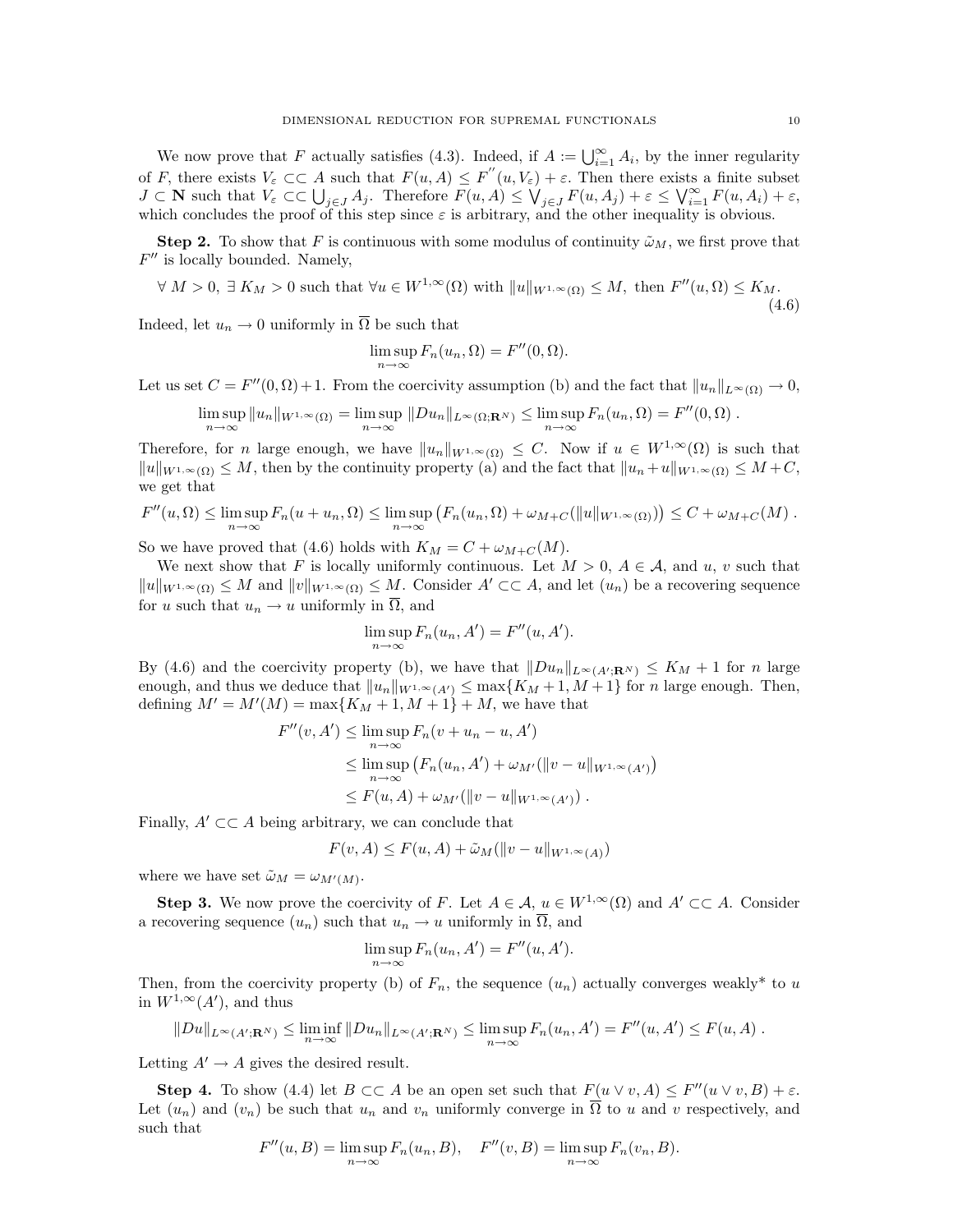We now prove that $F$ actually satisfies (4.3). Indeed, if $A := \bigcup_{i=1}^{\infty} A_i$, by the inner regularity of $F$, there exists $V_\varepsilon \subset\subset A$ such that $F(u, A) \le F''(u, V_\varepsilon) + \varepsilon$. Then there exists a finite subset $J \subset \mathbf{N}$ such that $V_\varepsilon \subset\subset \bigcup_{j\in J} A_j$. Therefore $F(u, A) \le \bigvee_{j\in J} F(u, A_j) + \varepsilon \le \bigvee_{i=1}^{\infty} F(u, A_i) + \varepsilon$, which concludes the proof of this step since $\varepsilon$ is arbitrary, and the other inequality is obvious.

**Step 2.** To show that $F$ is continuous with some modulus of continuity $\tilde{\omega}_M$, we first prove that $F''$ is locally bounded. Namely,

$$\forall\, M > 0,\ \exists\, K_M > 0 \text{ such that } \forall u \in W^{1,\infty}(\Omega) \text{ with } \|u\|_{W^{1,\infty}(\Omega)} \le M, \text{ then } F''(u, \Omega) \le K_M. \tag{4.6}$$

Indeed, let $u_n \to 0$ uniformly in $\overline{\Omega}$ be such that

$$\limsup_{n\to\infty} F_n(u_n, \Omega) = F''(0, \Omega).$$

Let us set $C = F''(0, \Omega) + 1$. From the coercivity assumption (b) and the fact that $\|u_n\|_{L^\infty(\Omega)} \to 0$,

$$\limsup_{n\to\infty} \|u_n\|_{W^{1,\infty}(\Omega)} = \limsup_{n\to\infty} \|Du_n\|_{L^\infty(\Omega;\mathbf{R}^N)} \le \limsup_{n\to\infty} F_n(u_n, \Omega) = F''(0, \Omega)\,.$$

Therefore, for $n$ large enough, we have $\|u_n\|_{W^{1,\infty}(\Omega)} \le C$. Now if $u \in W^{1,\infty}(\Omega)$ is such that $\|u\|_{W^{1,\infty}(\Omega)} \le M$, then by the continuity property (a) and the fact that $\|u_n + u\|_{W^{1,\infty}(\Omega)} \le M + C$, we get that

$$F''(u, \Omega) \le \limsup_{n\to\infty} F_n(u + u_n, \Omega) \le \limsup_{n\to\infty} \left(F_n(u_n, \Omega) + \omega_{M+C}(\|u\|_{W^{1,\infty}(\Omega)})\right) \le C + \omega_{M+C}(M)\,.$$

So we have proved that (4.6) holds with $K_M = C + \omega_{M+C}(M)$.

We next show that $F$ is locally uniformly continuous. Let $M > 0$, $A \in \mathcal{A}$, and $u$, $v$ such that $\|u\|_{W^{1,\infty}(\Omega)} \le M$ and $\|v\|_{W^{1,\infty}(\Omega)} \le M$. Consider $A' \subset\subset A$, and let $(u_n)$ be a recovering sequence for $u$ such that $u_n \to u$ uniformly in $\overline{\Omega}$, and

$$\limsup_{n\to\infty} F_n(u_n, A') = F''(u, A').$$

By (4.6) and the coercivity property (b), we have that $\|Du_n\|_{L^\infty(A';\mathbf{R}^N)} \le K_M + 1$ for $n$ large enough, and thus we deduce that $\|u_n\|_{W^{1,\infty}(A')} \le \max\{K_M + 1, M + 1\}$ for $n$ large enough. Then, defining $M' = M'(M) = \max\{K_M + 1, M + 1\} + M$, we have that

$$\begin{aligned}
F''(v, A') &\le \limsup_{n\to\infty} F_n(v + u_n - u, A') \\
&\le \limsup_{n\to\infty} \left(F_n(u_n, A') + \omega_{M'}(\|v - u\|_{W^{1,\infty}(A')}\right) \\
&\le F(u, A) + \omega_{M'}(\|v - u\|_{W^{1,\infty}(A')})\,.
\end{aligned}$$

Finally, $A' \subset\subset A$ being arbitrary, we can conclude that

$$F(v, A) \le F(u, A) + \tilde{\omega}_M(\|v - u\|_{W^{1,\infty}(A)})$$

where we have set $\tilde{\omega}_M = \omega_{M'(M)}$.

**Step 3.** We now prove the coercivity of $F$. Let $A \in \mathcal{A}$, $u \in W^{1,\infty}(\Omega)$ and $A' \subset\subset A$. Consider a recovering sequence $(u_n)$ such that $u_n \to u$ uniformly in $\overline{\Omega}$, and

$$\limsup_{n\to\infty} F_n(u_n, A') = F''(u, A').$$

Then, from the coercivity property (b) of $F_n$, the sequence $(u_n)$ actually converges weakly* to $u$ in $W^{1,\infty}(A')$, and thus

$$\|Du\|_{L^\infty(A';\mathbf{R}^N)} \le \liminf_{n\to\infty} \|Du_n\|_{L^\infty(A';\mathbf{R}^N)} \le \limsup_{n\to\infty} F_n(u_n, A') = F''(u, A') \le F(u, A)\,.$$

Letting $A' \to A$ gives the desired result.

**Step 4.** To show (4.4) let $B \subset\subset A$ be an open set such that $F(u \vee v, A) \le F''(u \vee v, B) + \varepsilon$. Let $(u_n)$ and $(v_n)$ be such that $u_n$ and $v_n$ uniformly converge in $\overline{\Omega}$ to $u$ and $v$ respectively, and such that

$$F''(u, B) = \limsup_{n\to\infty} F_n(u_n, B), \quad F''(v, B) = \limsup_{n\to\infty} F_n(v_n, B).$$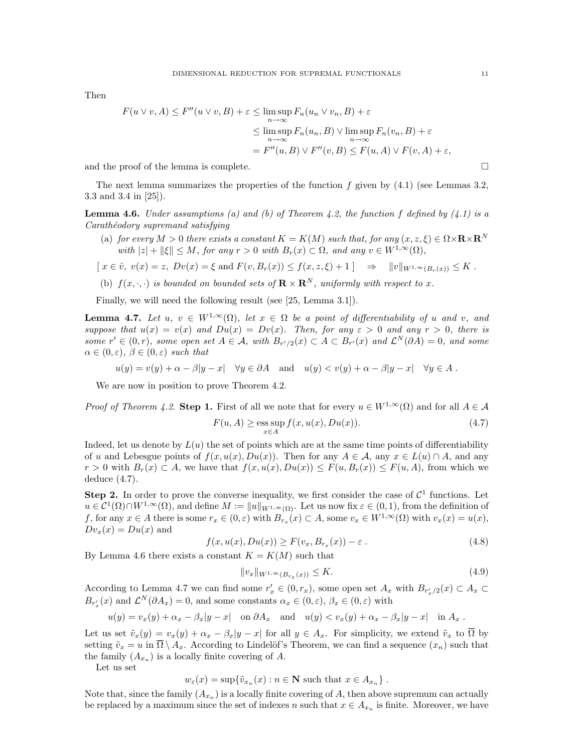Then

$$
\begin{aligned}
F(u \vee v, A) \leq F''(u \vee v, B) + \varepsilon &\leq \limsup_{n\to\infty} F_n(u_n \vee v_n, B) + \varepsilon \\
&\leq \limsup_{n\to\infty} F_n(u_n, B) \vee \limsup_{n\to\infty} F_n(v_n, B) + \varepsilon \\
&= F''(u, B) \vee F''(v, B) \leq F(u, A) \vee F(v, A) + \varepsilon,
\end{aligned}
$$

and the proof of the lemma is complete. □

The next lemma summarizes the properties of the function $f$ given by (4.1) (see Lemmas 3.2, 3.3 and 3.4 in [25]).

**Lemma 4.6.** *Under assumptions (a) and (b) of Theorem 4.2, the function $f$ defined by (4.1) is a Carathéodory supremand satisfying*

(a) *for every $M > 0$ there exists a constant $K = K(M)$ such that, for any $(x, z, \xi) \in \Omega\times\mathbf{R}\times\mathbf{R}^N$ with $|z| + \|\xi\| \leq M$, for any $r > 0$ with $B_r(x) \subset \Omega$, and any $v \in W^{1,\infty}(\Omega)$,*

$$[\, x \in \hat{v},\ v(x) = z,\ Dv(x) = \xi \text{ and } F(v, B_r(x)) \leq f(x, z, \xi) + 1\,] \quad \Rightarrow \quad \|v\|_{W^{1,\infty}(B_r(x))} \leq K\,.$$

(b) *$f(x, \cdot, \cdot)$ is bounded on bounded sets of $\mathbf{R} \times \mathbf{R}^N$, uniformly with respect to $x$.*

Finally, we will need the following result (see [25, Lemma 3.1]).

**Lemma 4.7.** *Let $u$, $v \in W^{1,\infty}(\Omega)$, let $x \in \Omega$ be a point of differentiability of $u$ and $v$, and suppose that $u(x) = v(x)$ and $Du(x) = Dv(x)$. Then, for any $\varepsilon > 0$ and any $r > 0$, there is some $r' \in (0, r)$, some open set $A \in \mathcal{A}$, with $B_{r'/2}(x) \subset A \subset B_{r'}(x)$ and $\mathcal{L}^N(\partial A) = 0$, and some $\alpha \in (0, \varepsilon)$, $\beta \in (0, \varepsilon)$ such that*

$$u(y) = v(y) + \alpha - \beta|y - x| \quad \forall y \in \partial A \quad \text{and} \quad u(y) < v(y) + \alpha - \beta|y - x| \quad \forall y \in A\,.$$

We are now in position to prove Theorem 4.2.

*Proof of Theorem 4.2.* **Step 1.** First of all we note that for every $u \in W^{1,\infty}(\Omega)$ and for all $A \in \mathcal{A}$

$$F(u, A) \geq \operatorname*{ess\,sup}_{x\in A} f(x, u(x), Du(x)). \tag{4.7}$$

Indeed, let us denote by $L(u)$ the set of points which are at the same time points of differentiability of $u$ and Lebesgue points of $f(x, u(x), Du(x))$. Then for any $A \in \mathcal{A}$, any $x \in L(u) \cap A$, and any $r > 0$ with $B_r(x) \subset A$, we have that $f(x, u(x), Du(x)) \leq F(u, B_r(x)) \leq F(u, A)$, from which we deduce (4.7).

**Step 2.** In order to prove the converse inequality, we first consider the case of $\mathcal{C}^1$ functions. Let $u \in \mathcal{C}^1(\Omega)\cap W^{1,\infty}(\Omega)$, and define $M := \|u\|_{W^{1,\infty}(\Omega)}$. Let us now fix $\varepsilon \in (0, 1)$, from the definition of $f$, for any $x \in A$ there is some $r_x \in (0, \varepsilon)$ with $B_{r_x}(x) \subset A$, some $v_x \in W^{1,\infty}(\Omega)$ with $v_x(x) = u(x)$, $Dv_x(x) = Du(x)$ and

$$f(x, u(x), Du(x)) \geq F(v_x, B_{r_x}(x)) - \varepsilon\,. \tag{4.8}$$

By Lemma 4.6 there exists a constant $K = K(M)$ such that

$$\|v_x\|_{W^{1,\infty}(B_{r_x}(x))} \leq K. \tag{4.9}$$

According to Lemma 4.7 we can find some $r'_x \in (0, r_x)$, some open set $A_x$ with $B_{r'_x/2}(x) \subset A_x \subset B_{r'_x}(x)$ and $\mathcal{L}^N(\partial A_x) = 0$, and some constants $\alpha_x \in (0, \varepsilon)$, $\beta_x \in (0, \varepsilon)$ with

$$u(y) = v_x(y) + \alpha_x - \beta_x|y - x| \quad \text{on } \partial A_x \quad \text{and} \quad u(y) < v_x(y) + \alpha_x - \beta_x|y - x| \quad \text{in } A_x\,.$$

Let us set $\tilde{v}_x(y) = v_x(y) + \alpha_x - \beta_x|y - x|$ for all $y \in A_x$. For simplicity, we extend $\tilde{v}_x$ to $\overline{\Omega}$ by setting $\tilde{v}_x = u$ in $\overline{\Omega} \setminus A_x$. According to Lindelöf's Theorem, we can find a sequence $(x_n)$ such that the family $(A_{x_n})$ is a locally finite covering of $A$.

Let us set

$$w_\varepsilon(x) = \sup\{\tilde{v}_{x_n}(x) : n \in \mathbf{N} \text{ such that } x \in A_{x_n}\}\,.$$

Note that, since the family $(A_{x_n})$ is a locally finite covering of $A$, then above supremum can actually be replaced by a maximum since the set of indexes $n$ such that $x \in A_{x_n}$ is finite. Moreover, we have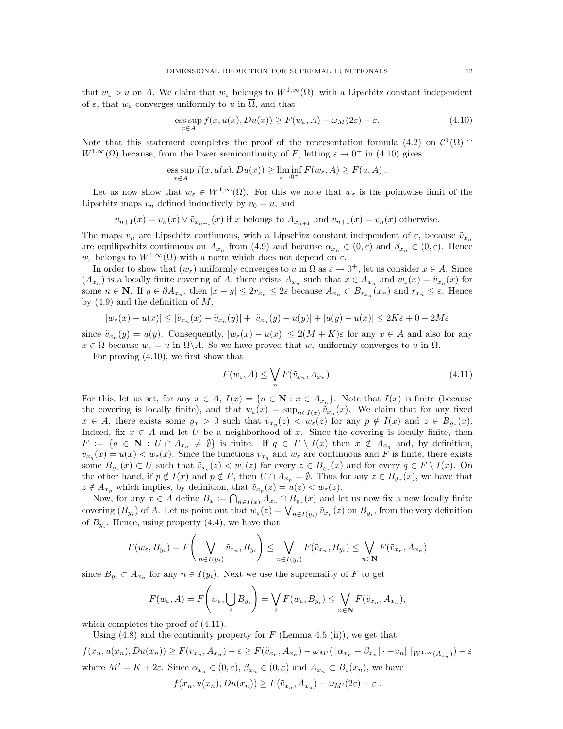that $w_\varepsilon > u$ on $A$. We claim that $w_\varepsilon$ belongs to $W^{1,\infty}(\Omega)$, with a Lipschitz constant independent of $\varepsilon$, that $w_\varepsilon$ converges uniformly to $u$ in $\overline{\Omega}$, and that

$$\operatorname*{ess\,sup}_{x\in A} f(x, u(x), Du(x)) \geq F(w_\varepsilon, A) - \omega_M(2\varepsilon) - \varepsilon. \tag{4.10}$$

Note that this statement completes the proof of the representation formula (4.2) on $\mathcal{C}^1(\Omega) \cap W^{1,\infty}(\Omega)$ because, from the lower semicontinuity of $F$, letting $\varepsilon \to 0^+$ in (4.10) gives

$$\operatorname*{ess\,sup}_{x\in A} f(x, u(x), Du(x)) \geq \liminf_{\varepsilon\to 0^+} F(w_\varepsilon, A) \geq F(u, A)\ .$$

Let us now show that $w_\varepsilon \in W^{1,\infty}(\Omega)$. For this we note that $w_\varepsilon$ is the pointwise limit of the Lipschitz maps $v_n$ defined inductively by $v_0 = u$, and

$$v_{n+1}(x) = v_n(x) \vee \tilde{v}_{x_{n+1}}(x) \text{ if } x \text{ belongs to } A_{x_{n+1}} \text{ and } v_{n+1}(x) = v_n(x) \text{ otherwise.}$$

The maps $v_n$ are Lipschitz continuous, with a Lipschitz constant independent of $\varepsilon$, because $\tilde{v}_{x_n}$ are equilipschitz continuous on $A_{x_n}$ from (4.9) and because $\alpha_{x_n} \in (0, \varepsilon)$ and $\beta_{x_n} \in (0, \varepsilon)$. Hence $w_\varepsilon$ belongs to $W^{1,\infty}(\Omega)$ with a norm which does not depend on $\varepsilon$.

In order to show that $(w_\varepsilon)$ uniformly converges to $u$ in $\overline{\Omega}$ as $\varepsilon \to 0^+$, let us consider $x \in A$. Since $(A_{x_n})$ is a locally finite covering of $A$, there exists $A_{x_n}$ such that $x \in A_{x_n}$ and $w_\varepsilon(x) = \tilde{v}_{x_n}(x)$ for some $n \in \mathbf{N}$. If $y \in \partial A_{x_n}$, then $|x - y| \leq 2r_{x_n} \leq 2\varepsilon$ because $A_{x_n} \subset B_{r_{x_n}}(x_n)$ and $r_{x_n} \leq \varepsilon$. Hence by (4.9) and the definition of $M$,

$$|w_\varepsilon(x) - u(x)| \leq |\tilde{v}_{x_n}(x) - \tilde{v}_{x_n}(y)| + |\tilde{v}_{x_n}(y) - u(y)| + |u(y) - u(x)| \leq 2K\varepsilon + 0 + 2M\varepsilon$$

since $\tilde{v}_{x_n}(y) = u(y)$. Consequently, $|w_\varepsilon(x) - u(x)| \leq 2(M + K)\varepsilon$ for any $x \in A$ and also for any $x \in \overline{\Omega}$ because $w_\varepsilon = u$ in $\overline{\Omega}\backslash A$. So we have proved that $w_\varepsilon$ uniformly converges to $u$ in $\overline{\Omega}$.

For proving (4.10), we first show that

$$F(w_\varepsilon, A) \leq \bigvee_n F(\tilde{v}_{x_n}, A_{x_n}). \tag{4.11}$$

For this, let us set, for any $x \in A$, $I(x) = \{n \in \mathbf{N} : x \in A_{x_n}\}$. Note that $I(x)$ is finite (because the covering is locally finite), and that $w_\varepsilon(x) = \sup_{n\in I(x)} \tilde{v}_{x_n}(x)$. We claim that for any fixed $x \in A$, there exists some $\varrho_x > 0$ such that $\tilde{v}_{x_p}(z) < w_\varepsilon(z)$ for any $p \notin I(x)$ and $z \in B_{\varrho_x}(x)$. Indeed, fix $x \in A$ and let $U$ be a neighborhood of $x$. Since the covering is locally finite, then $F := \{q \in \mathbf{N} : U \cap A_{x_q} \neq \emptyset\}$ is finite. If $q \in F \setminus I(x)$ then $x \notin A_{x_q}$ and, by definition, $\tilde{v}_{x_q}(x) = u(x) < w_\varepsilon(x)$. Since the functions $\tilde{v}_{x_q}$ and $w_\varepsilon$ are continuous and $F$ is finite, there exists some $B_{\varrho_x}(x) \subset U$ such that $\tilde{v}_{x_q}(z) < w_\varepsilon(z)$ for every $z \in B_{\varrho_x}(x)$ and for every $q \in F \setminus I(x)$. On the other hand, if $p \notin I(x)$ and $p \notin F$, then $U \cap A_{x_p} = \emptyset$. Thus for any $z \in B_{\varrho_x}(x)$, we have that $z \notin A_{x_p}$ which implies, by definition, that $\tilde{v}_{x_p}(z) = u(z) < w_\varepsilon(z)$.

Now, for any $x \in A$ define $B_x := \bigcap_{n\in I(x)} A_{x_n} \cap B_{\varrho_x}(x)$ and let us now fix a new locally finite covering $(B_{y_i})$ of $A$. Let us point out that $w_\varepsilon(z) = \bigvee_{n\in I(y_i)} \tilde{v}_{x_n}(z)$ on $B_{y_i}$, from the very definition of $B_{y_i}$. Hence, using property (4.4), we have that

$$F(w_\varepsilon, B_{y_i}) = F\left(\bigvee_{n\in I(y_i)} \tilde{v}_{x_n}, B_{y_i}\right) \leq \bigvee_{n\in I(y_i)} F(\tilde{v}_{x_n}, B_{y_i}) \leq \bigvee_{n\in \mathbf{N}} F(\tilde{v}_{x_n}, A_{x_n})$$

since $B_{y_i} \subset A_{x_n}$ for any $n \in I(y_i)$. Next we use the supremality of $F$ to get

$$F(w_\varepsilon, A) = F\left(w_\varepsilon, \bigcup_i B_{y_i}\right) = \bigvee_i F(w_\varepsilon, B_{y_i}) \leq \bigvee_{n\in \mathbf{N}} F(\tilde{v}_{x_n}, A_{x_n}),$$

which completes the proof of (4.11).

Using (4.8) and the continuity property for $F$ (Lemma 4.5 (ii)), we get that

$$f(x_n, u(x_n), Du(x_n)) \geq F(v_{x_n}, A_{x_n}) - \varepsilon \geq F(\tilde{v}_{x_n}, A_{x_n}) - \omega_{M'}(\| \alpha_{x_n} - \beta_{x_n} | \cdot - x_n | \, \|_{W^{1,\infty}(A_{x_n})}) - \varepsilon$$

where $M' = K + 2\varepsilon$. Since $\alpha_{x_n} \in (0, \varepsilon)$, $\beta_{x_n} \in (0, \varepsilon)$ and $A_{x_n} \subset B_\varepsilon(x_n)$, we have

$$f(x_n, u(x_n), Du(x_n)) \geq F(\tilde{v}_{x_n}, A_{x_n}) - \omega_{M'}(2\varepsilon) - \varepsilon\ .$$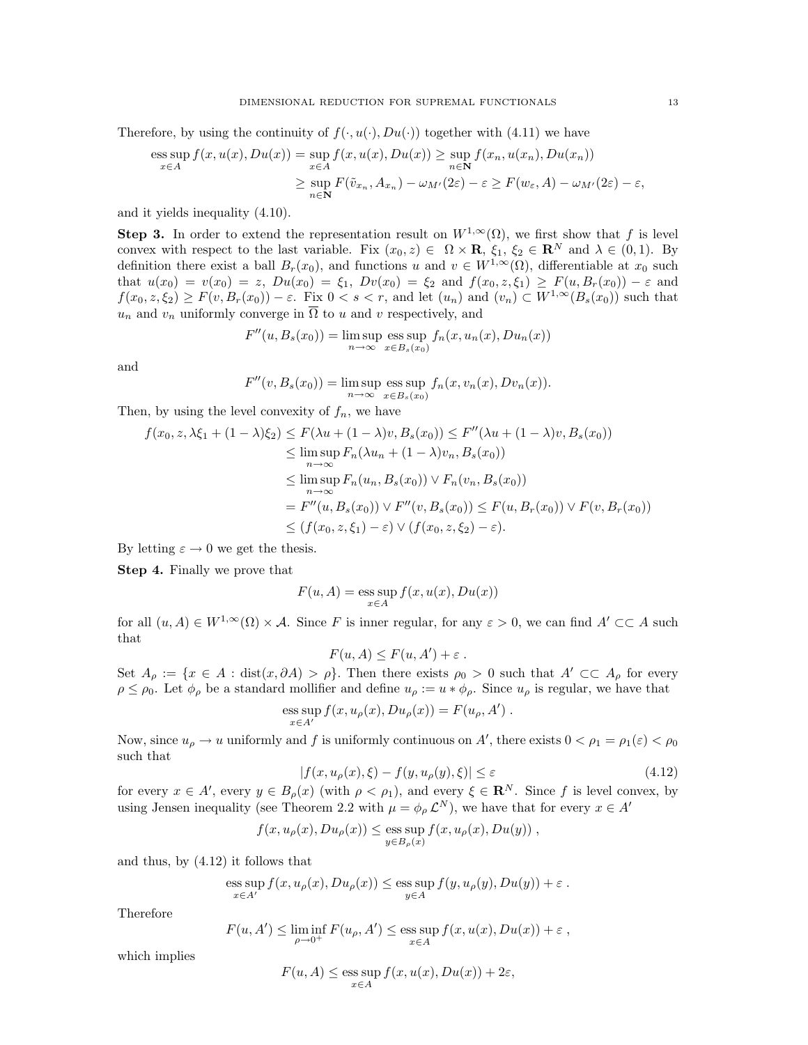Therefore, by using the continuity of $f(\cdot, u(\cdot), Du(\cdot))$ together with (4.11) we have

$$\begin{aligned}\operatorname*{ess\,sup}_{x\in A} f(x,u(x),Du(x)) &= \sup_{x\in A} f(x,u(x),Du(x)) \geq \sup_{n\in\mathbf{N}} f(x_n,u(x_n),Du(x_n)) \\ &\geq \sup_{n\in\mathbf{N}} F(\tilde{v}_{x_n}, A_{x_n}) - \omega_{M'}(2\varepsilon) - \varepsilon \geq F(w_\varepsilon, A) - \omega_{M'}(2\varepsilon) - \varepsilon,\end{aligned}$$

and it yields inequality (4.10).

**Step 3.** In order to extend the representation result on $W^{1,\infty}(\Omega)$, we first show that $f$ is level convex with respect to the last variable. Fix $(x_0, z) \in \Omega \times \mathbf{R}$, $\xi_1$, $\xi_2 \in \mathbf{R}^N$ and $\lambda \in (0,1)$. By definition there exist a ball $B_r(x_0)$, and functions $u$ and $v \in W^{1,\infty}(\Omega)$, differentiable at $x_0$ such that $u(x_0) = v(x_0) = z$, $Du(x_0) = \xi_1$, $Dv(x_0) = \xi_2$ and $f(x_0, z, \xi_1) \geq F(u, B_r(x_0)) - \varepsilon$ and $f(x_0, z, \xi_2) \geq F(v, B_r(x_0)) - \varepsilon$. Fix $0 < s < r$, and let $(u_n)$ and $(v_n) \subset W^{1,\infty}(B_s(x_0))$ such that $u_n$ and $v_n$ uniformly converge in $\overline{\Omega}$ to $u$ and $v$ respectively, and

$$F''(u, B_s(x_0)) = \limsup_{n\to\infty} \operatorname*{ess\,sup}_{x\in B_s(x_0)} f_n(x, u_n(x), Du_n(x))$$

and

$$F''(v, B_s(x_0)) = \limsup_{n\to\infty} \operatorname*{ess\,sup}_{x\in B_s(x_0)} f_n(x, v_n(x), Dv_n(x)).$$

Then, by using the level convexity of $f_n$, we have

$$\begin{aligned}f(x_0, z, \lambda\xi_1 + (1-\lambda)\xi_2) &\leq F(\lambda u + (1-\lambda)v, B_s(x_0)) \leq F''(\lambda u + (1-\lambda)v, B_s(x_0)) \\ &\leq \limsup_{n\to\infty} F_n(\lambda u_n + (1-\lambda)v_n, B_s(x_0)) \\ &\leq \limsup_{n\to\infty} F_n(u_n, B_s(x_0)) \vee F_n(v_n, B_s(x_0)) \\ &= F''(u, B_s(x_0)) \vee F''(v, B_s(x_0)) \leq F(u, B_r(x_0)) \vee F(v, B_r(x_0)) \\ &\leq (f(x_0, z, \xi_1) - \varepsilon) \vee (f(x_0, z, \xi_2) - \varepsilon).\end{aligned}$$

By letting $\varepsilon \to 0$ we get the thesis.

**Step 4.** Finally we prove that

$$F(u, A) = \operatorname*{ess\,sup}_{x\in A} f(x, u(x), Du(x))$$

for all $(u, A) \in W^{1,\infty}(\Omega) \times \mathcal{A}$. Since $F$ is inner regular, for any $\varepsilon > 0$, we can find $A' \subset\subset A$ such that

$$F(u, A) \leq F(u, A') + \varepsilon\ .$$

Set $A_\rho := \{x \in A : \operatorname{dist}(x, \partial A) > \rho\}$. Then there exists $\rho_0 > 0$ such that $A' \subset\subset A_\rho$ for every $\rho \leq \rho_0$. Let $\phi_\rho$ be a standard mollifier and define $u_\rho := u * \phi_\rho$. Since $u_\rho$ is regular, we have that

$$\operatorname*{ess\,sup}_{x\in A'} f(x, u_\rho(x), Du_\rho(x)) = F(u_\rho, A')\ .$$

Now, since $u_\rho \to u$ uniformly and $f$ is uniformly continuous on $A'$, there exists $0 < \rho_1 = \rho_1(\varepsilon) < \rho_0$ such that

$$|f(x, u_\rho(x), \xi) - f(y, u_\rho(y), \xi)| \leq \varepsilon \tag{4.12}$$

for every $x \in A'$, every $y \in B_\rho(x)$ (with $\rho < \rho_1$), and every $\xi \in \mathbf{R}^N$. Since $f$ is level convex, by using Jensen inequality (see Theorem 2.2 with $\mu = \phi_\rho\, \mathcal{L}^N$), we have that for every $x \in A'$

$$f(x, u_\rho(x), Du_\rho(x)) \leq \operatorname*{ess\,sup}_{y\in B_\rho(x)} f(x, u_\rho(x), Du(y))\ ,$$

and thus, by (4.12) it follows that

$$\operatorname*{ess\,sup}_{x\in A'} f(x, u_\rho(x), Du_\rho(x)) \leq \operatorname*{ess\,sup}_{y\in A} f(y, u_\rho(y), Du(y)) + \varepsilon\ .$$

Therefore

$$F(u, A') \leq \liminf_{\rho\to 0^+} F(u_\rho, A') \leq \operatorname*{ess\,sup}_{x\in A} f(x, u(x), Du(x)) + \varepsilon\ ,$$

which implies

$$F(u, A) \leq \operatorname*{ess\,sup}_{x\in A} f(x, u(x), Du(x)) + 2\varepsilon,$$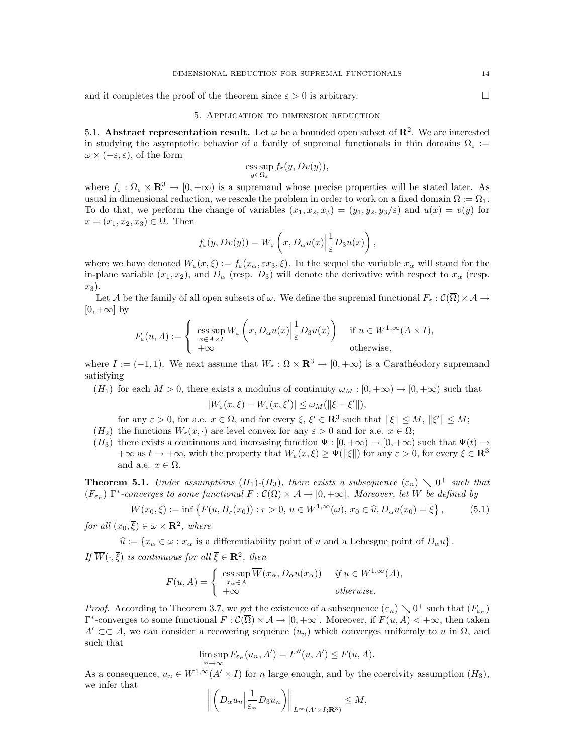and it completes the proof of the theorem since $\varepsilon > 0$ is arbitrary. $\square$

## 5. Application to dimension reduction

**5.1. Abstract representation result.** Let $\omega$ be a bounded open subset of $\mathbf{R}^2$. We are interested in studying the asymptotic behavior of a family of supremal functionals in thin domains $\Omega_\varepsilon := \omega \times (-\varepsilon, \varepsilon)$, of the form

$$\operatorname*{ess\,sup}_{y\in\Omega_\varepsilon} f_\varepsilon(y, Dv(y)),$$

where $f_\varepsilon : \Omega_\varepsilon \times \mathbf{R}^3 \to [0, +\infty)$ is a supremand whose precise properties will be stated later. As usual in dimensional reduction, we rescale the problem in order to work on a fixed domain $\Omega := \Omega_1$. To do that, we perform the change of variables $(x_1, x_2, x_3) = (y_1, y_2, y_3/\varepsilon)$ and $u(x) = v(y)$ for $x = (x_1, x_2, x_3) \in \Omega$. Then

$$f_\varepsilon(y, Dv(y)) = W_\varepsilon\left(x, D_\alpha u(x)\Big|\frac{1}{\varepsilon}D_3 u(x)\right),$$

where we have denoted $W_\varepsilon(x, \xi) := f_\varepsilon(x_\alpha, \varepsilon x_3, \xi)$. In the sequel the variable $x_\alpha$ will stand for the in-plane variable $(x_1, x_2)$, and $D_\alpha$ (resp. $D_3$) will denote the derivative with respect to $x_\alpha$ (resp. $x_3$).

Let $\mathcal{A}$ be the family of all open subsets of $\omega$. We define the supremal functional $F_\varepsilon : \mathcal{C}(\overline{\Omega}) \times \mathcal{A} \to [0, +\infty]$ by

$$F_\varepsilon(u, A) := \begin{cases} \operatorname*{ess\,sup}_{x\in A\times I} W_\varepsilon\left(x, D_\alpha u(x)\Big|\dfrac{1}{\varepsilon}D_3 u(x)\right) & \text{if } u \in W^{1,\infty}(A \times I), \\ +\infty & \text{otherwise,} \end{cases}$$

where $I := (-1, 1)$. We next assume that $W_\varepsilon : \Omega \times \mathbf{R}^3 \to [0, +\infty)$ is a Carathéodory supremand satisfying

$(H_1)$ for each $M > 0$, there exists a modulus of continuity $\omega_M : [0, +\infty) \to [0, +\infty)$ such that

$$|W_\varepsilon(x, \xi) - W_\varepsilon(x, \xi')| \le \omega_M(\|\xi - \xi'\|),$$

for any $\varepsilon > 0$, for a.e. $x \in \Omega$, and for every $\xi$, $\xi' \in \mathbf{R}^3$ such that $\|\xi\| \le M$, $\|\xi'\| \le M$;

$(H_2)$ the functions $W_\varepsilon(x, \cdot)$ are level convex for any $\varepsilon > 0$ and for a.e. $x \in \Omega$;

$(H_3)$ there exists a continuous and increasing function $\Psi : [0, +\infty) \to [0, +\infty)$ such that $\Psi(t) \to +\infty$ as $t \to +\infty$, with the property that $W_\varepsilon(x, \xi) \ge \Psi(\|\xi\|)$ for any $\varepsilon > 0$, for every $\xi \in \mathbf{R}^3$ and a.e. $x \in \Omega$.

**Theorem 5.1.** *Under assumptions $(H_1)$-$(H_3)$, there exists a subsequence $(\varepsilon_n) \searrow 0^+$ such that $(F_{\varepsilon_n})$ $\Gamma^*$-converges to some functional $F : \mathcal{C}(\overline{\Omega}) \times \mathcal{A} \to [0, +\infty]$. Moreover, let $\overline{W}$ be defined by*

$$\overline{W}(x_0, \overline{\xi}) := \inf\left\{F(u, B_r(x_0)) : r > 0,\ u \in W^{1,\infty}(\omega),\ x_0 \in \widehat{u}, D_\alpha u(x_0) = \overline{\xi}\right\}, \tag{5.1}$$

*for all $(x_0, \overline{\xi}) \in \omega \times \mathbf{R}^2$, where*

$$\widehat{u} := \{x_\alpha \in \omega : x_\alpha \text{ is a differentiability point of } u \text{ and a Lebesgue point of } D_\alpha u\}.$$

*If $\overline{W}(\cdot, \overline{\xi})$ is continuous for all $\overline{\xi} \in \mathbf{R}^2$, then*

$$F(u, A) = \begin{cases} \operatorname*{ess\,sup}_{x_\alpha\in A} \overline{W}(x_\alpha, D_\alpha u(x_\alpha)) & \text{if } u \in W^{1,\infty}(A), \\ +\infty & \text{otherwise.} \end{cases}$$

*Proof.* According to Theorem 3.7, we get the existence of a subsequence $(\varepsilon_n) \searrow 0^+$ such that $(F_{\varepsilon_n})$ $\Gamma^*$-converges to some functional $F : \mathcal{C}(\overline{\Omega}) \times \mathcal{A} \to [0, +\infty]$. Moreover, if $F(u, A) < +\infty$, then taken $A' \subset\subset A$, we can consider a recovering sequence $(u_n)$ which converges uniformly to $u$ in $\overline{\Omega}$, and such that

$$\limsup_{n\to\infty} F_{\varepsilon_n}(u_n, A') = F''(u, A') \le F(u, A).$$

As a consequence, $u_n \in W^{1,\infty}(A' \times I)$ for $n$ large enough, and by the coercivity assumption $(H_3)$, we infer that

$$\left\|\left(D_\alpha u_n\Big|\frac{1}{\varepsilon_n}D_3 u_n\right)\right\|_{L^\infty(A'\times I;\mathbf{R}^3)} \le M,$$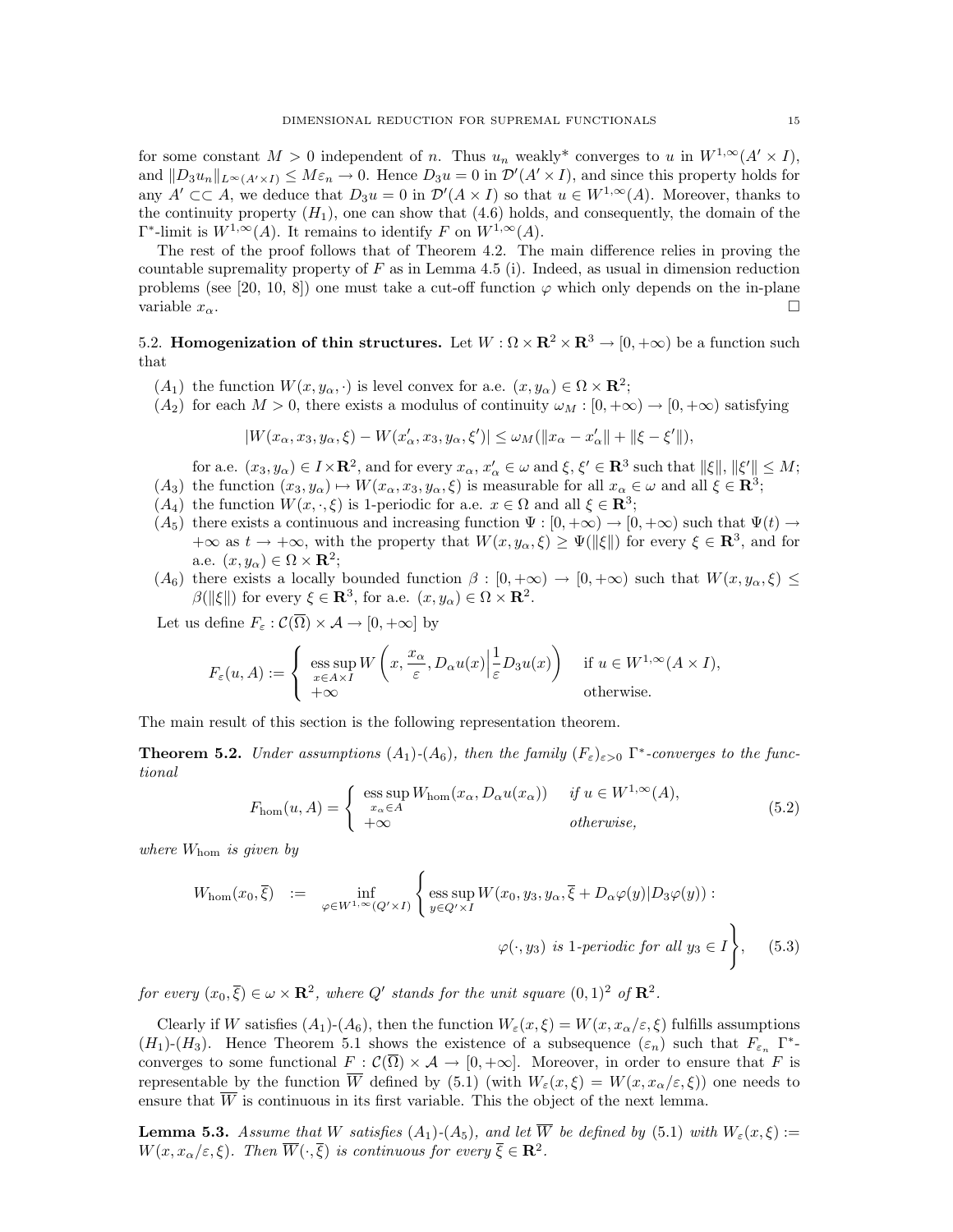for some constant $M > 0$ independent of $n$. Thus $u_n$ weakly* converges to $u$ in $W^{1,\infty}(A' \times I)$, and $\|D_3 u_n\|_{L^\infty(A' \times I)} \le M\varepsilon_n \to 0$. Hence $D_3 u = 0$ in $\mathcal{D}'(A' \times I)$, and since this property holds for any $A' \subset\subset A$, we deduce that $D_3 u = 0$ in $\mathcal{D}'(A \times I)$ so that $u \in W^{1,\infty}(A)$. Moreover, thanks to the continuity property $(H_1)$, one can show that (4.6) holds, and consequently, the domain of the $\Gamma^*$-limit is $W^{1,\infty}(A)$. It remains to identify $F$ on $W^{1,\infty}(A)$.

The rest of the proof follows that of Theorem 4.2. The main difference relies in proving the countable supremality property of $F$ as in Lemma 4.5 (i). Indeed, as usual in dimension reduction problems (see [20, 10, 8]) one must take a cut-off function $\varphi$ which only depends on the in-plane variable $x_\alpha$. $\square$

5.2. **Homogenization of thin structures.** Let $W : \Omega \times \mathbf{R}^2 \times \mathbf{R}^3 \to [0, +\infty)$ be a function such that

- $(A_1)$ the function $W(x, y_\alpha, \cdot)$ is level convex for a.e. $(x, y_\alpha) \in \Omega \times \mathbf{R}^2$;
- $(A_2)$ for each $M > 0$, there exists a modulus of continuity $\omega_M : [0, +\infty) \to [0, +\infty)$ satisfying
$$|W(x_\alpha, x_3, y_\alpha, \xi) - W(x'_\alpha, x_3, y_\alpha, \xi')| \le \omega_M(\|x_\alpha - x'_\alpha\| + \|\xi - \xi'\|),$$
for a.e. $(x_3, y_\alpha) \in I \times \mathbf{R}^2$, and for every $x_\alpha$, $x'_\alpha \in \omega$ and $\xi$, $\xi' \in \mathbf{R}^3$ such that $\|\xi\|, \|\xi'\| \le M$;
- $(A_3)$ the function $(x_3, y_\alpha) \mapsto W(x_\alpha, x_3, y_\alpha, \xi)$ is measurable for all $x_\alpha \in \omega$ and all $\xi \in \mathbf{R}^3$;
- $(A_4)$ the function $W(x, \cdot, \xi)$ is 1-periodic for a.e. $x \in \Omega$ and all $\xi \in \mathbf{R}^3$;
- $(A_5)$ there exists a continuous and increasing function $\Psi : [0, +\infty) \to [0, +\infty)$ such that $\Psi(t) \to +\infty$ as $t \to +\infty$, with the property that $W(x, y_\alpha, \xi) \ge \Psi(\|\xi\|)$ for every $\xi \in \mathbf{R}^3$, and for a.e. $(x, y_\alpha) \in \Omega \times \mathbf{R}^2$;
- $(A_6)$ there exists a locally bounded function $\beta : [0, +\infty) \to [0, +\infty)$ such that $W(x, y_\alpha, \xi) \le \beta(\|\xi\|)$ for every $\xi \in \mathbf{R}^3$, for a.e. $(x, y_\alpha) \in \Omega \times \mathbf{R}^2$.

Let us define $F_\varepsilon : \mathcal{C}(\overline{\Omega}) \times \mathcal{A} \to [0, +\infty]$ by

$$F_\varepsilon(u, A) := \begin{cases} \displaystyle\operatorname*{ess\,sup}_{x \in A \times I} W\left(x, \frac{x_\alpha}{\varepsilon}, D_\alpha u(x)\Big| \frac{1}{\varepsilon} D_3 u(x)\right) & \text{if } u \in W^{1,\infty}(A \times I), \\ +\infty & \text{otherwise.} \end{cases}$$

The main result of this section is the following representation theorem.

**Theorem 5.2.** *Under assumptions $(A_1)$-$(A_6)$, then the family $(F_\varepsilon)_{\varepsilon>0}$ $\Gamma^*$-converges to the functional*

$$F_{\text{hom}}(u, A) = \begin{cases} \displaystyle\operatorname*{ess\,sup}_{x_\alpha \in A} W_{\text{hom}}(x_\alpha, D_\alpha u(x_\alpha)) & \text{if } u \in W^{1,\infty}(A), \\ +\infty & \text{otherwise,} \end{cases} \tag{5.2}$$

*where $W_{\text{hom}}$ is given by*

$$W_{\text{hom}}(x_0, \overline{\xi}) := \inf_{\varphi \in W^{1,\infty}(Q' \times I)} \left\{ \operatorname*{ess\,sup}_{y \in Q' \times I} W(x_0, y_3, y_\alpha, \overline{\xi} + D_\alpha \varphi(y) | D_3 \varphi(y)) : \varphi(\cdot, y_3) \text{ is 1-periodic for all } y_3 \in I \right\}, \tag{5.3}$$

*for every $(x_0, \overline{\xi}) \in \omega \times \mathbf{R}^2$, where $Q'$ stands for the unit square $(0,1)^2$ of $\mathbf{R}^2$.*

Clearly if $W$ satisfies $(A_1)$-$(A_6)$, then the function $W_\varepsilon(x, \xi) = W(x, x_\alpha/\varepsilon, \xi)$ fulfills assumptions $(H_1)$-$(H_3)$. Hence Theorem 5.1 shows the existence of a subsequence $(\varepsilon_n)$ such that $F_{\varepsilon_n}$ $\Gamma^*$-converges to some functional $F : \mathcal{C}(\overline{\Omega}) \times \mathcal{A} \to [0, +\infty]$. Moreover, in order to ensure that $F$ is representable by the function $\overline{W}$ defined by (5.1) (with $W_\varepsilon(x, \xi) = W(x, x_\alpha/\varepsilon, \xi)$) one needs to ensure that $\overline{W}$ is continuous in its first variable. This the object of the next lemma.

**Lemma 5.3.** *Assume that $W$ satisfies $(A_1)$-$(A_5)$, and let $\overline{W}$ be defined by (5.1) with $W_\varepsilon(x, \xi) := W(x, x_\alpha/\varepsilon, \xi)$. Then $\overline{W}(\cdot, \overline{\xi})$ is continuous for every $\overline{\xi} \in \mathbf{R}^2$.*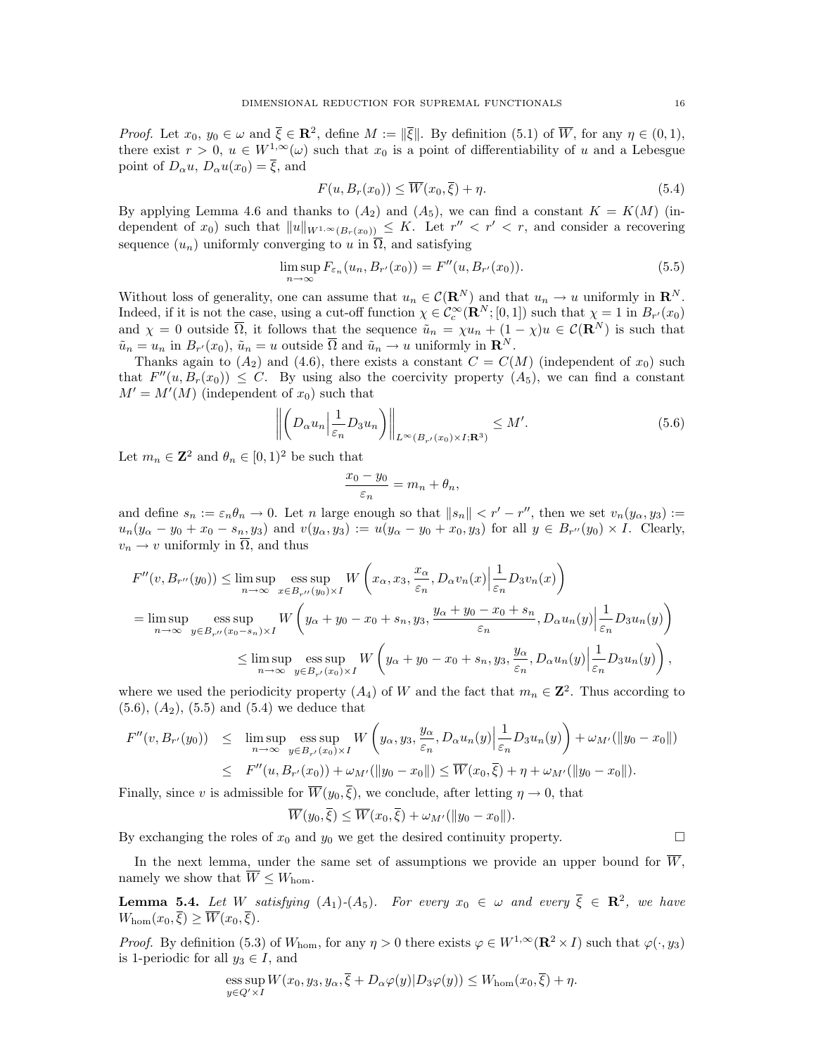*Proof.* Let $x_0$, $y_0 \in \omega$ and $\overline{\xi} \in \mathbf{R}^2$, define $M := \|\overline{\xi}\|$. By definition (5.1) of $\overline{W}$, for any $\eta \in (0,1)$, there exist $r > 0$, $u \in W^{1,\infty}(\omega)$ such that $x_0$ is a point of differentiability of $u$ and a Lebesgue point of $D_\alpha u$, $D_\alpha u(x_0) = \overline{\xi}$, and

$$F(u, B_r(x_0)) \leq \overline{W}(x_0, \overline{\xi}) + \eta. \tag{5.4}$$

By applying Lemma 4.6 and thanks to $(A_2)$ and $(A_5)$, we can find a constant $K = K(M)$ (independent of $x_0$) such that $\|u\|_{W^{1,\infty}(B_r(x_0))} \leq K$. Let $r'' < r' < r$, and consider a recovering sequence $(u_n)$ uniformly converging to $u$ in $\overline{\Omega}$, and satisfying

$$\limsup_{n\to\infty} F_{\varepsilon_n}(u_n, B_{r'}(x_0)) = F''(u, B_{r'}(x_0)). \tag{5.5}$$

Without loss of generality, one can assume that $u_n \in \mathcal{C}(\mathbf{R}^N)$ and that $u_n \to u$ uniformly in $\mathbf{R}^N$. Indeed, if it is not the case, using a cut-off function $\chi \in \mathcal{C}_c^\infty(\mathbf{R}^N; [0,1])$ such that $\chi = 1$ in $B_{r'}(x_0)$ and $\chi = 0$ outside $\overline{\Omega}$, it follows that the sequence $\tilde{u}_n = \chi u_n + (1-\chi)u \in \mathcal{C}(\mathbf{R}^N)$ is such that $\tilde{u}_n = u_n$ in $B_{r'}(x_0)$, $\tilde{u}_n = u$ outside $\overline{\Omega}$ and $\tilde{u}_n \to u$ uniformly in $\mathbf{R}^N$.

Thanks again to $(A_2)$ and (4.6), there exists a constant $C = C(M)$ (independent of $x_0$) such that $F''(u, B_r(x_0)) \leq C$. By using also the coercivity property $(A_5)$, we can find a constant $M' = M'(M)$ (independent of $x_0$) such that

$$\left\| \left( D_\alpha u_n \Big| \frac{1}{\varepsilon_n} D_3 u_n \right) \right\|_{L^\infty(B_{r'}(x_0)\times I;\mathbf{R}^3)} \leq M'. \tag{5.6}$$

Let $m_n \in \mathbf{Z}^2$ and $\theta_n \in [0,1)^2$ be such that

$$\frac{x_0 - y_0}{\varepsilon_n} = m_n + \theta_n,$$

and define $s_n := \varepsilon_n \theta_n \to 0$. Let $n$ large enough so that $\|s_n\| < r' - r''$, then we set $v_n(y_\alpha, y_3) := u_n(y_\alpha - y_0 + x_0 - s_n, y_3)$ and $v(y_\alpha, y_3) := u(y_\alpha - y_0 + x_0, y_3)$ for all $y \in B_{r''}(y_0) \times I$. Clearly, $v_n \to v$ uniformly in $\overline{\Omega}$, and thus

$$\begin{aligned}
F''(v, B_{r''}(y_0)) &\leq \limsup_{n\to\infty} \operatorname*{ess\,sup}_{x\in B_{r''}(y_0)\times I} W\left(x_\alpha, x_3, \frac{x_\alpha}{\varepsilon_n}, D_\alpha v_n(x) \Big| \frac{1}{\varepsilon_n} D_3 v_n(x)\right) \\
&= \limsup_{n\to\infty} \operatorname*{ess\,sup}_{y\in B_{r''}(x_0-s_n)\times I} W\left(y_\alpha + y_0 - x_0 + s_n, y_3, \frac{y_\alpha + y_0 - x_0 + s_n}{\varepsilon_n}, D_\alpha u_n(y) \Big| \frac{1}{\varepsilon_n} D_3 u_n(y)\right) \\
&\leq \limsup_{n\to\infty} \operatorname*{ess\,sup}_{y\in B_{r'}(x_0)\times I} W\left(y_\alpha + y_0 - x_0 + s_n, y_3, \frac{y_\alpha}{\varepsilon_n}, D_\alpha u_n(y) \Big| \frac{1}{\varepsilon_n} D_3 u_n(y)\right),
\end{aligned}$$

where we used the periodicity property $(A_4)$ of $W$ and the fact that $m_n \in \mathbf{Z}^2$. Thus according to (5.6), $(A_2)$, (5.5) and (5.4) we deduce that

$$\begin{aligned}
F''(v, B_{r'}(y_0)) &\leq \limsup_{n\to\infty} \operatorname*{ess\,sup}_{y\in B_{r'}(x_0)\times I} W\left(y_\alpha, y_3, \frac{y_\alpha}{\varepsilon_n}, D_\alpha u_n(y) \Big| \frac{1}{\varepsilon_n} D_3 u_n(y)\right) + \omega_{M'}(\|y_0 - x_0\|) \\
&\leq F''(u, B_{r'}(x_0)) + \omega_{M'}(\|y_0 - x_0\|) \leq \overline{W}(x_0, \overline{\xi}) + \eta + \omega_{M'}(\|y_0 - x_0\|).
\end{aligned}$$

Finally, since $v$ is admissible for $\overline{W}(y_0, \overline{\xi})$, we conclude, after letting $\eta \to 0$, that

$$\overline{W}(y_0, \overline{\xi}) \leq \overline{W}(x_0, \overline{\xi}) + \omega_{M'}(\|y_0 - x_0\|).$$

By exchanging the roles of $x_0$ and $y_0$ we get the desired continuity property. $\square$

In the next lemma, under the same set of assumptions we provide an upper bound for $\overline{W}$, namely we show that $\overline{W} \leq W_{\text{hom}}$.

**Lemma 5.4.** *Let $W$ satisfying $(A_1)$-$(A_5)$. For every $x_0 \in \omega$ and every $\overline{\xi} \in \mathbf{R}^2$, we have $W_{\text{hom}}(x_0, \overline{\xi}) \geq \overline{W}(x_0, \overline{\xi})$.*

*Proof.* By definition (5.3) of $W_{\text{hom}}$, for any $\eta > 0$ there exists $\varphi \in W^{1,\infty}(\mathbf{R}^2 \times I)$ such that $\varphi(\cdot, y_3)$ is 1-periodic for all $y_3 \in I$, and

$$\operatorname*{ess\,sup}_{y\in Q'\times I} W(x_0, y_3, y_\alpha, \overline{\xi} + D_\alpha\varphi(y) | D_3\varphi(y)) \leq W_{\text{hom}}(x_0, \overline{\xi}) + \eta.$$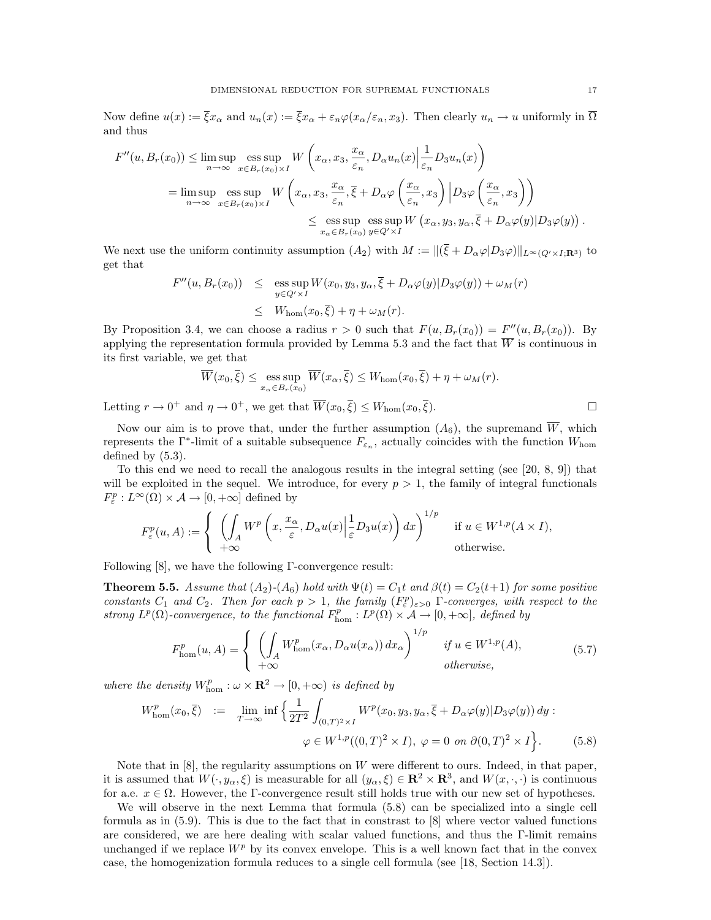Now define $u(x) := \overline{\xi} x_\alpha$ and $u_n(x) := \overline{\xi} x_\alpha + \varepsilon_n \varphi(x_\alpha/\varepsilon_n, x_3)$. Then clearly $u_n \to u$ uniformly in $\overline{\Omega}$ and thus

$$
\begin{aligned}
F''(u, B_r(x_0)) &\leq \limsup_{n\to\infty} \operatorname*{ess\,sup}_{x \in B_r(x_0)\times I} W\left(x_\alpha, x_3, \frac{x_\alpha}{\varepsilon_n}, D_\alpha u_n(x) \Big| \frac{1}{\varepsilon_n} D_3 u_n(x)\right) \\
&= \limsup_{n\to\infty} \operatorname*{ess\,sup}_{x \in B_r(x_0)\times I} W\left(x_\alpha, x_3, \frac{x_\alpha}{\varepsilon_n}, \overline{\xi} + D_\alpha \varphi\left(\frac{x_\alpha}{\varepsilon_n}, x_3\right) \Big| D_3 \varphi\left(\frac{x_\alpha}{\varepsilon_n}, x_3\right)\right) \\
&\qquad\qquad \leq \operatorname*{ess\,sup}_{x_\alpha \in B_r(x_0)} \operatorname*{ess\,sup}_{y \in Q'\times I} W\left(x_\alpha, y_3, y_\alpha, \overline{\xi} + D_\alpha \varphi(y) | D_3 \varphi(y)\right).
\end{aligned}
$$

We next use the uniform continuity assumption $(A_2)$ with $M := \|(\overline{\xi} + D_\alpha\varphi | D_3\varphi)\|_{L^\infty(Q'\times I;\mathbf{R}^3)}$ to get that

$$
\begin{aligned}
F''(u, B_r(x_0)) &\leq \operatorname*{ess\,sup}_{y \in Q'\times I} W(x_0, y_3, y_\alpha, \overline{\xi} + D_\alpha\varphi(y) | D_3\varphi(y)) + \omega_M(r) \\
&\leq W_{\rm hom}(x_0, \overline{\xi}) + \eta + \omega_M(r).
\end{aligned}
$$

By Proposition 3.4, we can choose a radius $r > 0$ such that $F(u, B_r(x_0)) = F''(u, B_r(x_0))$. By applying the representation formula provided by Lemma 5.3 and the fact that $\overline{W}$ is continuous in its first variable, we get that

$$
\overline{W}(x_0, \overline{\xi}) \leq \operatorname*{ess\,sup}_{x_\alpha \in B_r(x_0)} \overline{W}(x_\alpha, \overline{\xi}) \leq W_{\rm hom}(x_0, \overline{\xi}) + \eta + \omega_M(r).
$$

Letting $r \to 0^+$ and $\eta \to 0^+$, we get that $\overline{W}(x_0, \overline{\xi}) \leq W_{\rm hom}(x_0, \overline{\xi})$. □

Now our aim is to prove that, under the further assumption $(A_6)$, the supremand $\overline{W}$, which represents the $\Gamma^*$-limit of a suitable subsequence $F_{\varepsilon_n}$, actually coincides with the function $W_{\rm hom}$ defined by (5.3).

To this end we need to recall the analogous results in the integral setting (see [20, 8, 9]) that will be exploited in the sequel. We introduce, for every $p > 1$, the family of integral functionals $F^p_\varepsilon : L^\infty(\Omega) \times \mathcal{A} \to [0, +\infty]$ defined by

$$
F^p_\varepsilon(u, A) := \begin{cases} \left( \displaystyle\int_A W^p\left(x, \frac{x_\alpha}{\varepsilon}, D_\alpha u(x) \Big| \frac{1}{\varepsilon} D_3 u(x)\right) dx \right)^{1/p} & \text{if } u \in W^{1,p}(A\times I), \\ +\infty & \text{otherwise.} \end{cases}
$$

Following [8], we have the following $\Gamma$-convergence result:

**Theorem 5.5.** *Assume that $(A_2)$-$(A_6)$ hold with $\Psi(t) = C_1 t$ and $\beta(t) = C_2(t+1)$ for some positive constants $C_1$ and $C_2$. Then for each $p > 1$, the family $(F^p_\varepsilon)_{\varepsilon>0}$ $\Gamma$-converges, with respect to the strong $L^p(\Omega)$-convergence, to the functional $F^p_{\rm hom} : L^p(\Omega) \times \mathcal{A} \to [0, +\infty]$, defined by*

$$
F^p_{\rm hom}(u, A) = \begin{cases} \left( \displaystyle\int_A W^p_{\rm hom}(x_\alpha, D_\alpha u(x_\alpha))\, dx_\alpha \right)^{1/p} & \text{if } u \in W^{1,p}(A), \\ +\infty & \text{otherwise,} \end{cases} \tag{5.7}
$$

*where the density $W^p_{\rm hom} : \omega \times \mathbf{R}^2 \to [0, +\infty)$ is defined by*

$$
\begin{aligned}
W^p_{\rm hom}(x_0, \overline{\xi}) \;:=\; \lim_{T\to\infty} \inf \Big\{ &\frac{1}{2T^2} \int_{(0,T)^2\times I} W^p(x_0, y_3, y_\alpha, \overline{\xi} + D_\alpha\varphi(y) | D_3\varphi(y))\, dy : \\
&\varphi \in W^{1,p}((0,T)^2 \times I),\ \varphi = 0 \text{ on } \partial(0,T)^2 \times I \Big\}.
\end{aligned} \tag{5.8}
$$

Note that in [8], the regularity assumptions on $W$ were different to ours. Indeed, in that paper, it is assumed that $W(\cdot, y_\alpha, \xi)$ is measurable for all $(y_\alpha, \xi) \in \mathbf{R}^2 \times \mathbf{R}^3$, and $W(x, \cdot, \cdot)$ is continuous for a.e. $x \in \Omega$. However, the $\Gamma$-convergence result still holds true with our new set of hypotheses.

We will observe in the next Lemma that formula (5.8) can be specialized into a single cell formula as in (5.9). This is due to the fact that in constrast to [8] where vector valued functions are considered, we are here dealing with scalar valued functions, and thus the $\Gamma$-limit remains unchanged if we replace $W^p$ by its convex envelope. This is a well known fact that in the convex case, the homogenization formula reduces to a single cell formula (see [18, Section 14.3]).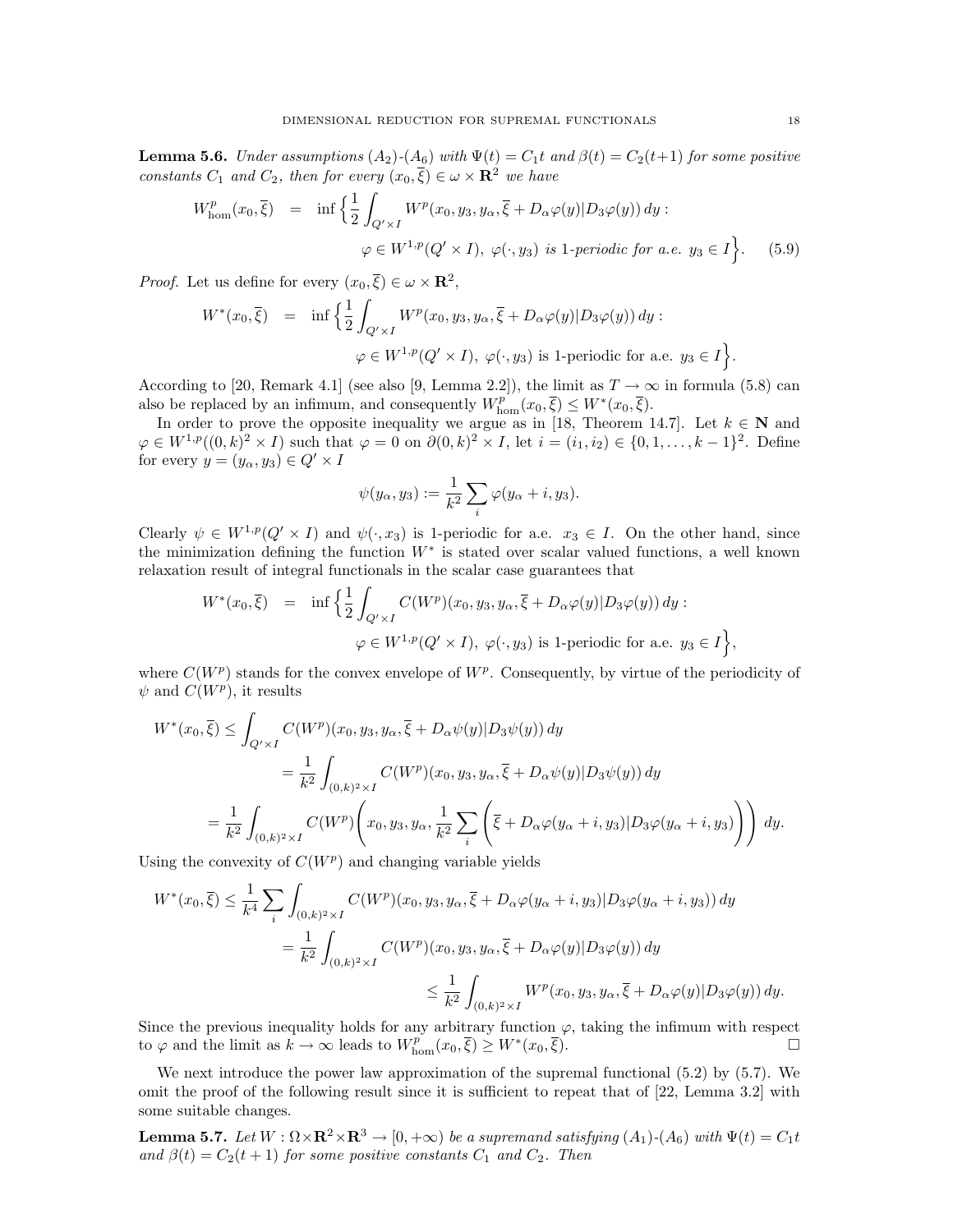**Lemma 5.6.** *Under assumptions* $(A_2)$-$(A_6)$ *with* $\Psi(t) = C_1 t$ *and* $\beta(t) = C_2(t+1)$ *for some positive constants* $C_1$ *and* $C_2$*, then for every* $(x_0, \overline{\xi}) \in \omega \times \mathbf{R}^2$ *we have*

$$W^p_{\hom}(x_0, \overline{\xi}) = \inf\Big\{ \frac{1}{2}\int_{Q' \times I} W^p(x_0, y_3, y_\alpha, \overline{\xi} + D_\alpha \varphi(y) | D_3 \varphi(y))\, dy : \\ \varphi \in W^{1,p}(Q' \times I),\ \varphi(\cdot, y_3) \text{ is 1-periodic for a.e. } y_3 \in I \Big\}. \tag{5.9}$$

*Proof.* Let us define for every $(x_0, \overline{\xi}) \in \omega \times \mathbf{R}^2$,

$$W^*(x_0, \overline{\xi}) = \inf\Big\{ \frac{1}{2}\int_{Q' \times I} W^p(x_0, y_3, y_\alpha, \overline{\xi} + D_\alpha \varphi(y) | D_3 \varphi(y))\, dy : \\ \varphi \in W^{1,p}(Q' \times I),\ \varphi(\cdot, y_3) \text{ is 1-periodic for a.e. } y_3 \in I \Big\}.$$

According to [20, Remark 4.1] (see also [9, Lemma 2.2]), the limit as $T \to \infty$ in formula (5.8) can also be replaced by an infimum, and consequently $W^p_{\hom}(x_0, \overline{\xi}) \le W^*(x_0, \overline{\xi})$.

In order to prove the opposite inequality we argue as in [18, Theorem 14.7]. Let $k \in \mathbf{N}$ and $\varphi \in W^{1,p}((0,k)^2 \times I)$ such that $\varphi = 0$ on $\partial(0,k)^2 \times I$, let $i = (i_1, i_2) \in \{0, 1, \dots, k-1\}^2$. Define for every $y = (y_\alpha, y_3) \in Q' \times I$

$$\psi(y_\alpha, y_3) := \frac{1}{k^2} \sum_i \varphi(y_\alpha + i, y_3).$$

Clearly $\psi \in W^{1,p}(Q' \times I)$ and $\psi(\cdot, x_3)$ is 1-periodic for a.e. $x_3 \in I$. On the other hand, since the minimization defining the function $W^*$ is stated over scalar valued functions, a well known relaxation result of integral functionals in the scalar case guarantees that

$$W^*(x_0, \overline{\xi}) = \inf\Big\{ \frac{1}{2}\int_{Q' \times I} C(W^p)(x_0, y_3, y_\alpha, \overline{\xi} + D_\alpha \varphi(y) | D_3 \varphi(y))\, dy : \\ \varphi \in W^{1,p}(Q' \times I),\ \varphi(\cdot, y_3) \text{ is 1-periodic for a.e. } y_3 \in I \Big\},$$

where $C(W^p)$ stands for the convex envelope of $W^p$. Consequently, by virtue of the periodicity of $\psi$ and $C(W^p)$, it results

$$\begin{aligned} W^*(x_0, \overline{\xi}) &\le \int_{Q' \times I} C(W^p)(x_0, y_3, y_\alpha, \overline{\xi} + D_\alpha \psi(y) | D_3 \psi(y))\, dy \\ &= \frac{1}{k^2} \int_{(0,k)^2 \times I} C(W^p)(x_0, y_3, y_\alpha, \overline{\xi} + D_\alpha \psi(y) | D_3 \psi(y))\, dy \\ &= \frac{1}{k^2} \int_{(0,k)^2 \times I} C(W^p)\left( x_0, y_3, y_\alpha, \frac{1}{k^2} \sum_i \left( \overline{\xi} + D_\alpha \varphi(y_\alpha + i, y_3) | D_3 \varphi(y_\alpha + i, y_3) \right) \right) dy. \end{aligned}$$

Using the convexity of $C(W^p)$ and changing variable yields

$$\begin{aligned} W^*(x_0, \overline{\xi}) &\le \frac{1}{k^4} \sum_i \int_{(0,k)^2 \times I} C(W^p)(x_0, y_3, y_\alpha, \overline{\xi} + D_\alpha \varphi(y_\alpha + i, y_3) | D_3 \varphi(y_\alpha + i, y_3))\, dy \\ &= \frac{1}{k^2} \int_{(0,k)^2 \times I} C(W^p)(x_0, y_3, y_\alpha, \overline{\xi} + D_\alpha \varphi(y) | D_3 \varphi(y))\, dy \\ &\le \frac{1}{k^2} \int_{(0,k)^2 \times I} W^p(x_0, y_3, y_\alpha, \overline{\xi} + D_\alpha \varphi(y) | D_3 \varphi(y))\, dy. \end{aligned}$$

Since the previous inequality holds for any arbitrary function $\varphi$, taking the infimum with respect to $\varphi$ and the limit as $k \to \infty$ leads to $W^p_{\hom}(x_0, \overline{\xi}) \ge W^*(x_0, \overline{\xi})$. ☐

We next introduce the power law approximation of the supremal functional (5.2) by (5.7). We omit the proof of the following result since it is sufficient to repeat that of [22, Lemma 3.2] with some suitable changes.

**Lemma 5.7.** *Let* $W : \Omega \times \mathbf{R}^2 \times \mathbf{R}^3 \to [0, +\infty)$ *be a supremand satisfying* $(A_1)$-$(A_6)$ *with* $\Psi(t) = C_1 t$ *and* $\beta(t) = C_2(t+1)$ *for some positive constants* $C_1$ *and* $C_2$*. Then*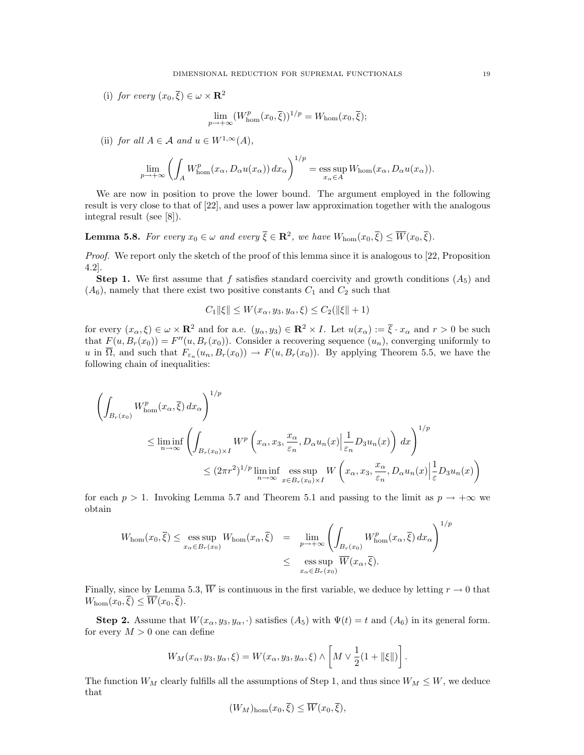(i) *for every* $(x_0, \overline{\xi}) \in \omega \times \mathbf{R}^2$

$$\lim_{p\to+\infty} (W^p_{\rm hom}(x_0,\overline{\xi}))^{1/p} = W_{\rm hom}(x_0,\overline{\xi});$$

(ii) *for all* $A \in \mathcal{A}$ *and* $u \in W^{1,\infty}(A)$,

$$\lim_{p\to+\infty} \left( \int_A W^p_{\rm hom}(x_\alpha, D_\alpha u(x_\alpha))\, dx_\alpha \right)^{1/p} = \operatorname*{ess\,sup}_{x_\alpha \in A} W_{\rm hom}(x_\alpha, D_\alpha u(x_\alpha)).$$

We are now in position to prove the lower bound. The argument employed in the following result is very close to that of [22], and uses a power law approximation together with the analogous integral result (see [8]).

**Lemma 5.8.** *For every* $x_0 \in \omega$ *and every* $\overline{\xi} \in \mathbf{R}^2$*, we have* $W_{\rm hom}(x_0,\overline{\xi}) \le \overline{W}(x_0,\overline{\xi})$*.*

*Proof.* We report only the sketch of the proof of this lemma since it is analogous to [22, Proposition 4.2].

**Step 1.** We first assume that $f$ satisfies standard coercivity and growth conditions $(A_5)$ and $(A_6)$, namely that there exist two positive constants $C_1$ and $C_2$ such that

$$C_1\|\xi\| \le W(x_\alpha, y_3, y_\alpha, \xi) \le C_2(\|\xi\|+1)$$

for every $(x_\alpha, \xi) \in \omega \times \mathbf{R}^2$ and for a.e. $(y_\alpha, y_3) \in \mathbf{R}^2 \times I$. Let $u(x_\alpha) := \overline{\xi} \cdot x_\alpha$ and $r > 0$ be such that $F(u, B_r(x_0)) = F''(u, B_r(x_0))$. Consider a recovering sequence $(u_n)$, converging uniformly to $u$ in $\overline{\Omega}$, and such that $F_{\varepsilon_n}(u_n, B_r(x_0)) \to F(u, B_r(x_0))$. By applying Theorem 5.5, we have the following chain of inequalities:

$$\begin{aligned}
&\left( \int_{B_r(x_0)} W^p_{\rm hom}(x_\alpha, \overline{\xi})\, dx_\alpha \right)^{1/p} \\
&\qquad \le \liminf_{n\to\infty} \left( \int_{B_r(x_0)\times I} W^p\left(x_\alpha, x_3, \frac{x_\alpha}{\varepsilon_n}, D_\alpha u_n(x) \Big| \frac{1}{\varepsilon_n} D_3 u_n(x)\right) dx \right)^{1/p} \\
&\qquad\qquad \le (2\pi r^2)^{1/p} \liminf_{n\to\infty} \operatorname*{ess\,sup}_{x\in B_r(x_0)\times I} W\left(x_\alpha, x_3, \frac{x_\alpha}{\varepsilon_n}, D_\alpha u_n(x) \Big| \frac{1}{\varepsilon} D_3 u_n(x)\right)
\end{aligned}$$

for each $p > 1$. Invoking Lemma 5.7 and Theorem 5.1 and passing to the limit as $p \to +\infty$ we obtain

$$\begin{aligned}
W_{\rm hom}(x_0,\overline{\xi}) \le \operatorname*{ess\,sup}_{x_\alpha\in B_r(x_0)} W_{\rm hom}(x_\alpha,\overline{\xi}) &= \lim_{p\to+\infty} \left( \int_{B_r(x_0)} W^p_{\rm hom}(x_\alpha,\overline{\xi})\, dx_\alpha \right)^{1/p} \\
&\le \operatorname*{ess\,sup}_{x_\alpha\in B_r(x_0)} \overline{W}(x_\alpha,\overline{\xi}).
\end{aligned}$$

Finally, since by Lemma 5.3, $\overline{W}$ is continuous in the first variable, we deduce by letting $r \to 0$ that $W_{\rm hom}(x_0,\overline{\xi}) \le \overline{W}(x_0,\overline{\xi})$.

**Step 2.** Assume that $W(x_\alpha, y_3, y_\alpha, \cdot)$ satisfies $(A_5)$ with $\Psi(t) = t$ and $(A_6)$ in its general form. for every $M > 0$ one can define

$$W_M(x_\alpha, y_3, y_\alpha, \xi) = W(x_\alpha, y_3, y_\alpha, \xi) \wedge \left[ M \vee \frac{1}{2}(1+\|\xi\|) \right].$$

The function $W_M$ clearly fulfills all the assumptions of Step 1, and thus since $W_M \le W$, we deduce that

$$(W_M)_{\rm hom}(x_0,\overline{\xi}) \le \overline{W}(x_0,\overline{\xi}),$$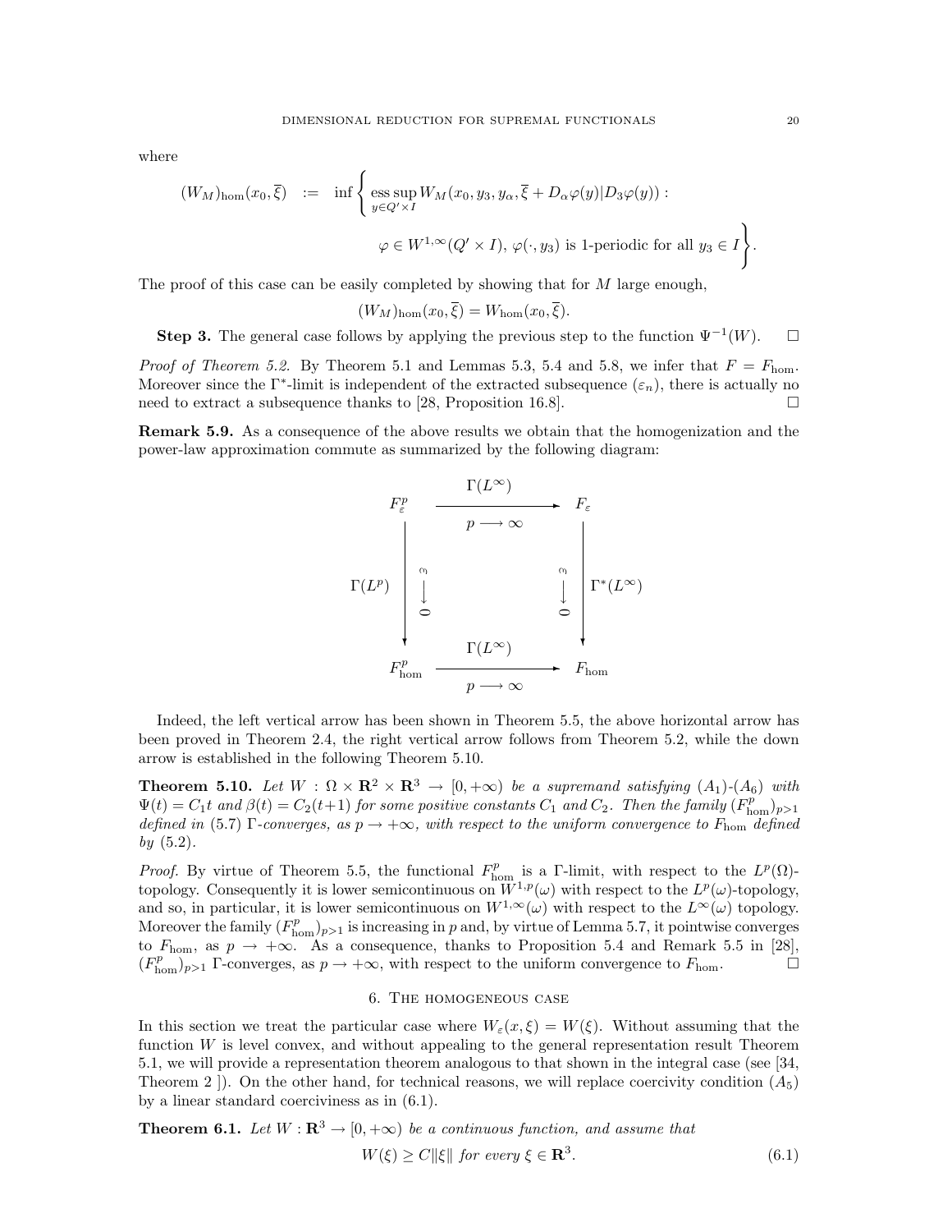where

$$(W_M)_{\rm hom}(x_0,\overline{\xi}) \;:=\; \inf\Bigg\{ \operatorname*{ess\,sup}_{y\in Q'\times I} W_M(x_0,y_3,y_\alpha,\overline{\xi}+D_\alpha\varphi(y)|D_3\varphi(y)) :$$

$$\varphi\in W^{1,\infty}(Q'\times I),\ \varphi(\cdot,y_3) \text{ is 1-periodic for all } y_3\in I\Bigg\}.$$

The proof of this case can be easily completed by showing that for $M$ large enough,

$$(W_M)_{\rm hom}(x_0,\overline{\xi}) = W_{\rm hom}(x_0,\overline{\xi}).$$

**Step 3.** The general case follows by applying the previous step to the function $\Psi^{-1}(W)$. $\square$

*Proof of Theorem 5.2.* By Theorem 5.1 and Lemmas 5.3, 5.4 and 5.8, we infer that $F = F_{\rm hom}$. Moreover since the $\Gamma^*$-limit is independent of the extracted subsequence $(\varepsilon_n)$, there is actually no need to extract a subsequence thanks to [28, Proposition 16.8]. $\square$

**Remark 5.9.** As a consequence of the above results we obtain that the homogenization and the power-law approximation commute as summarized by the following diagram:

$$\begin{array}{ccc}
F^p_\varepsilon & \xrightarrow[\;p\,\longrightarrow\,\infty\;]{\Gamma(L^\infty)} & F_\varepsilon \\
\Gamma(L^p)\Big\downarrow {\scriptstyle \varepsilon\to 0} & & {\scriptstyle \varepsilon\to 0}\Big\downarrow \Gamma^*(L^\infty) \\
F^p_{\rm hom} & \xrightarrow[\;p\,\longrightarrow\,\infty\;]{\Gamma(L^\infty)} & F_{\rm hom}
\end{array}$$

Indeed, the left vertical arrow has been shown in Theorem 5.5, the above horizontal arrow has been proved in Theorem 2.4, the right vertical arrow follows from Theorem 5.2, while the down arrow is established in the following Theorem 5.10.

**Theorem 5.10.** *Let $W:\Omega\times\mathbf{R}^2\times\mathbf{R}^3\to[0,+\infty)$ be a supremand satisfying $(A_1)$-$(A_6)$ with $\Psi(t)=C_1 t$ and $\beta(t)=C_2(t+1)$ for some positive constants $C_1$ and $C_2$. Then the family $(F^p_{\rm hom})_{p>1}$ defined in* (5.7) *$\Gamma$-converges, as $p\to+\infty$, with respect to the uniform convergence to $F_{\rm hom}$ defined by* (5.2).

*Proof.* By virtue of Theorem 5.5, the functional $F^p_{\rm hom}$ is a $\Gamma$-limit, with respect to the $L^p(\Omega)$-topology. Consequently it is lower semicontinuous on $W^{1,p}(\omega)$ with respect to the $L^p(\omega)$-topology, and so, in particular, it is lower semicontinuous on $W^{1,\infty}(\omega)$ with respect to the $L^\infty(\omega)$ topology. Moreover the family $(F^p_{\rm hom})_{p>1}$ is increasing in $p$ and, by virtue of Lemma 5.7, it pointwise converges to $F_{\rm hom}$, as $p\to+\infty$. As a consequence, thanks to Proposition 5.4 and Remark 5.5 in [28], $(F^p_{\rm hom})_{p>1}$ $\Gamma$-converges, as $p\to+\infty$, with respect to the uniform convergence to $F_{\rm hom}$. $\square$

## 6. The homogeneous case

In this section we treat the particular case where $W_\varepsilon(x,\xi)=W(\xi)$. Without assuming that the function $W$ is level convex, and without appealing to the general representation result Theorem 5.1, we will provide a representation theorem analogous to that shown in the integral case (see [34, Theorem 2 ]). On the other hand, for technical reasons, we will replace coercivity condition $(A_5)$ by a linear standard coerciviness as in (6.1).

**Theorem 6.1.** *Let $W:\mathbf{R}^3\to[0,+\infty)$ be a continuous function, and assume that*

$$W(\xi)\ge C\|\xi\| \text{ for every } \xi\in\mathbf{R}^3. \tag{6.1}$$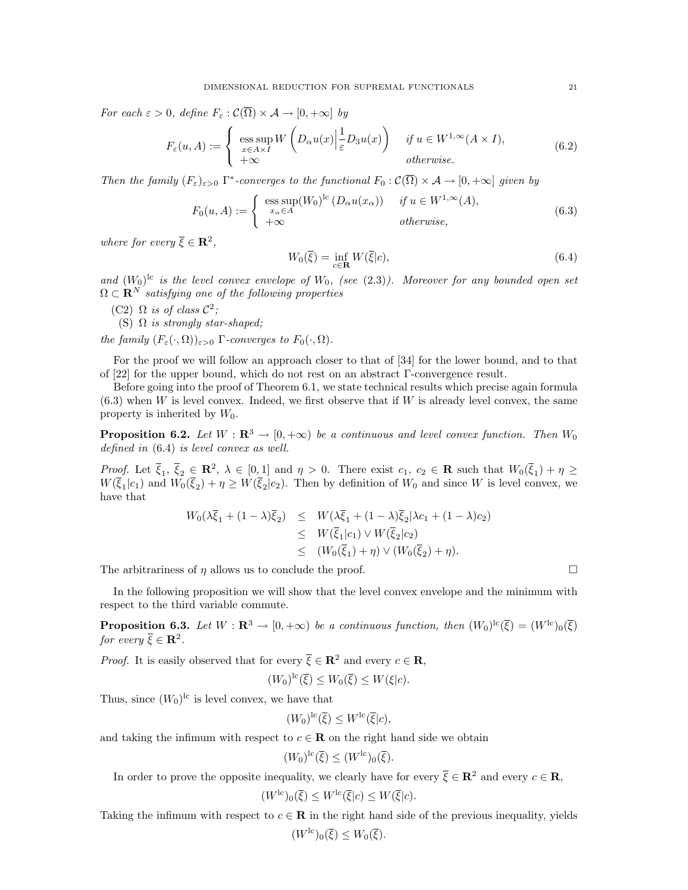*For each $\varepsilon > 0$, define $F_\varepsilon : \mathcal{C}(\overline{\Omega}) \times \mathcal{A} \to [0, +\infty]$ by*

$$F_\varepsilon(u, A) := \begin{cases} \operatorname*{ess\,sup}_{x \in A \times I} W\left(D_\alpha u(x)\Big|\dfrac{1}{\varepsilon}D_3 u(x)\right) & \text{if } u \in W^{1,\infty}(A \times I), \\ +\infty & \text{otherwise.} \end{cases} \tag{6.2}$$

*Then the family $(F_\varepsilon)_{\varepsilon>0}$ $\Gamma^*$-converges to the functional $F_0 : \mathcal{C}(\overline{\Omega}) \times \mathcal{A} \to [0, +\infty]$ given by*

$$F_0(u, A) := \begin{cases} \operatorname*{ess\,sup}_{x_\alpha \in A} (W_0)^{\mathrm{lc}}\left(D_\alpha u(x_\alpha)\right) & \text{if } u \in W^{1,\infty}(A), \\ +\infty & \text{otherwise,} \end{cases} \tag{6.3}$$

*where for every $\overline{\xi} \in \mathbf{R}^2$,*

$$W_0(\overline{\xi}) = \inf_{c \in \mathbf{R}} W(\overline{\xi}|c), \tag{6.4}$$

*and $(W_0)^{\mathrm{lc}}$ is the level convex envelope of $W_0$, (see (2.3)). Moreover for any bounded open set $\Omega \subset \mathbf{R}^N$ satisfying one of the following properties*

(C2) *$\Omega$ is of class $\mathcal{C}^2$;*
(S) *$\Omega$ is strongly star-shaped;*

*the family $(F_\varepsilon(\cdot, \Omega))_{\varepsilon>0}$ $\Gamma$-converges to $F_0(\cdot, \Omega)$.*

For the proof we will follow an approach closer to that of [34] for the lower bound, and to that of [22] for the upper bound, which do not rest on an abstract $\Gamma$-convergence result.

Before going into the proof of Theorem 6.1, we state technical results which precise again formula (6.3) when $W$ is level convex. Indeed, we first observe that if $W$ is already level convex, the same property is inherited by $W_0$.

**Proposition 6.2.** *Let $W : \mathbf{R}^3 \to [0, +\infty)$ be a continuous and level convex function. Then $W_0$ defined in (6.4) is level convex as well.*

*Proof.* Let $\overline{\xi}_1, \overline{\xi}_2 \in \mathbf{R}^2$, $\lambda \in [0, 1]$ and $\eta > 0$. There exist $c_1, c_2 \in \mathbf{R}$ such that $W_0(\overline{\xi}_1) + \eta \geq W(\overline{\xi}_1|c_1)$ and $W_0(\overline{\xi}_2) + \eta \geq W(\overline{\xi}_2|c_2)$. Then by definition of $W_0$ and since $W$ is level convex, we have that

$$\begin{aligned} W_0(\lambda\overline{\xi}_1 + (1-\lambda)\overline{\xi}_2) &\leq W(\lambda\overline{\xi}_1 + (1-\lambda)\overline{\xi}_2|\lambda c_1 + (1-\lambda)c_2) \\ &\leq W(\overline{\xi}_1|c_1) \vee W(\overline{\xi}_2|c_2) \\ &\leq (W_0(\overline{\xi}_1) + \eta) \vee (W_0(\overline{\xi}_2) + \eta). \end{aligned}$$

The arbitrariness of $\eta$ allows us to conclude the proof. $\square$

In the following proposition we will show that the level convex envelope and the minimum with respect to the third variable commute.

**Proposition 6.3.** *Let $W : \mathbf{R}^3 \to [0, +\infty)$ be a continuous function, then $(W_0)^{\mathrm{lc}}(\overline{\xi}) = (W^{\mathrm{lc}})_0(\overline{\xi})$ for every $\overline{\xi} \in \mathbf{R}^2$.*

*Proof.* It is easily observed that for every $\overline{\xi} \in \mathbf{R}^2$ and every $c \in \mathbf{R}$,

$$(W_0)^{\mathrm{lc}}(\overline{\xi}) \leq W_0(\overline{\xi}) \leq W(\xi|c).$$

Thus, since $(W_0)^{\mathrm{lc}}$ is level convex, we have that

$$(W_0)^{\mathrm{lc}}(\overline{\xi}) \leq W^{\mathrm{lc}}(\overline{\xi}|c),$$

and taking the infimum with respect to $c \in \mathbf{R}$ on the right hand side we obtain

$$(W_0)^{\mathrm{lc}}(\overline{\xi}) \leq (W^{\mathrm{lc}})_0(\overline{\xi}).$$

In order to prove the opposite inequality, we clearly have for every $\overline{\xi} \in \mathbf{R}^2$ and every $c \in \mathbf{R}$,

$$(W^{\mathrm{lc}})_0(\overline{\xi}) \leq W^{\mathrm{lc}}(\overline{\xi}|c) \leq W(\overline{\xi}|c).$$

Taking the infimum with respect to $c \in \mathbf{R}$ in the right hand side of the previous inequality, yields

$$(W^{\mathrm{lc}})_0(\overline{\xi}) \leq W_0(\overline{\xi}).$$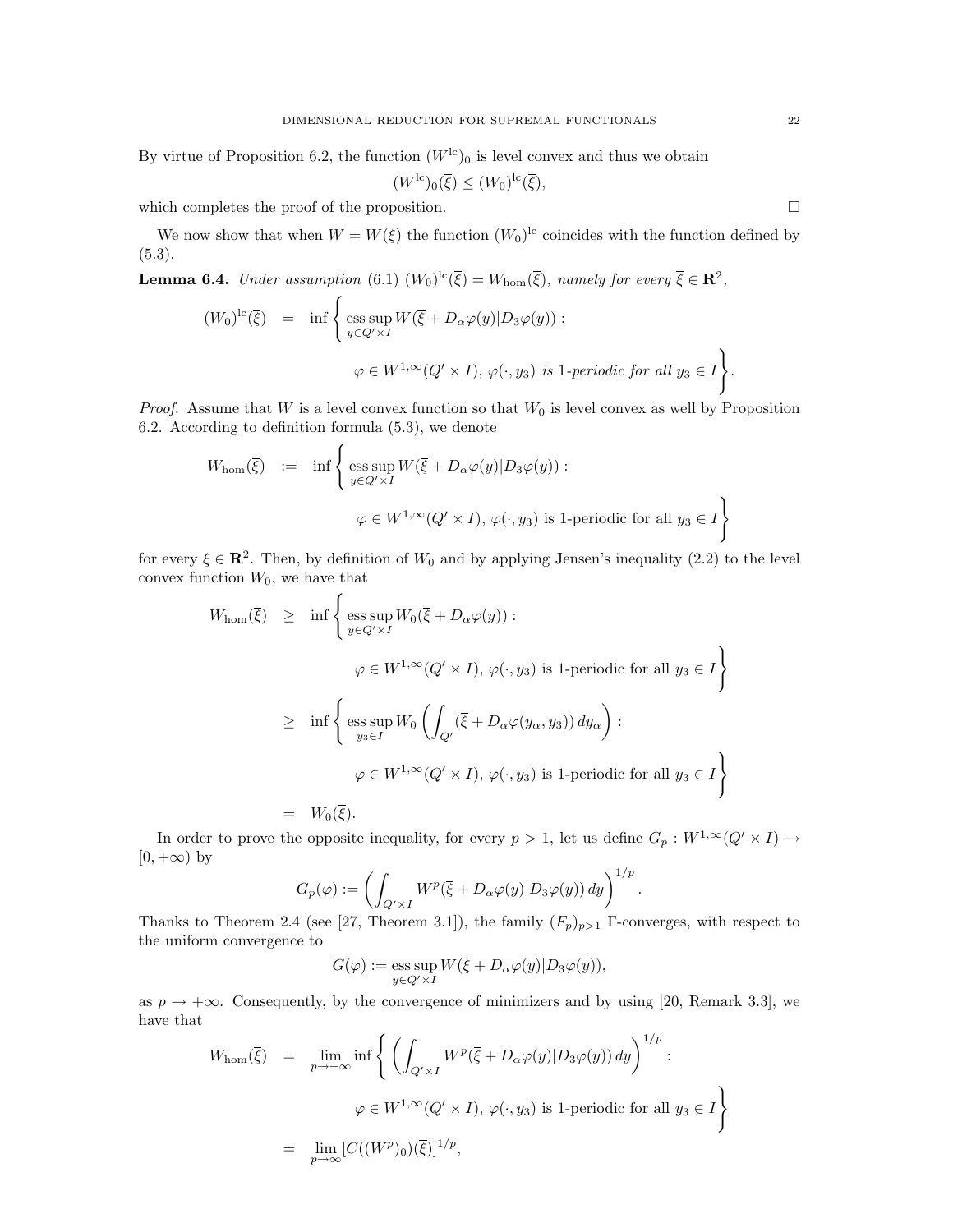By virtue of Proposition 6.2, the function $(W^{\rm lc})_0$ is level convex and thus we obtain

$$(W^{\rm lc})_0(\overline{\xi}) \leq (W_0)^{\rm lc}(\overline{\xi}),$$

which completes the proof of the proposition. □

We now show that when $W = W(\xi)$ the function $(W_0)^{\rm lc}$ coincides with the function defined by (5.3).

**Lemma 6.4.** *Under assumption* (6.1) $(W_0)^{\rm lc}(\overline{\xi}) = W_{\rm hom}(\overline{\xi})$*, namely for every* $\overline{\xi} \in \mathbf{R}^2$*,*

$$\begin{aligned}
(W_0)^{\rm lc}(\overline{\xi}) \quad &= \quad \inf\Bigg\{ \operatorname*{ess\,sup}_{y\in Q'\times I} W(\overline{\xi} + D_\alpha\varphi(y)|D_3\varphi(y)) : \\
&\qquad\qquad \varphi \in W^{1,\infty}(Q'\times I),\ \varphi(\cdot, y_3) \text{ is 1-periodic for all } y_3 \in I\Bigg\}.
\end{aligned}$$

*Proof.* Assume that $W$ is a level convex function so that $W_0$ is level convex as well by Proposition 6.2. According to definition formula (5.3), we denote

$$\begin{aligned}
W_{\rm hom}(\overline{\xi}) \quad &:= \quad \inf\Bigg\{ \operatorname*{ess\,sup}_{y\in Q'\times I} W(\overline{\xi} + D_\alpha\varphi(y)|D_3\varphi(y)) : \\
&\qquad\qquad \varphi \in W^{1,\infty}(Q'\times I),\ \varphi(\cdot, y_3) \text{ is 1-periodic for all } y_3 \in I\Bigg\}
\end{aligned}$$

for every $\xi \in \mathbf{R}^2$. Then, by definition of $W_0$ and by applying Jensen's inequality (2.2) to the level convex function $W_0$, we have that

$$\begin{aligned}
W_{\rm hom}(\overline{\xi}) \quad &\geq \quad \inf\Bigg\{ \operatorname*{ess\,sup}_{y\in Q'\times I} W_0(\overline{\xi} + D_\alpha\varphi(y)) : \\
&\qquad\qquad \varphi \in W^{1,\infty}(Q'\times I),\ \varphi(\cdot, y_3) \text{ is 1-periodic for all } y_3 \in I\Bigg\} \\
&\geq \quad \inf\Bigg\{ \operatorname*{ess\,sup}_{y_3\in I} W_0\left(\int_{Q'} (\overline{\xi} + D_\alpha\varphi(y_\alpha, y_3))\, dy_\alpha\right) : \\
&\qquad\qquad \varphi \in W^{1,\infty}(Q'\times I),\ \varphi(\cdot, y_3) \text{ is 1-periodic for all } y_3 \in I\Bigg\} \\
&= \quad W_0(\overline{\xi}).
\end{aligned}$$

In order to prove the opposite inequality, for every $p > 1$, let us define $G_p : W^{1,\infty}(Q'\times I) \to [0, +\infty)$ by

$$G_p(\varphi) := \left(\int_{Q'\times I} W^p(\overline{\xi} + D_\alpha\varphi(y)|D_3\varphi(y))\, dy\right)^{1/p}.$$

Thanks to Theorem 2.4 (see [27, Theorem 3.1]), the family $(F_p)_{p>1}$ $\Gamma$-converges, with respect to the uniform convergence to

$$\overline{G}(\varphi) := \operatorname*{ess\,sup}_{y\in Q'\times I} W(\overline{\xi} + D_\alpha\varphi(y)|D_3\varphi(y)),$$

as $p \to +\infty$. Consequently, by the convergence of minimizers and by using [20, Remark 3.3], we have that

$$\begin{aligned}
W_{\rm hom}(\overline{\xi}) \quad &= \quad \lim_{p\to+\infty} \inf\Bigg\{ \left(\int_{Q'\times I} W^p(\overline{\xi} + D_\alpha\varphi(y)|D_3\varphi(y))\, dy\right)^{1/p} : \\
&\qquad\qquad \varphi \in W^{1,\infty}(Q'\times I),\ \varphi(\cdot, y_3) \text{ is 1-periodic for all } y_3 \in I\Bigg\} \\
&= \quad \lim_{p\to\infty} [C((W^p)_0)(\overline{\xi})]^{1/p},
\end{aligned}$$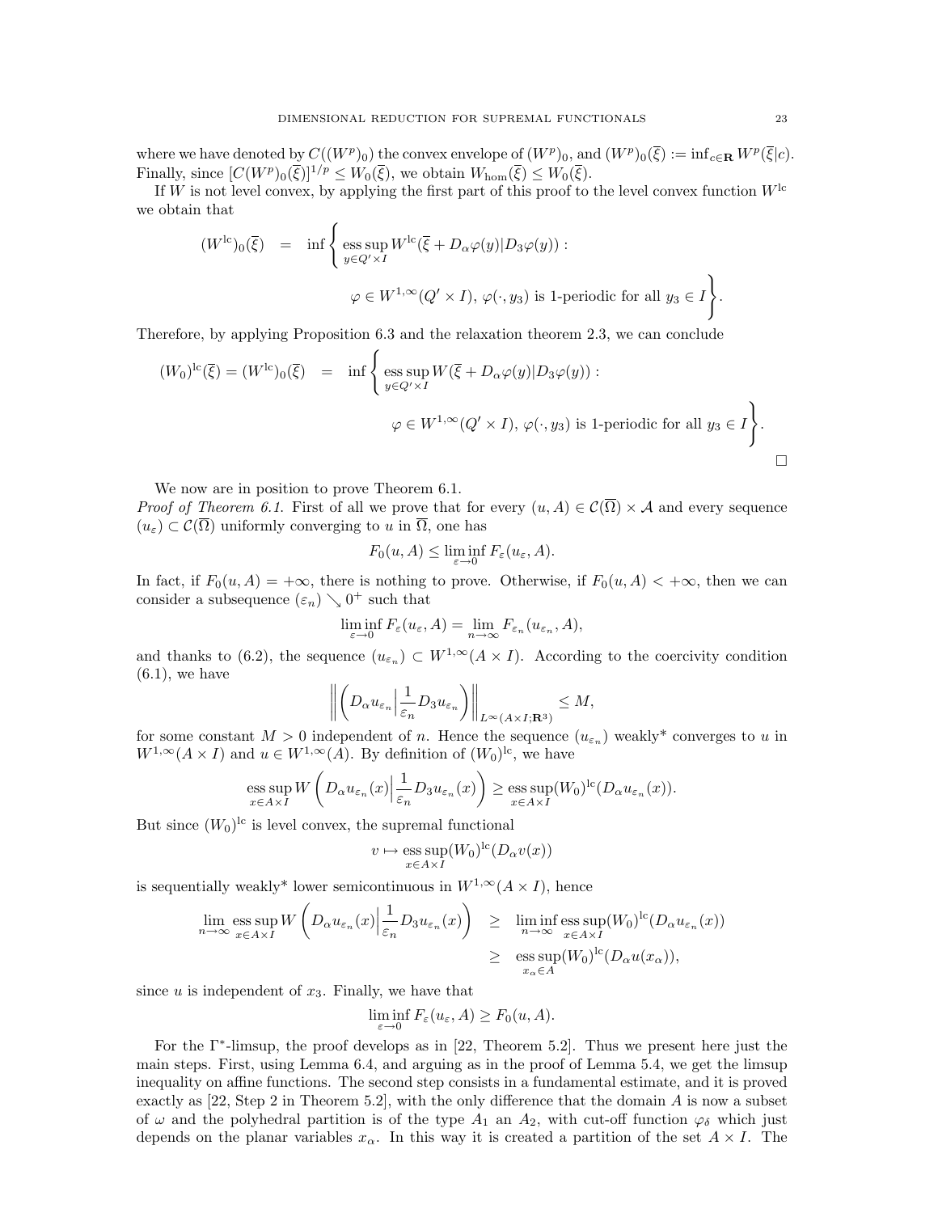where we have denoted by $C((W^p)_0)$ the convex envelope of $(W^p)_0$, and $(W^p)_0(\overline{\xi}) := \inf_{c\in\mathbf{R}} W^p(\overline{\xi}|c)$. Finally, since $[C(W^p)_0(\overline{\xi})]^{1/p} \le W_0(\overline{\xi})$, we obtain $W_{\rm hom}(\overline{\xi}) \le W_0(\overline{\xi})$.

If $W$ is not level convex, by applying the first part of this proof to the level convex function $W^{\rm lc}$ we obtain that

$$
\begin{aligned}
(W^{\rm lc})_0(\overline{\xi}) \quad &= \quad \inf\Bigg\{ \operatorname*{ess\,sup}_{y\in Q'\times I} W^{\rm lc}(\overline{\xi} + D_\alpha\varphi(y)|D_3\varphi(y)) : \\
&\qquad\qquad \varphi \in W^{1,\infty}(Q'\times I),\ \varphi(\cdot,y_3) \text{ is 1-periodic for all } y_3\in I\Bigg\}.
\end{aligned}
$$

Therefore, by applying Proposition 6.3 and the relaxation theorem 2.3, we can conclude

$$
\begin{aligned}
(W_0)^{\rm lc}(\overline{\xi}) = (W^{\rm lc})_0(\overline{\xi}) \quad &= \quad \inf\Bigg\{ \operatorname*{ess\,sup}_{y\in Q'\times I} W(\overline{\xi} + D_\alpha\varphi(y)|D_3\varphi(y)) : \\
&\qquad\qquad \varphi \in W^{1,\infty}(Q'\times I),\ \varphi(\cdot,y_3) \text{ is 1-periodic for all } y_3\in I\Bigg\}.
\end{aligned}
$$

$\square$

We now are in position to prove Theorem 6.1.

*Proof of Theorem 6.1.* First of all we prove that for every $(u,A)\in \mathcal{C}(\overline{\Omega})\times\mathcal{A}$ and every sequence $(u_\varepsilon)\subset\mathcal{C}(\overline{\Omega})$ uniformly converging to $u$ in $\overline{\Omega}$, one has

$$
F_0(u,A) \le \liminf_{\varepsilon\to 0} F_\varepsilon(u_\varepsilon, A).
$$

In fact, if $F_0(u,A)=+\infty$, there is nothing to prove. Otherwise, if $F_0(u,A)<+\infty$, then we can consider a subsequence $(\varepsilon_n)\searrow 0^+$ such that

$$
\liminf_{\varepsilon\to 0} F_\varepsilon(u_\varepsilon, A) = \lim_{n\to\infty} F_{\varepsilon_n}(u_{\varepsilon_n}, A),
$$

and thanks to (6.2), the sequence $(u_{\varepsilon_n})\subset W^{1,\infty}(A\times I)$. According to the coercivity condition (6.1), we have

$$
\left\| \left( D_\alpha u_{\varepsilon_n}\Big| \frac{1}{\varepsilon_n} D_3 u_{\varepsilon_n}\right)\right\|_{L^\infty(A\times I;\mathbf{R}^3)} \le M,
$$

for some constant $M>0$ independent of $n$. Hence the sequence $(u_{\varepsilon_n})$ weakly* converges to $u$ in $W^{1,\infty}(A\times I)$ and $u\in W^{1,\infty}(A)$. By definition of $(W_0)^{\rm lc}$, we have

$$
\operatorname*{ess\,sup}_{x\in A\times I} W\left( D_\alpha u_{\varepsilon_n}(x)\Big| \frac{1}{\varepsilon_n} D_3 u_{\varepsilon_n}(x)\right) \ge \operatorname*{ess\,sup}_{x\in A\times I} (W_0)^{\rm lc}(D_\alpha u_{\varepsilon_n}(x)).
$$

But since $(W_0)^{\rm lc}$ is level convex, the supremal functional

$$
v\mapsto \operatorname*{ess\,sup}_{x\in A\times I} (W_0)^{\rm lc}(D_\alpha v(x))
$$

is sequentially weakly* lower semicontinuous in $W^{1,\infty}(A\times I)$, hence

$$
\begin{aligned}
\lim_{n\to\infty} \operatorname*{ess\,sup}_{x\in A\times I} W\left( D_\alpha u_{\varepsilon_n}(x)\Big| \frac{1}{\varepsilon_n} D_3 u_{\varepsilon_n}(x)\right) \quad &\ge \quad \liminf_{n\to\infty} \operatorname*{ess\,sup}_{x\in A\times I} (W_0)^{\rm lc}(D_\alpha u_{\varepsilon_n}(x)) \\
&\ge \quad \operatorname*{ess\,sup}_{x_\alpha\in A} (W_0)^{\rm lc}(D_\alpha u(x_\alpha)),
\end{aligned}
$$

since $u$ is independent of $x_3$. Finally, we have that

$$
\liminf_{\varepsilon\to 0} F_\varepsilon(u_\varepsilon, A) \ge F_0(u,A).
$$

For the $\Gamma^*$-limsup, the proof develops as in [22, Theorem 5.2]. Thus we present here just the main steps. First, using Lemma 6.4, and arguing as in the proof of Lemma 5.4, we get the limsup inequality on affine functions. The second step consists in a fundamental estimate, and it is proved exactly as [22, Step 2 in Theorem 5.2], with the only difference that the domain $A$ is now a subset of $\omega$ and the polyhedral partition is of the type $A_1$ an $A_2$, with cut-off function $\varphi_\delta$ which just depends on the planar variables $x_\alpha$. In this way it is created a partition of the set $A\times I$. The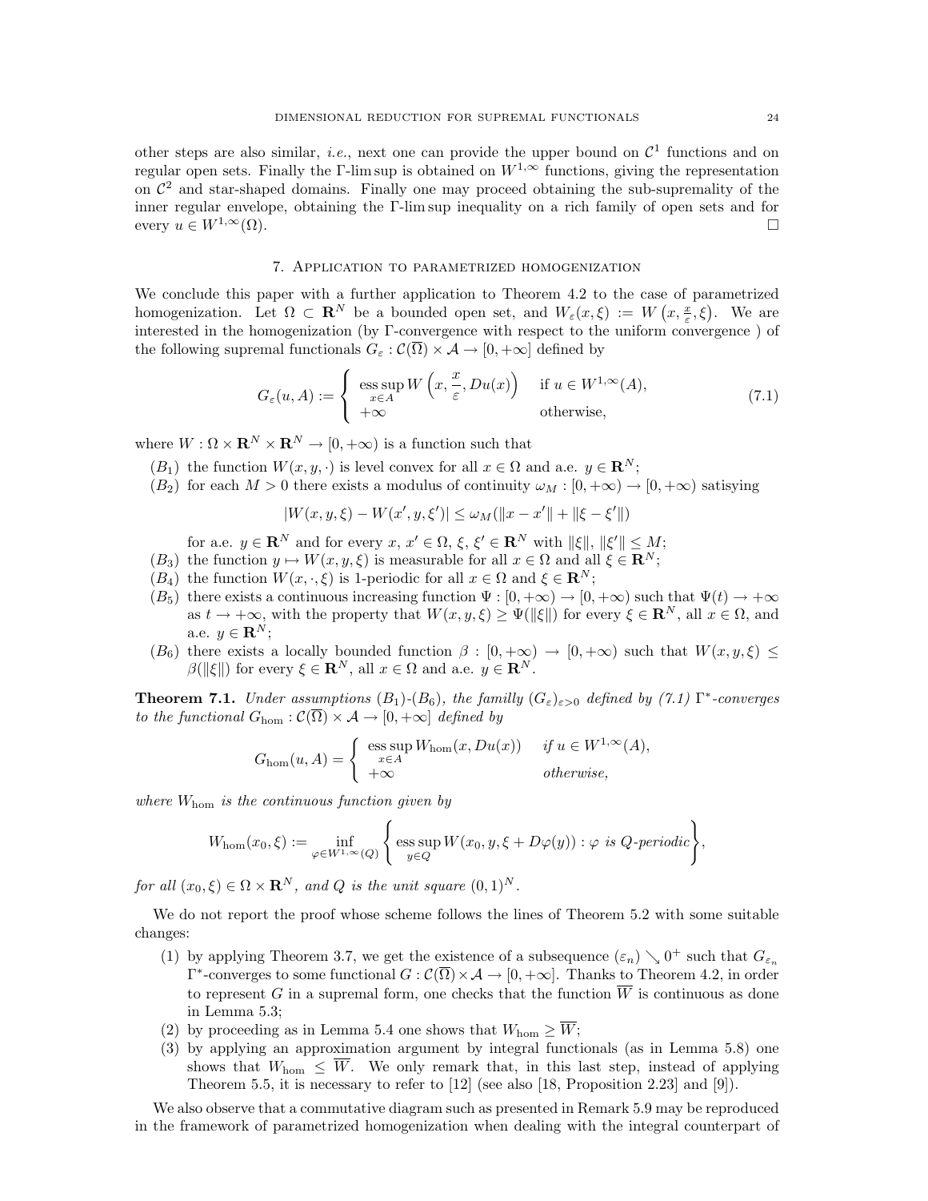other steps are also similar, *i.e.*, next one can provide the upper bound on $\mathcal{C}^1$ functions and on regular open sets. Finally the Γ-lim sup is obtained on $W^{1,\infty}$ functions, giving the representation on $\mathcal{C}^2$ and star-shaped domains. Finally one may proceed obtaining the sub-supremality of the inner regular envelope, obtaining the Γ-lim sup inequality on a rich family of open sets and for every $u \in W^{1,\infty}(\Omega)$. □

## 7. Application to parametrized homogenization

We conclude this paper with a further application to Theorem 4.2 to the case of parametrized homogenization. Let $\Omega \subset \mathbf{R}^N$ be a bounded open set, and $W_\varepsilon(x,\xi) := W\left(x, \frac{x}{\varepsilon}, \xi\right)$. We are interested in the homogenization (by Γ-convergence with respect to the uniform convergence ) of the following supremal functionals $G_\varepsilon : \mathcal{C}(\overline{\Omega}) \times \mathcal{A} \to [0,+\infty]$ defined by

$$G_\varepsilon(u,A) := \begin{cases} \operatorname*{ess\,sup}_{x\in A} W\left(x, \dfrac{x}{\varepsilon}, Du(x)\right) & \text{if } u \in W^{1,\infty}(A), \\ +\infty & \text{otherwise,} \end{cases} \tag{7.1}$$

where $W : \Omega \times \mathbf{R}^N \times \mathbf{R}^N \to [0,+\infty)$ is a function such that

- $(B_1)$ the function $W(x,y,\cdot)$ is level convex for all $x \in \Omega$ and a.e. $y \in \mathbf{R}^N$;
- $(B_2)$ for each $M > 0$ there exists a modulus of continuity $\omega_M : [0,+\infty) \to [0,+\infty)$ satisying
$$|W(x,y,\xi) - W(x',y,\xi')| \le \omega_M(\|x - x'\| + \|\xi - \xi'\|)$$
for a.e. $y \in \mathbf{R}^N$ and for every $x$, $x' \in \Omega$, $\xi$, $\xi' \in \mathbf{R}^N$ with $\|\xi\|$, $\|\xi'\| \le M$;
- $(B_3)$ the function $y \mapsto W(x,y,\xi)$ is measurable for all $x \in \Omega$ and all $\xi \in \mathbf{R}^N$;
- $(B_4)$ the function $W(x,\cdot,\xi)$ is 1-periodic for all $x \in \Omega$ and $\xi \in \mathbf{R}^N$;
- $(B_5)$ there exists a continuous increasing function $\Psi : [0,+\infty) \to [0,+\infty)$ such that $\Psi(t) \to +\infty$ as $t \to +\infty$, with the property that $W(x,y,\xi) \ge \Psi(\|\xi\|)$ for every $\xi \in \mathbf{R}^N$, all $x \in \Omega$, and a.e. $y \in \mathbf{R}^N$;
- $(B_6)$ there exists a locally bounded function $\beta : [0,+\infty) \to [0,+\infty)$ such that $W(x,y,\xi) \le \beta(\|\xi\|)$ for every $\xi \in \mathbf{R}^N$, all $x \in \Omega$ and a.e. $y \in \mathbf{R}^N$.

**Theorem 7.1.** *Under assumptions $(B_1)$-$(B_6)$, the familly $(G_\varepsilon)_{\varepsilon>0}$ defined by (7.1) $\Gamma^*$-converges to the functional $G_{\hom} : \mathcal{C}(\overline{\Omega}) \times \mathcal{A} \to [0,+\infty]$ defined by*

$$G_{\hom}(u,A) = \begin{cases} \operatorname*{ess\,sup}_{x\in A} W_{\hom}(x, Du(x)) & \textit{if } u \in W^{1,\infty}(A), \\ +\infty & \textit{otherwise,} \end{cases}$$

*where $W_{\hom}$ is the continuous function given by*

$$W_{\hom}(x_0,\xi) := \inf_{\varphi \in W^{1,\infty}(Q)} \left\{ \operatorname*{ess\,sup}_{y\in Q} W(x_0, y, \xi + D\varphi(y)) : \varphi \textit{ is } Q\textit{-periodic} \right\},$$

*for all $(x_0,\xi) \in \Omega \times \mathbf{R}^N$, and $Q$ is the unit square $(0,1)^N$.*

We do not report the proof whose scheme follows the lines of Theorem 5.2 with some suitable changes:

1. by applying Theorem 3.7, we get the existence of a subsequence $(\varepsilon_n) \searrow 0^+$ such that $G_{\varepsilon_n}$ $\Gamma^*$-converges to some functional $G : \mathcal{C}(\overline{\Omega}) \times \mathcal{A} \to [0,+\infty]$. Thanks to Theorem 4.2, in order to represent $G$ in a supremal form, one checks that the function $\overline{W}$ is continuous as done in Lemma 5.3;
2. by proceeding as in Lemma 5.4 one shows that $W_{\hom} \ge \overline{W}$;
3. by applying an approximation argument by integral functionals (as in Lemma 5.8) one shows that $W_{\hom} \le \overline{W}$. We only remark that, in this last step, instead of applying Theorem 5.5, it is necessary to refer to [12] (see also [18, Proposition 2.23] and [9]).

We also observe that a commutative diagram such as presented in Remark 5.9 may be reproduced in the framework of parametrized homogenization when dealing with the integral counterpart of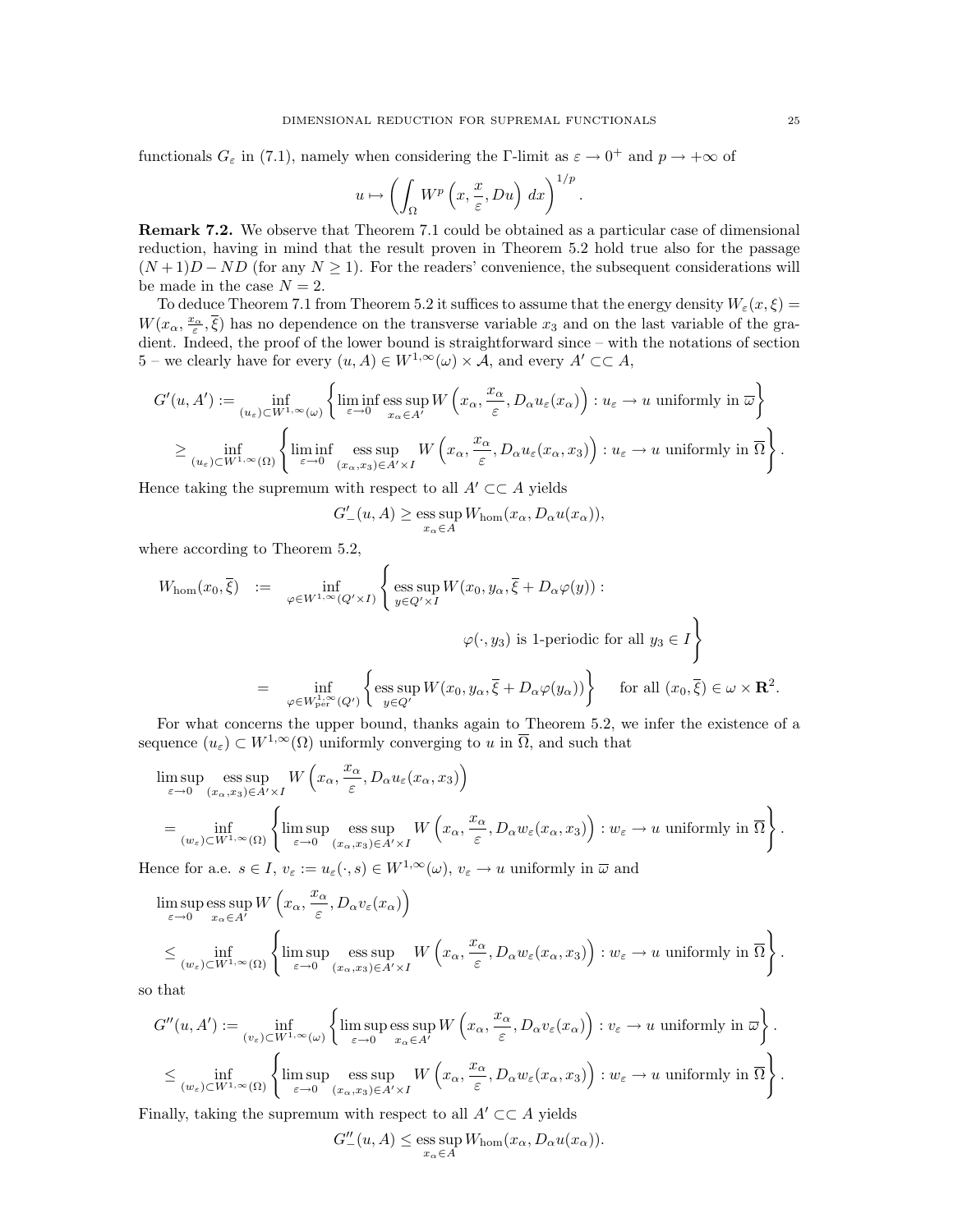functionals $G_\varepsilon$ in (7.1), namely when considering the Γ-limit as $\varepsilon \to 0^+$ and $p \to +\infty$ of

$$u \mapsto \left( \int_\Omega W^p \left( x, \frac{x}{\varepsilon}, Du \right) \, dx \right)^{1/p}.$$

**Remark 7.2.** We observe that Theorem 7.1 could be obtained as a particular case of dimensional reduction, having in mind that the result proven in Theorem 5.2 hold true also for the passage $(N+1)D - ND$ (for any $N \geq 1$). For the readers' convenience, the subsequent considerations will be made in the case $N = 2$.

To deduce Theorem 7.1 from Theorem 5.2 it suffices to assume that the energy density $W_\varepsilon(x, \xi) = W(x_\alpha, \frac{x_\alpha}{\varepsilon}, \overline{\xi})$ has no dependence on the transverse variable $x_3$ and on the last variable of the gradient. Indeed, the proof of the lower bound is straightforward since – with the notations of section 5 – we clearly have for every $(u, A) \in W^{1,\infty}(\omega) \times \mathcal{A}$, and every $A' \subset\subset A$,

$$\begin{aligned}
G'(u, A') &:= \inf_{(u_\varepsilon) \subset W^{1,\infty}(\omega)} \left\{ \liminf_{\varepsilon \to 0} \operatorname*{ess\,sup}_{x_\alpha \in A'} W\left(x_\alpha, \frac{x_\alpha}{\varepsilon}, D_\alpha u_\varepsilon(x_\alpha)\right) : u_\varepsilon \to u \text{ uniformly in } \overline{\omega} \right\} \\
&\geq \inf_{(u_\varepsilon) \subset W^{1,\infty}(\Omega)} \left\{ \liminf_{\varepsilon \to 0} \operatorname*{ess\,sup}_{(x_\alpha, x_3) \in A' \times I} W\left(x_\alpha, \frac{x_\alpha}{\varepsilon}, D_\alpha u_\varepsilon(x_\alpha, x_3)\right) : u_\varepsilon \to u \text{ uniformly in } \overline{\Omega} \right\}.
\end{aligned}$$

Hence taking the supremum with respect to all $A' \subset\subset A$ yields

$$G'_-(u, A) \geq \operatorname*{ess\,sup}_{x_\alpha \in A} W_{\text{hom}}(x_\alpha, D_\alpha u(x_\alpha)),$$

where according to Theorem 5.2,

$$\begin{aligned}
W_{\text{hom}}(x_0, \overline{\xi}) \;\; &:= \inf_{\varphi \in W^{1,\infty}(Q' \times I)} \left\{ \operatorname*{ess\,sup}_{y \in Q' \times I} W(x_0, y_\alpha, \overline{\xi} + D_\alpha \varphi(y)) : \right. \\
&\qquad\qquad \left. \varphi(\cdot, y_3) \text{ is 1-periodic for all } y_3 \in I \right\} \\
&= \inf_{\varphi \in W^{1,\infty}_{\text{per}}(Q')} \left\{ \operatorname*{ess\,sup}_{y \in Q'} W(x_0, y_\alpha, \overline{\xi} + D_\alpha \varphi(y_\alpha)) \right\} \qquad \text{for all } (x_0, \overline{\xi}) \in \omega \times \mathbf{R}^2.
\end{aligned}$$

For what concerns the upper bound, thanks again to Theorem 5.2, we infer the existence of a sequence $(u_\varepsilon) \subset W^{1,\infty}(\Omega)$ uniformly converging to $u$ in $\overline{\Omega}$, and such that

$$\begin{aligned}
&\limsup_{\varepsilon \to 0} \operatorname*{ess\,sup}_{(x_\alpha, x_3) \in A' \times I} W\left(x_\alpha, \frac{x_\alpha}{\varepsilon}, D_\alpha u_\varepsilon(x_\alpha, x_3)\right) \\
&= \inf_{(w_\varepsilon) \subset W^{1,\infty}(\Omega)} \left\{ \limsup_{\varepsilon \to 0} \operatorname*{ess\,sup}_{(x_\alpha, x_3) \in A' \times I} W\left(x_\alpha, \frac{x_\alpha}{\varepsilon}, D_\alpha w_\varepsilon(x_\alpha, x_3)\right) : w_\varepsilon \to u \text{ uniformly in } \overline{\Omega} \right\}.
\end{aligned}$$

Hence for a.e. $s \in I$, $v_\varepsilon := u_\varepsilon(\cdot, s) \in W^{1,\infty}(\omega)$, $v_\varepsilon \to u$ uniformly in $\overline{\omega}$ and

$$\begin{aligned}
&\limsup_{\varepsilon \to 0} \operatorname*{ess\,sup}_{x_\alpha \in A'} W\left(x_\alpha, \frac{x_\alpha}{\varepsilon}, D_\alpha v_\varepsilon(x_\alpha)\right) \\
&\leq \inf_{(w_\varepsilon) \subset W^{1,\infty}(\Omega)} \left\{ \limsup_{\varepsilon \to 0} \operatorname*{ess\,sup}_{(x_\alpha, x_3) \in A' \times I} W\left(x_\alpha, \frac{x_\alpha}{\varepsilon}, D_\alpha w_\varepsilon(x_\alpha, x_3)\right) : w_\varepsilon \to u \text{ uniformly in } \overline{\Omega} \right\}.
\end{aligned}$$

so that

$$\begin{aligned}
G''(u, A') &:= \inf_{(v_\varepsilon) \subset W^{1,\infty}(\omega)} \left\{ \limsup_{\varepsilon \to 0} \operatorname*{ess\,sup}_{x_\alpha \in A'} W\left(x_\alpha, \frac{x_\alpha}{\varepsilon}, D_\alpha v_\varepsilon(x_\alpha)\right) : v_\varepsilon \to u \text{ uniformly in } \overline{\omega} \right\}. \\
&\leq \inf_{(w_\varepsilon) \subset W^{1,\infty}(\Omega)} \left\{ \limsup_{\varepsilon \to 0} \operatorname*{ess\,sup}_{(x_\alpha, x_3) \in A' \times I} W\left(x_\alpha, \frac{x_\alpha}{\varepsilon}, D_\alpha w_\varepsilon(x_\alpha, x_3)\right) : w_\varepsilon \to u \text{ uniformly in } \overline{\Omega} \right\}.
\end{aligned}$$

Finally, taking the supremum with respect to all $A' \subset\subset A$ yields

$$G''_-(u, A) \leq \operatorname*{ess\,sup}_{x_\alpha \in A} W_{\text{hom}}(x_\alpha, D_\alpha u(x_\alpha)).$$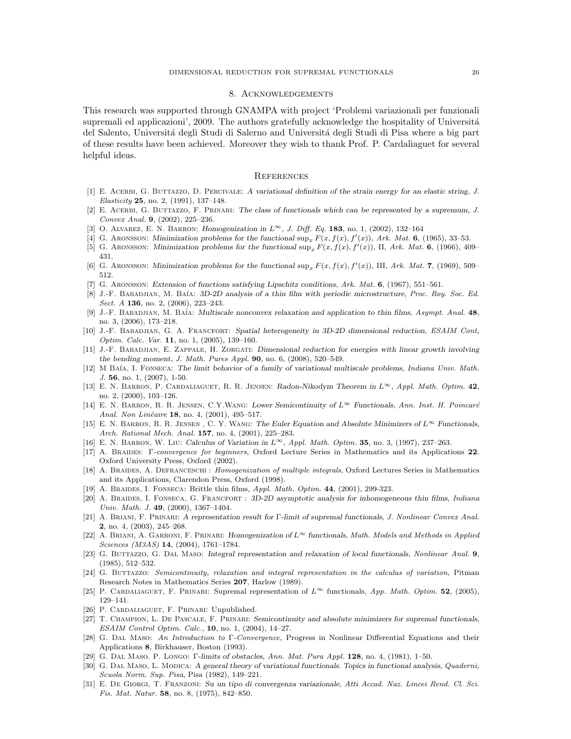## 8. Acknowledgements

This research was supported through GNAMPA with project 'Problemi variazionali per funzionali supremali ed applicazioni', 2009. The authors gratefully acknowledge the hospitality of Universitá del Salento, Universitá degli Studi di Salerno and Universitá degli Studi di Pisa where a big part of these results have been achieved. Moreover they wish to thank Prof. P. Cardaliaguet for several helpful ideas.

## References

[1] E. Acerbi, G. Buttazzo, D. Percivale: *A variational definition of the strain energy for an elastic string*, *J. Elasticity* **25**, no. 2, (1991), 137–148.

[2] E. Acerbi, G. Buttazzo, F. Prinari: *The class of functionals which can be represented by a supremum*, *J. Convex Anal.* **9**, (2002), 225–236.

[3] O. Alvarez, E. N. Barron: *Homogenization in $L^\infty$*, *J. Diff. Eq.* **183**, no. 1, (2002), 132–164

[4] G. Aronsson: *Minimization problems for the functional* $\sup_x F(x, f(x), f'(x))$, *Ark. Mat.* **6**, (1965), 33–53.

[5] G. Aronsson: *Minimization problems for the functional* $\sup_x F(x, f(x), f'(x))$, II, *Ark. Mat.* **6**, (1966), 409–431.

[6] G. Aronsson: *Minimization problems for the functional* $\sup_x F(x, f(x), f'(x))$, III, *Ark. Mat.* **7**, (1969), 509–512.

[7] G. Aronsson: *Extension of functions satisfying Lipschitz conditions*, *Ark. Mat.* **6**, (1967), 551–561.

[8] J.-F. Babadjian, M. Baía: *3D-2D analysis of a thin film with periodic microstructure*, *Proc. Roy. Soc. Ed. Sect. A* **136**, no. 2, (2006), 223–243.

[9] J.-F. Babadjian, M. Baía: *Multiscale nonconvex relaxation and application to thin films*, *Asympt. Anal.* **48**, no. 3, (2006), 173–218.

[10] J.-F. Babadjian, G. A. Francfort: *Spatial heterogeneity in 3D-2D dimensional reduction*, *ESAIM Cont, Optim. Calc. Var.* **11**, no. 1, (2005), 139–160.

[11] J.-F. Babadjian, E. Zappale, H. Zorgati: *Dimensional reduction for energies with linear growth involving the bending moment*, *J. Math. Pures Appl.* **90**, no. 6, (2008), 520–549.

[12] M Baía, I. Fonseca: *The limit behavior of a family of variational multiscale problems*, *Indiana Univ. Math. J.* **56**, no. 1, (2007), 1-50.

[13] E. N. Barron, P. Cardaliaguet, R. R. Jensen: *Radon-Nikodym Theorem in $L^\infty$*, *Appl. Math. Optim.* **42**, no. 2, (2000), 103–126.

[14] E. N. Barron, R. R. Jensen, C.Y.Wang: *Lower Semicontinuity of $L^\infty$ Functionals*, *Ann. Inst. H. Poincaré Anal. Non Linéaire* **18**, no. 4, (2001), 495–517.

[15] E. N. Barron, R. R. Jensen , C. Y. Wang: *The Euler Equation and Absolute Minimizers of $L^\infty$ Functionals*, *Arch. Rational Mech. Anal.* **157**, no. 4, (2001), 225–283.

[16] E. N. Barron, W. Liu: *Calculus of Variation in $L^\infty$*, *Appl. Math. Optim.* **35**, no. 3, (1997), 237–263.

[17] A. Braides: *Γ-convergence for beginners*, Oxford Lecture Series in Mathematics and its Applications **22**. Oxford University Press, Oxford (2002).

[18] A. Braides, A. Defranceschi : *Homogenization of multiple integrals*, Oxford Lectures Series in Mathematics and its Applications, Clarendon Press, Oxford (1998).

[19] A. Braides, I. Fonseca: Brittle thin films, *Appl. Math. Optim.* **44**, (2001), 299-323.

[20] A. Braides, I. Fonseca, G. Francfort : *3D-2D asymptotic analysis for inhomogeneous thin films*, *Indiana Univ. Math. J.* **49**, (2000), 1367–1404.

[21] A. Briani, F. Prinari: *A representation result for Γ-limit of supremal functionals*, *J. Nonlinear Convex Anal.* **2**, no. 4, (2003), 245–268.

[22] A. Briani, A. Garroni, F. Prinari: *Homogenization of $L^\infty$ functionals*, *Math. Models and Methods in Applied Sciences (M3AS)* **14**, (2004), 1761–1784.

[23] G. Buttazzo, G. Dal Maso: *Integral representation and relaxation of local functionals*, *Nonlinear Anal.* **9**, (1985), 512–532.

[24] G. Buttazzo: *Semicontinuity, relaxation and integral representation in the calculus of variation,* Pitman Research Notes in Mathematics Series **207**, Harlow (1989).

[25] P. Cardaliaguet, F. Prinari: Supremal representation of $L^\infty$ functionals, *App. Math. Optim.* **52**, (2005), 129–141.

[26] P. Cardaliaguet, F. Prinari: Unpublished.

[27] T. Champion, L. De Pascale, F. Prinari: *Semicontinuity and absolute minimizers for supremal functionals, ESAIM Control Optim. Calc.*, **10**, no. 1, (2004), 14–27.

[28] G. Dal Maso: *An Introduction to Γ-Convergence,* Progress in Nonlinear Differential Equations and their Applications **8**, Birkhauser, Boston (1993).

[29] G. Dal Maso. P. Longo: *Γ-limits of obstacles, Ann. Mat. Pura Appl.* **128**, no. 4, (1981), 1–50.

[30] G. Dal Maso, L. Modica: *A general theory of variational functionals. Topics in functional analysis*, *Quaderni, Scuola Norm. Sup. Pisa*, Pisa (1982), 149–221.

[31] E. De Giorgi, T. Franzoni: *Su un tipo di convergenza variazionale, Atti Accad. Naz. Lincei Rend. Cl. Sci. Fis. Mat. Natur.* **58**, no. 8, (1975), 842–850.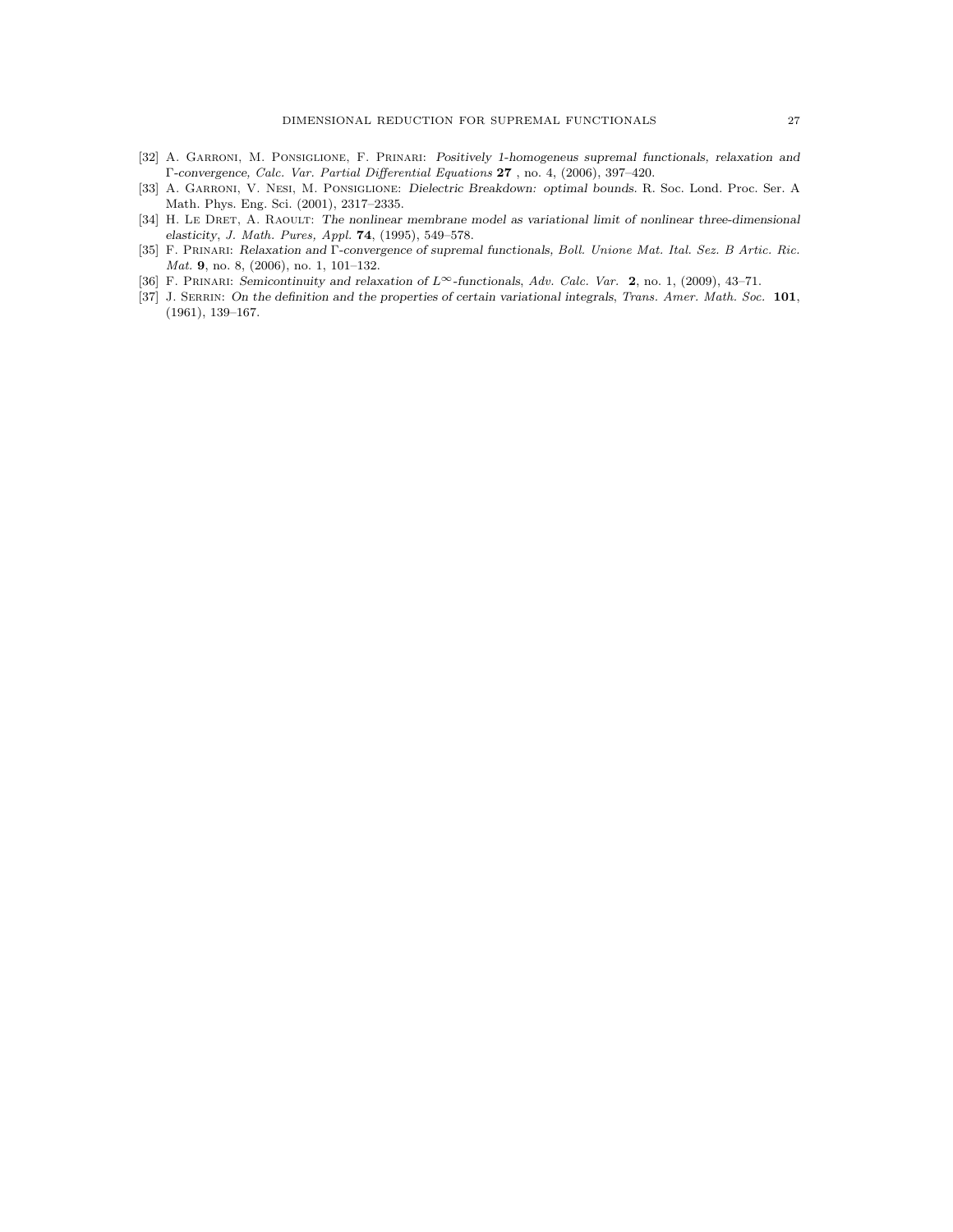[32] A. Garroni, M. Ponsiglione, F. Prinari: *Positively 1-homogeneus supremal functionals, relaxation and* $\Gamma$*-convergence, Calc. Var. Partial Differential Equations* **27** , no. 4, (2006), 397–420.

[33] A. Garroni, V. Nesi, M. Ponsiglione: *Dielectric Breakdown: optimal bounds.* R. Soc. Lond. Proc. Ser. A Math. Phys. Eng. Sci. (2001), 2317–2335.

[34] H. Le Dret, A. Raoult: *The nonlinear membrane model as variational limit of nonlinear three-dimensional elasticity*, *J. Math. Pures, Appl.* **74**, (1995), 549–578.

[35] F. Prinari: *Relaxation and* $\Gamma$*-convergence of supremal functionals, Boll. Unione Mat. Ital. Sez. B Artic. Ric. Mat.* **9**, no. 8, (2006), no. 1, 101–132.

[36] F. Prinari: *Semicontinuity and relaxation of* $L^\infty$*-functionals*, *Adv. Calc. Var.* **2**, no. 1, (2009), 43–71.

[37] J. Serrin: *On the definition and the properties of certain variational integrals*, *Trans. Amer. Math. Soc.* **101**, (1961), 139–167.